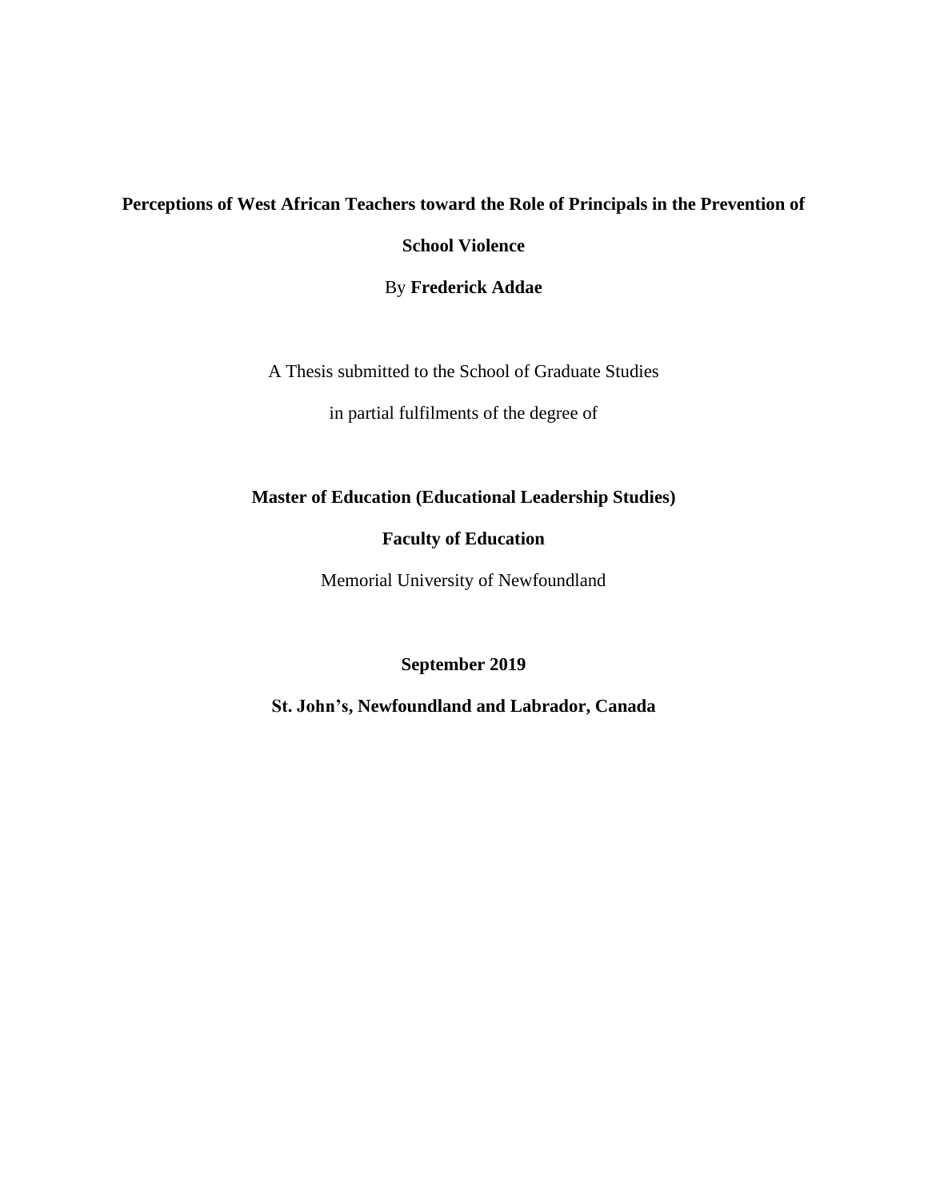# Perceptions of West African Teachers toward the Role of Principals in the Prevention of School Violence

By **Frederick Addae**

A Thesis submitted to the School of Graduate Studies

in partial fulfilments of the degree of

**Master of Education (Educational Leadership Studies)**

**Faculty of Education**

Memorial University of Newfoundland

**September 2019**

**St. John's, Newfoundland and Labrador, Canada**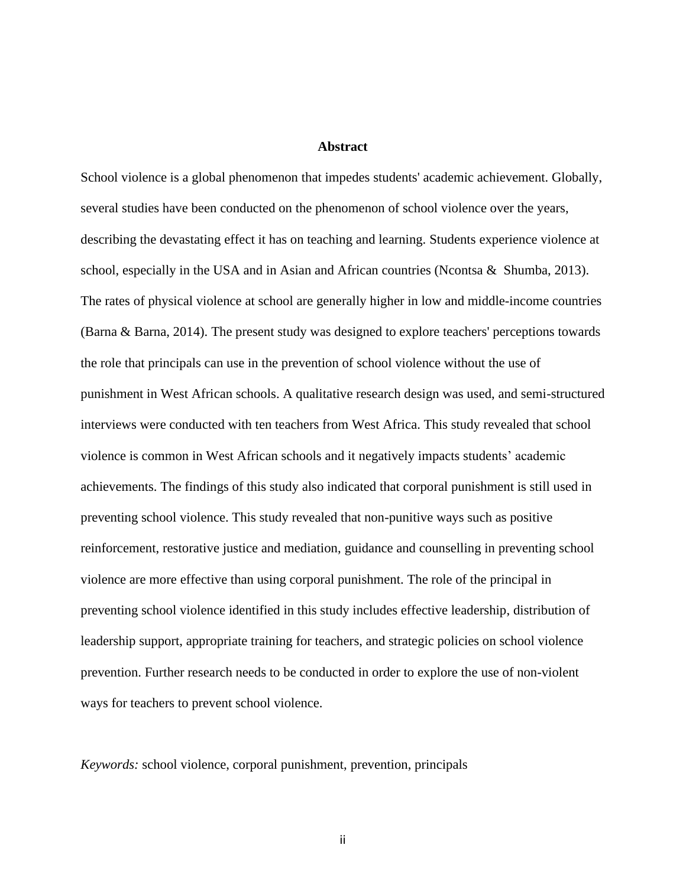## Abstract

School violence is a global phenomenon that impedes students' academic achievement. Globally, several studies have been conducted on the phenomenon of school violence over the years, describing the devastating effect it has on teaching and learning. Students experience violence at school, especially in the USA and in Asian and African countries (Ncontsa & Shumba, 2013). The rates of physical violence at school are generally higher in low and middle-income countries (Barna & Barna, 2014). The present study was designed to explore teachers' perceptions towards the role that principals can use in the prevention of school violence without the use of punishment in West African schools. A qualitative research design was used, and semi-structured interviews were conducted with ten teachers from West Africa. This study revealed that school violence is common in West African schools and it negatively impacts students' academic achievements. The findings of this study also indicated that corporal punishment is still used in preventing school violence. This study revealed that non-punitive ways such as positive reinforcement, restorative justice and mediation, guidance and counselling in preventing school violence are more effective than using corporal punishment. The role of the principal in preventing school violence identified in this study includes effective leadership, distribution of leadership support, appropriate training for teachers, and strategic policies on school violence prevention. Further research needs to be conducted in order to explore the use of non-violent ways for teachers to prevent school violence.

*Keywords:* school violence, corporal punishment, prevention, principals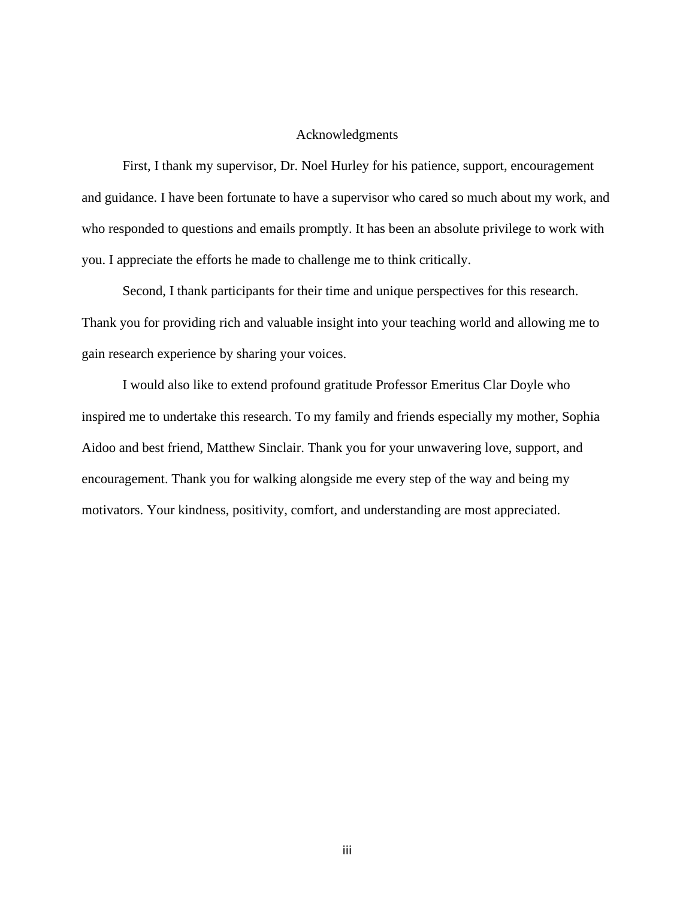# Acknowledgments

First, I thank my supervisor, Dr. Noel Hurley for his patience, support, encouragement and guidance. I have been fortunate to have a supervisor who cared so much about my work, and who responded to questions and emails promptly. It has been an absolute privilege to work with you. I appreciate the efforts he made to challenge me to think critically.

Second, I thank participants for their time and unique perspectives for this research. Thank you for providing rich and valuable insight into your teaching world and allowing me to gain research experience by sharing your voices.

I would also like to extend profound gratitude Professor Emeritus Clar Doyle who inspired me to undertake this research. To my family and friends especially my mother, Sophia Aidoo and best friend, Matthew Sinclair. Thank you for your unwavering love, support, and encouragement. Thank you for walking alongside me every step of the way and being my motivators. Your kindness, positivity, comfort, and understanding are most appreciated.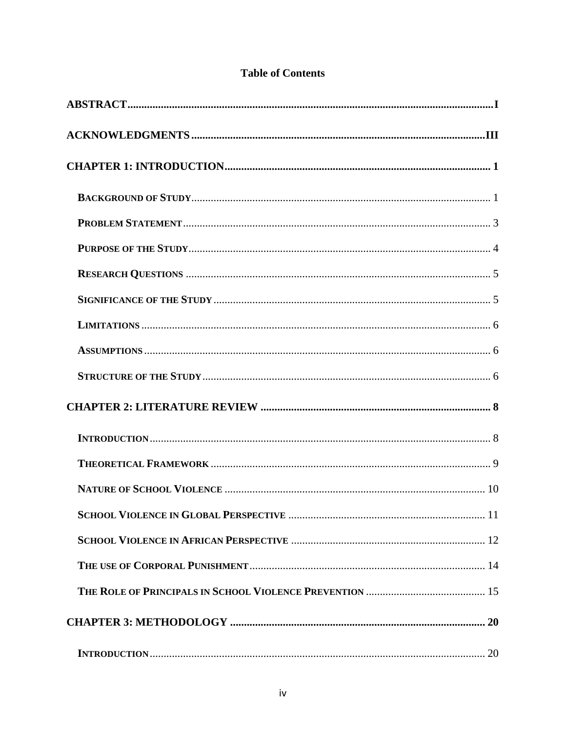**Table of Contents**

**ABSTRACT** .......... I

**ACKNOWLEDGMENTS** .......... III

**CHAPTER 1: INTRODUCTION** .......... 1

- **BACKGROUND OF STUDY** .......... 1
- **PROBLEM STATEMENT** .......... 3
- **PURPOSE OF THE STUDY** .......... 4
- **RESEARCH QUESTIONS** .......... 5
- **SIGNIFICANCE OF THE STUDY** .......... 5
- **LIMITATIONS** .......... 6
- **ASSUMPTIONS** .......... 6
- **STRUCTURE OF THE STUDY** .......... 6

**CHAPTER 2: LITERATURE REVIEW** .......... 8

- **INTRODUCTION** .......... 8
- **THEORETICAL FRAMEWORK** .......... 9
- **NATURE OF SCHOOL VIOLENCE** .......... 10
- **SCHOOL VIOLENCE IN GLOBAL PERSPECTIVE** .......... 11
- **SCHOOL VIOLENCE IN AFRICAN PERSPECTIVE** .......... 12
- **THE USE OF CORPORAL PUNISHMENT** .......... 14
- **THE ROLE OF PRINCIPALS IN SCHOOL VIOLENCE PREVENTION** .......... 15

**CHAPTER 3: METHODOLOGY** .......... 20

- **INTRODUCTION** .......... 20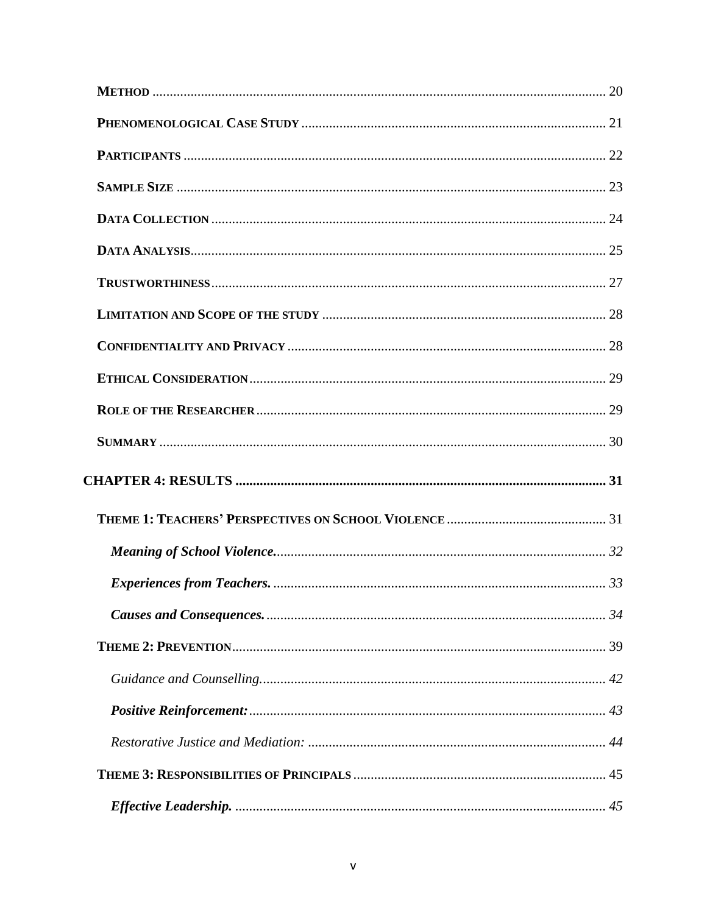**METHOD** .................................................................................................................... 20

**PHENOMENOLOGICAL CASE STUDY** ........................................................................................ 21

**PARTICIPANTS** .......................................................................................................................... 22

**SAMPLE SIZE** ............................................................................................................................ 23

**DATA COLLECTION** .................................................................................................................. 24

**DATA ANALYSIS**........................................................................................................................ 25

**TRUSTWORTHINESS**.................................................................................................................. 27

**LIMITATION AND SCOPE OF THE STUDY** .................................................................................. 28

**CONFIDENTIALITY AND PRIVACY** ............................................................................................ 28

**ETHICAL CONSIDERATION**....................................................................................................... 29

**ROLE OF THE RESEARCHER**..................................................................................................... 29

**SUMMARY** ................................................................................................................................ 30

**CHAPTER 4: RESULTS** ........................................................................................................... 31

**THEME 1: TEACHERS' PERSPECTIVES ON SCHOOL VIOLENCE** .............................................. 31

***Meaning of School Violence.***............................................................................................... 32

***Experiences from Teachers.*** ................................................................................................ 33

***Causes and Consequences.***.................................................................................................. 34

**THEME 2: PREVENTION**............................................................................................................ 39

*Guidance and Counselling.*.................................................................................................... 42

***Positive Reinforcement:***....................................................................................................... 43

*Restorative Justice and Mediation:* ...................................................................................... 44

**THEME 3: RESPONSIBILITIES OF PRINCIPALS** ......................................................................... 45

***Effective Leadership.*** ........................................................................................................... 45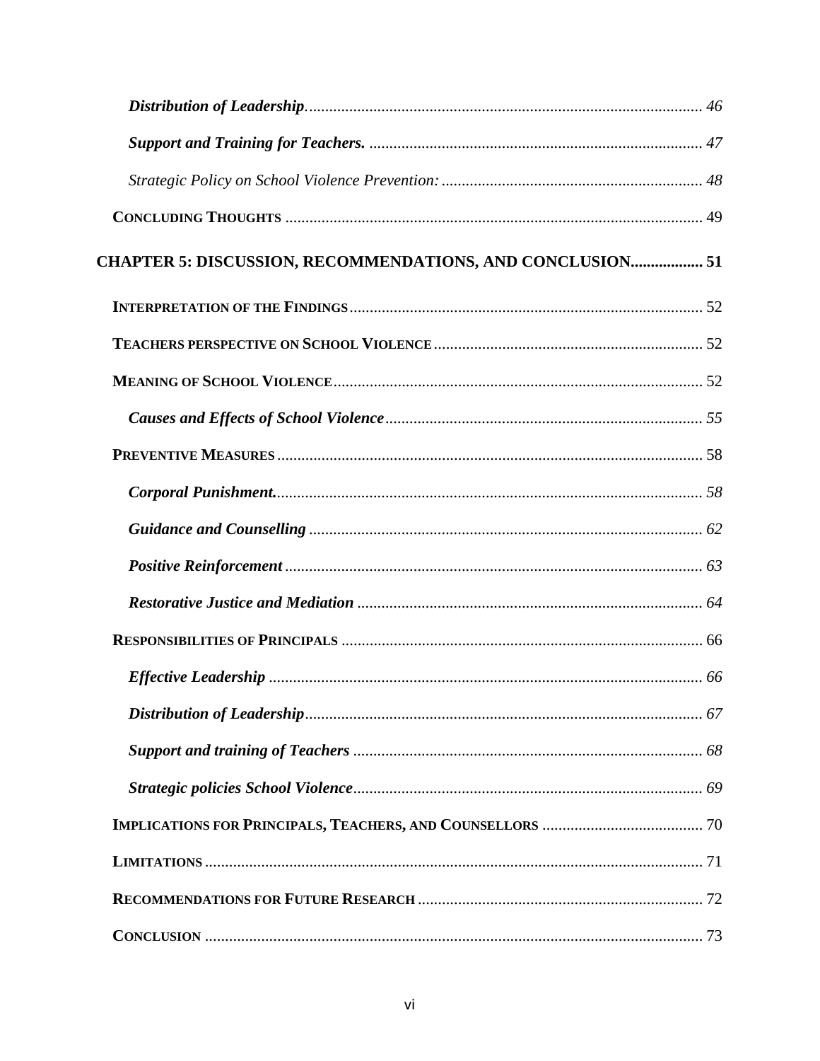*Distribution of Leadership*.................................................................................................. 46

***Support and Training for Teachers.*** .................................................................................. 47

*Strategic Policy on School Violence Prevention:* ................................................................ 48

**CONCLUDING THOUGHTS** ....................................................................................................... 49

**CHAPTER 5: DISCUSSION, RECOMMENDATIONS, AND CONCLUSION.................. 51**

**INTERPRETATION OF THE FINDINGS** ....................................................................................... 52

**TEACHERS PERSPECTIVE ON SCHOOL VIOLENCE** .................................................................. 52

**MEANING OF SCHOOL VIOLENCE** ........................................................................................... 52

***Causes and Effects of School Violence*** .............................................................................. 55

**PREVENTIVE MEASURES** ......................................................................................................... 58

***Corporal Punishment.*** .......................................................................................................... 58

***Guidance and Counselling*** ................................................................................................. 62

***Positive Reinforcement*** ....................................................................................................... 63

***Restorative Justice and Mediation*** ..................................................................................... 64

**RESPONSIBILITIES OF PRINCIPALS** ......................................................................................... 66

***Effective Leadership*** ........................................................................................................... 66

***Distribution of Leadership*** .................................................................................................. 67

***Support and training of Teachers*** ...................................................................................... 68

***Strategic policies School Violence*** ....................................................................................... 69

**IMPLICATIONS FOR PRINCIPALS, TEACHERS, AND COUNSELLORS** ........................................ 70

**LIMITATIONS** ........................................................................................................................... 71

**RECOMMENDATIONS FOR FUTURE RESEARCH** ...................................................................... 72

**CONCLUSION** ........................................................................................................................... 73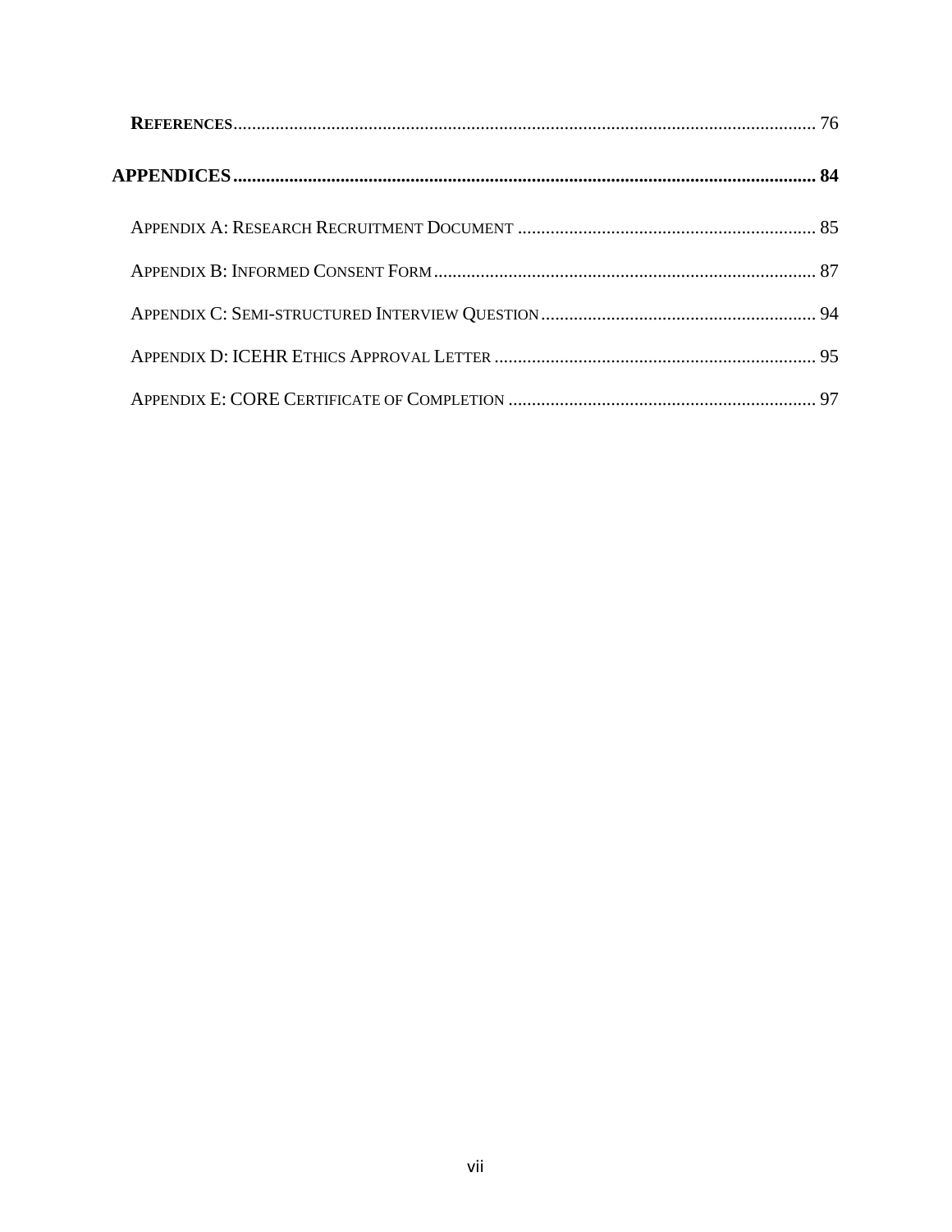**References** ........................................................................................................................ 76

**APPENDICES** ........................................................................................................................ **84**

Appendix A: Research Recruitment Document ................................................................ 85

Appendix B: Informed Consent Form ................................................................................ 87

Appendix C: Semi-structured Interview Question ........................................................... 94

Appendix D: ICEHR Ethics Approval Letter .................................................................... 95

Appendix E: CORE Certificate of Completion ................................................................. 97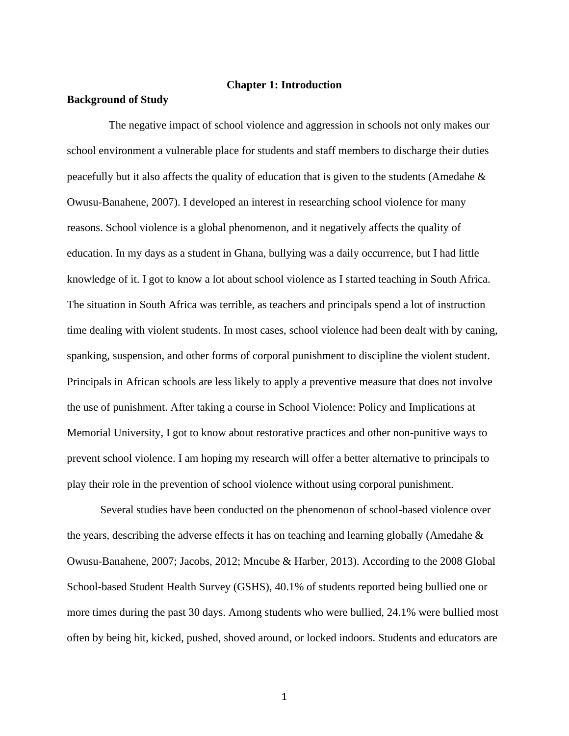# Chapter 1: Introduction

## Background of Study

The negative impact of school violence and aggression in schools not only makes our school environment a vulnerable place for students and staff members to discharge their duties peacefully but it also affects the quality of education that is given to the students (Amedahe & Owusu-Banahene, 2007). I developed an interest in researching school violence for many reasons. School violence is a global phenomenon, and it negatively affects the quality of education. In my days as a student in Ghana, bullying was a daily occurrence, but I had little knowledge of it. I got to know a lot about school violence as I started teaching in South Africa. The situation in South Africa was terrible, as teachers and principals spend a lot of instruction time dealing with violent students. In most cases, school violence had been dealt with by caning, spanking, suspension, and other forms of corporal punishment to discipline the violent student. Principals in African schools are less likely to apply a preventive measure that does not involve the use of punishment. After taking a course in School Violence: Policy and Implications at Memorial University, I got to know about restorative practices and other non-punitive ways to prevent school violence. I am hoping my research will offer a better alternative to principals to play their role in the prevention of school violence without using corporal punishment.

Several studies have been conducted on the phenomenon of school-based violence over the years, describing the adverse effects it has on teaching and learning globally (Amedahe & Owusu-Banahene, 2007; Jacobs, 2012; Mncube & Harber, 2013). According to the 2008 Global School-based Student Health Survey (GSHS), 40.1% of students reported being bullied one or more times during the past 30 days. Among students who were bullied, 24.1% were bullied most often by being hit, kicked, pushed, shoved around, or locked indoors. Students and educators are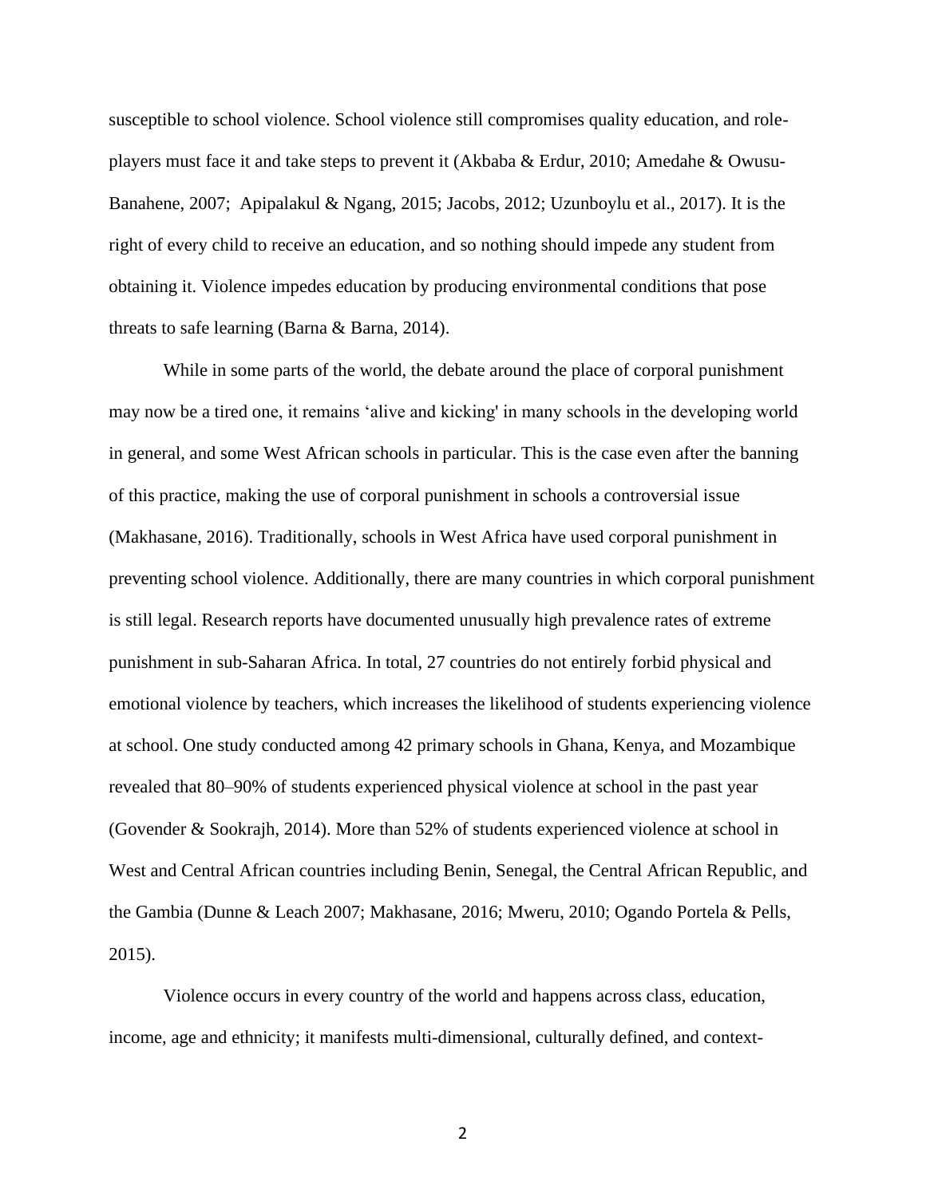susceptible to school violence. School violence still compromises quality education, and role-players must face it and take steps to prevent it (Akbaba & Erdur, 2010; Amedahe & Owusu-Banahene, 2007;  Apipalakul & Ngang, 2015; Jacobs, 2012; Uzunboylu et al., 2017). It is the right of every child to receive an education, and so nothing should impede any student from obtaining it. Violence impedes education by producing environmental conditions that pose threats to safe learning (Barna & Barna, 2014).

While in some parts of the world, the debate around the place of corporal punishment may now be a tired one, it remains 'alive and kicking' in many schools in the developing world in general, and some West African schools in particular. This is the case even after the banning of this practice, making the use of corporal punishment in schools a controversial issue (Makhasane, 2016). Traditionally, schools in West Africa have used corporal punishment in preventing school violence. Additionally, there are many countries in which corporal punishment is still legal. Research reports have documented unusually high prevalence rates of extreme punishment in sub-Saharan Africa. In total, 27 countries do not entirely forbid physical and emotional violence by teachers, which increases the likelihood of students experiencing violence at school. One study conducted among 42 primary schools in Ghana, Kenya, and Mozambique revealed that 80–90% of students experienced physical violence at school in the past year (Govender & Sookrajh, 2014). More than 52% of students experienced violence at school in West and Central African countries including Benin, Senegal, the Central African Republic, and the Gambia (Dunne & Leach 2007; Makhasane, 2016; Mweru, 2010; Ogando Portela & Pells, 2015).

Violence occurs in every country of the world and happens across class, education, income, age and ethnicity; it manifests multi-dimensional, culturally defined, and context-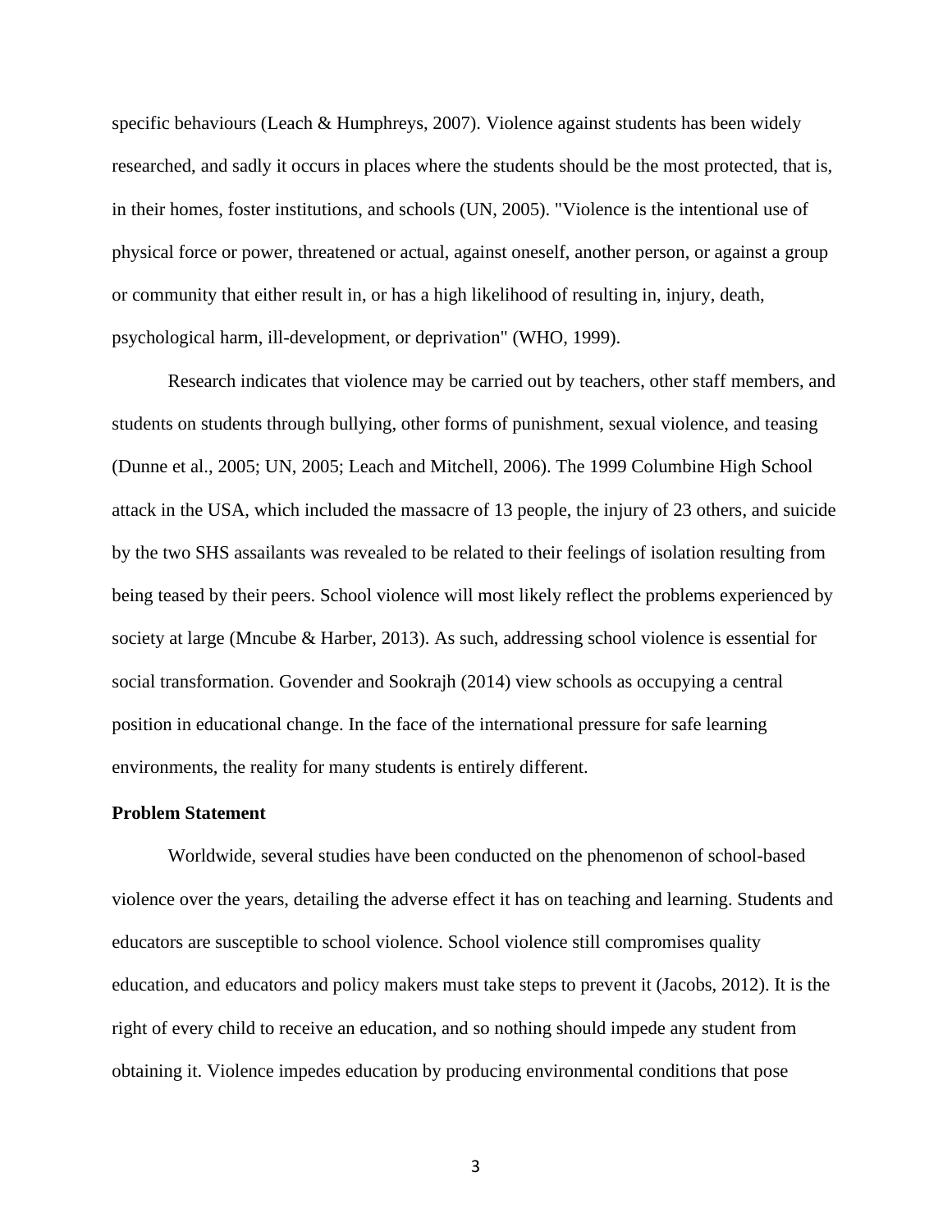specific behaviours (Leach & Humphreys, 2007). Violence against students has been widely researched, and sadly it occurs in places where the students should be the most protected, that is, in their homes, foster institutions, and schools (UN, 2005). "Violence is the intentional use of physical force or power, threatened or actual, against oneself, another person, or against a group or community that either result in, or has a high likelihood of resulting in, injury, death, psychological harm, ill-development, or deprivation" (WHO, 1999).

Research indicates that violence may be carried out by teachers, other staff members, and students on students through bullying, other forms of punishment, sexual violence, and teasing (Dunne et al., 2005; UN, 2005; Leach and Mitchell, 2006). The 1999 Columbine High School attack in the USA, which included the massacre of 13 people, the injury of 23 others, and suicide by the two SHS assailants was revealed to be related to their feelings of isolation resulting from being teased by their peers. School violence will most likely reflect the problems experienced by society at large (Mncube & Harber, 2013). As such, addressing school violence is essential for social transformation. Govender and Sookrajh (2014) view schools as occupying a central position in educational change. In the face of the international pressure for safe learning environments, the reality for many students is entirely different.

**Problem Statement**

Worldwide, several studies have been conducted on the phenomenon of school-based violence over the years, detailing the adverse effect it has on teaching and learning. Students and educators are susceptible to school violence. School violence still compromises quality education, and educators and policy makers must take steps to prevent it (Jacobs, 2012). It is the right of every child to receive an education, and so nothing should impede any student from obtaining it. Violence impedes education by producing environmental conditions that pose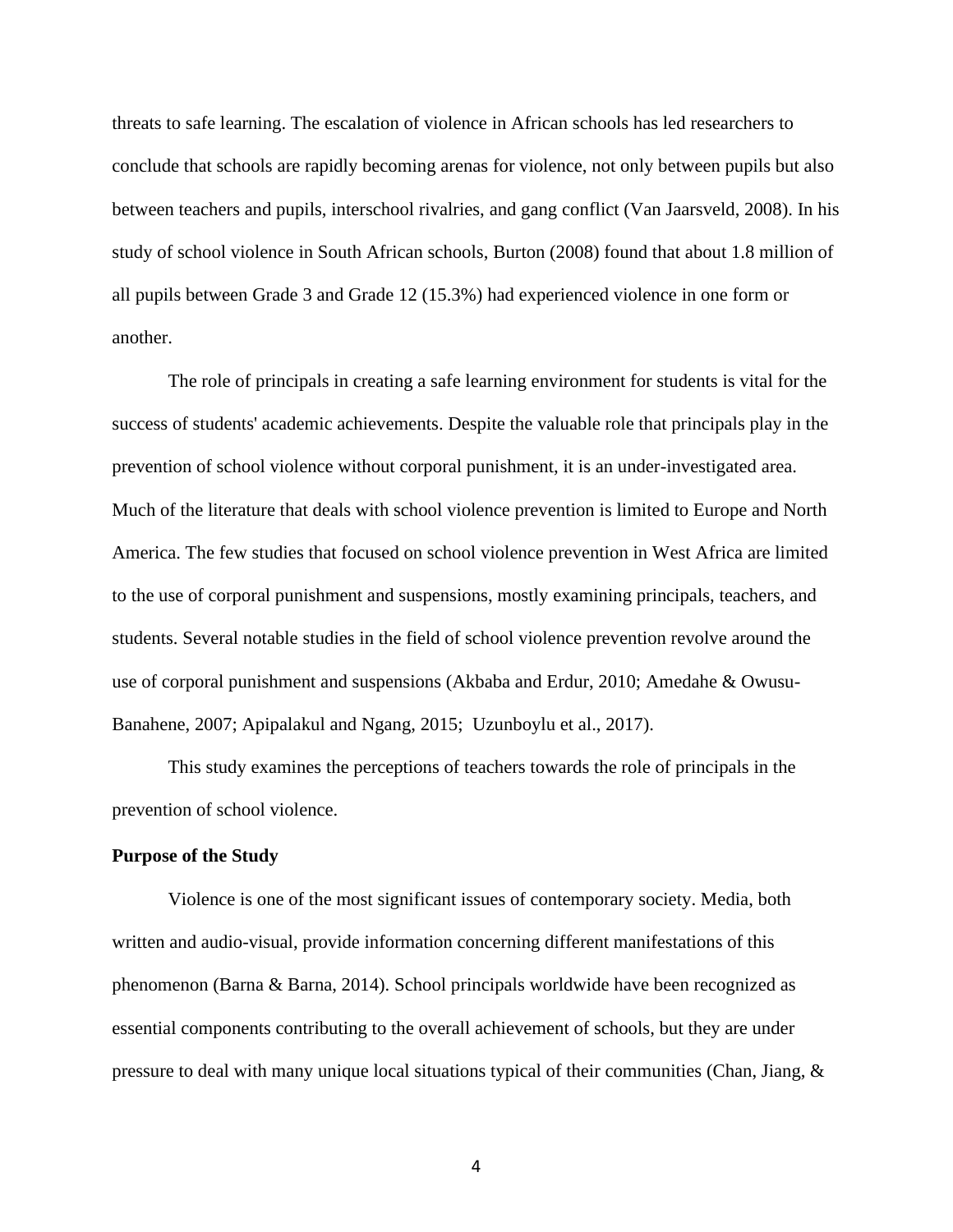threats to safe learning. The escalation of violence in African schools has led researchers to conclude that schools are rapidly becoming arenas for violence, not only between pupils but also between teachers and pupils, interschool rivalries, and gang conflict (Van Jaarsveld, 2008). In his study of school violence in South African schools, Burton (2008) found that about 1.8 million of all pupils between Grade 3 and Grade 12 (15.3%) had experienced violence in one form or another.

The role of principals in creating a safe learning environment for students is vital for the success of students' academic achievements. Despite the valuable role that principals play in the prevention of school violence without corporal punishment, it is an under-investigated area. Much of the literature that deals with school violence prevention is limited to Europe and North America. The few studies that focused on school violence prevention in West Africa are limited to the use of corporal punishment and suspensions, mostly examining principals, teachers, and students. Several notable studies in the field of school violence prevention revolve around the use of corporal punishment and suspensions (Akbaba and Erdur, 2010; Amedahe & Owusu-Banahene, 2007; Apipalakul and Ngang, 2015; Uzunboylu et al., 2017).

This study examines the perceptions of teachers towards the role of principals in the prevention of school violence.

**Purpose of the Study**

Violence is one of the most significant issues of contemporary society. Media, both written and audio-visual, provide information concerning different manifestations of this phenomenon (Barna & Barna, 2014). School principals worldwide have been recognized as essential components contributing to the overall achievement of schools, but they are under pressure to deal with many unique local situations typical of their communities (Chan, Jiang, &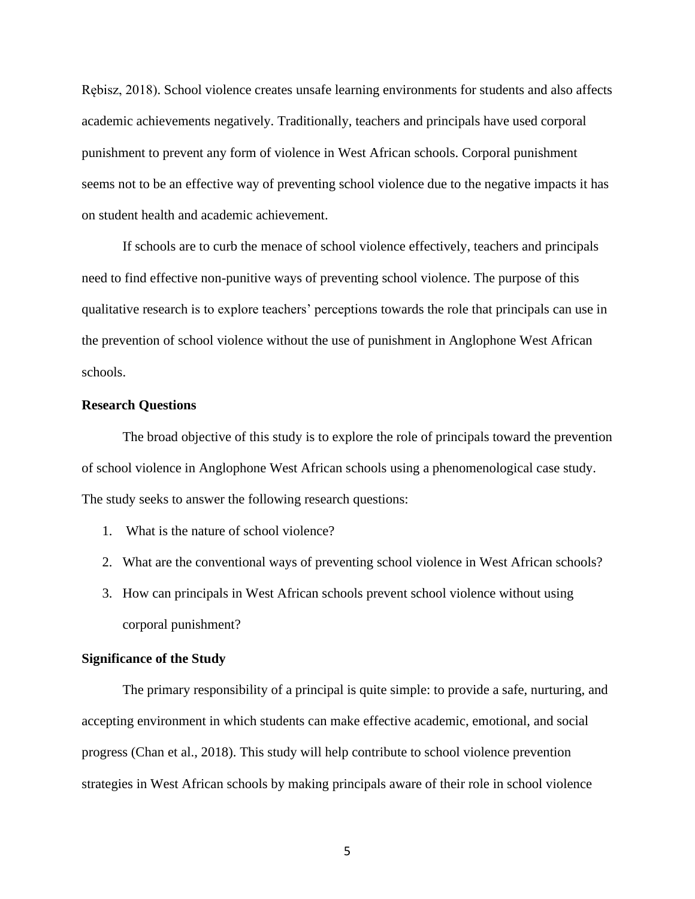Rębisz, 2018). School violence creates unsafe learning environments for students and also affects academic achievements negatively. Traditionally, teachers and principals have used corporal punishment to prevent any form of violence in West African schools. Corporal punishment seems not to be an effective way of preventing school violence due to the negative impacts it has on student health and academic achievement.

If schools are to curb the menace of school violence effectively, teachers and principals need to find effective non-punitive ways of preventing school violence. The purpose of this qualitative research is to explore teachers' perceptions towards the role that principals can use in the prevention of school violence without the use of punishment in Anglophone West African schools.

**Research Questions**

The broad objective of this study is to explore the role of principals toward the prevention of school violence in Anglophone West African schools using a phenomenological case study. The study seeks to answer the following research questions:

1. What is the nature of school violence?
2. What are the conventional ways of preventing school violence in West African schools?
3. How can principals in West African schools prevent school violence without using corporal punishment?

**Significance of the Study**

The primary responsibility of a principal is quite simple: to provide a safe, nurturing, and accepting environment in which students can make effective academic, emotional, and social progress (Chan et al., 2018). This study will help contribute to school violence prevention strategies in West African schools by making principals aware of their role in school violence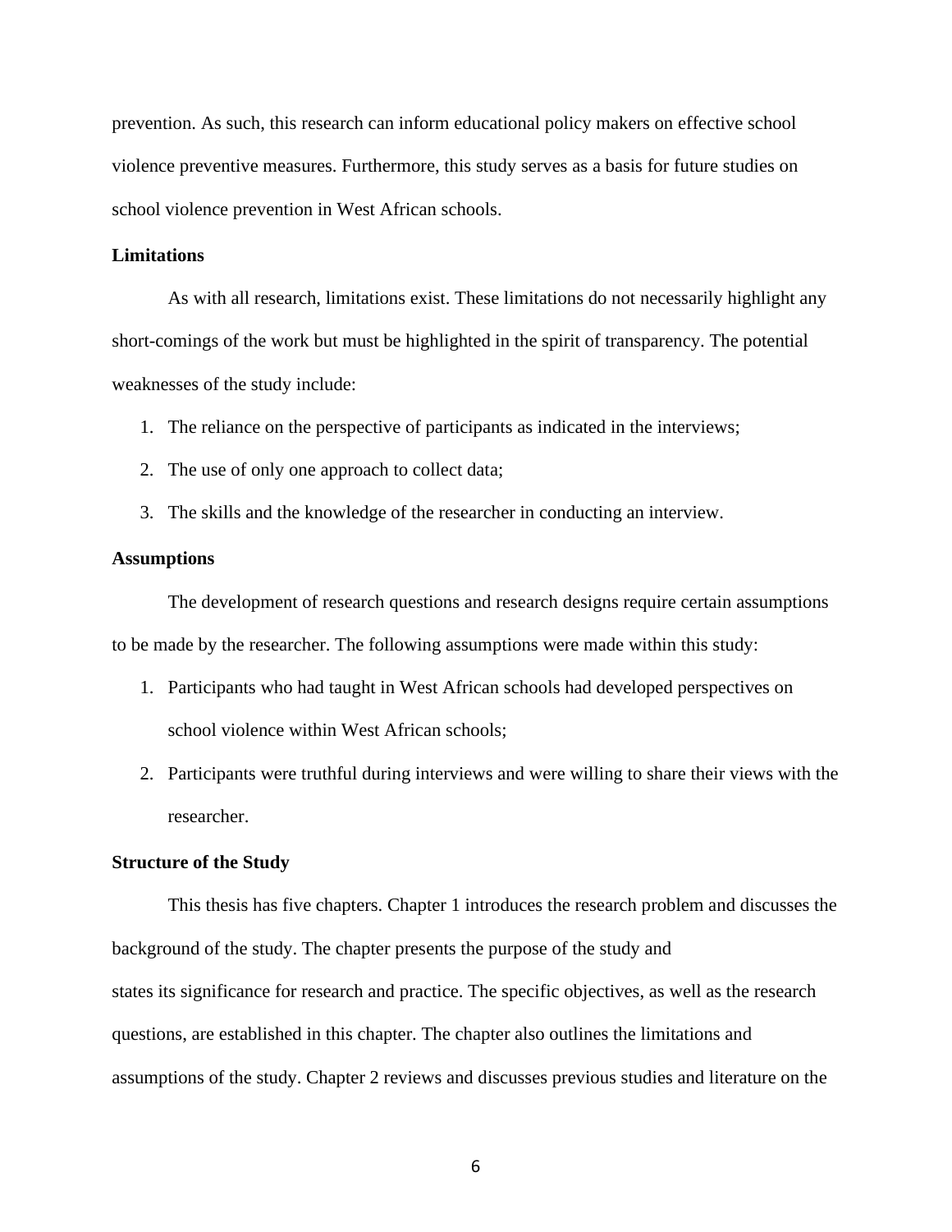prevention. As such, this research can inform educational policy makers on effective school violence preventive measures. Furthermore, this study serves as a basis for future studies on school violence prevention in West African schools.

**Limitations**

As with all research, limitations exist. These limitations do not necessarily highlight any short-comings of the work but must be highlighted in the spirit of transparency. The potential weaknesses of the study include:

1. The reliance on the perspective of participants as indicated in the interviews;
2. The use of only one approach to collect data;
3. The skills and the knowledge of the researcher in conducting an interview.

**Assumptions**

The development of research questions and research designs require certain assumptions to be made by the researcher. The following assumptions were made within this study:

1. Participants who had taught in West African schools had developed perspectives on school violence within West African schools;
2. Participants were truthful during interviews and were willing to share their views with the researcher.

**Structure of the Study**

This thesis has five chapters. Chapter 1 introduces the research problem and discusses the background of the study. The chapter presents the purpose of the study and states its significance for research and practice. The specific objectives, as well as the research questions, are established in this chapter. The chapter also outlines the limitations and assumptions of the study. Chapter 2 reviews and discusses previous studies and literature on the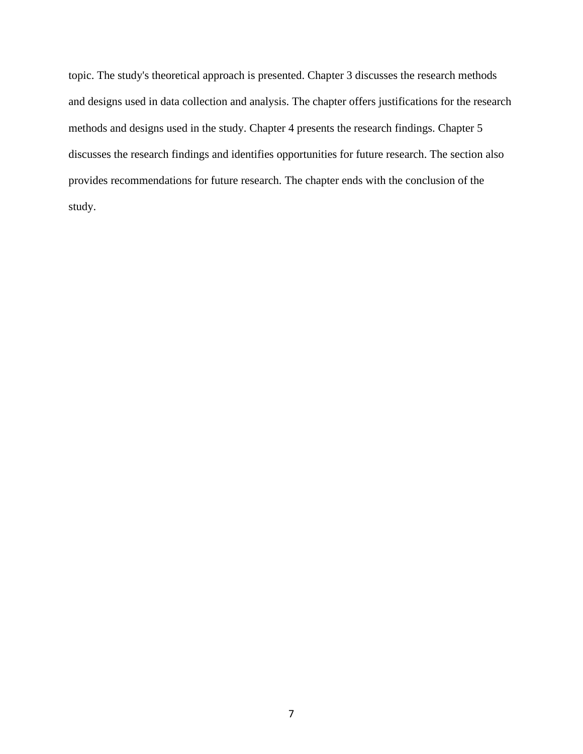topic. The study's theoretical approach is presented. Chapter 3 discusses the research methods and designs used in data collection and analysis. The chapter offers justifications for the research methods and designs used in the study. Chapter 4 presents the research findings. Chapter 5 discusses the research findings and identifies opportunities for future research. The section also provides recommendations for future research. The chapter ends with the conclusion of the study.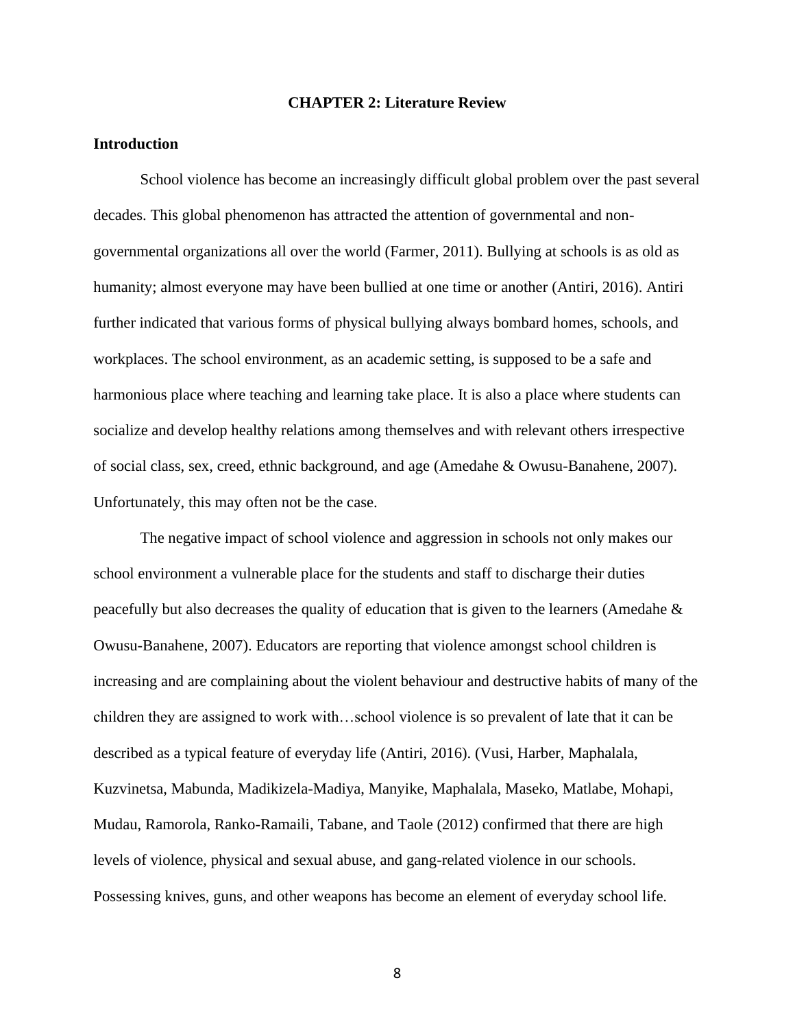# CHAPTER 2: Literature Review

## Introduction

School violence has become an increasingly difficult global problem over the past several decades. This global phenomenon has attracted the attention of governmental and non-governmental organizations all over the world (Farmer, 2011). Bullying at schools is as old as humanity; almost everyone may have been bullied at one time or another (Antiri, 2016). Antiri further indicated that various forms of physical bullying always bombard homes, schools, and workplaces. The school environment, as an academic setting, is supposed to be a safe and harmonious place where teaching and learning take place. It is also a place where students can socialize and develop healthy relations among themselves and with relevant others irrespective of social class, sex, creed, ethnic background, and age (Amedahe & Owusu-Banahene, 2007). Unfortunately, this may often not be the case.

The negative impact of school violence and aggression in schools not only makes our school environment a vulnerable place for the students and staff to discharge their duties peacefully but also decreases the quality of education that is given to the learners (Amedahe & Owusu-Banahene, 2007). Educators are reporting that violence amongst school children is increasing and are complaining about the violent behaviour and destructive habits of many of the children they are assigned to work with…school violence is so prevalent of late that it can be described as a typical feature of everyday life (Antiri, 2016). (Vusi, Harber, Maphalala, Kuzvinetsa, Mabunda, Madikizela-Madiya, Manyike, Maphalala, Maseko, Matlabe, Mohapi, Mudau, Ramorola, Ranko-Ramaili, Tabane, and Taole (2012) confirmed that there are high levels of violence, physical and sexual abuse, and gang-related violence in our schools. Possessing knives, guns, and other weapons has become an element of everyday school life.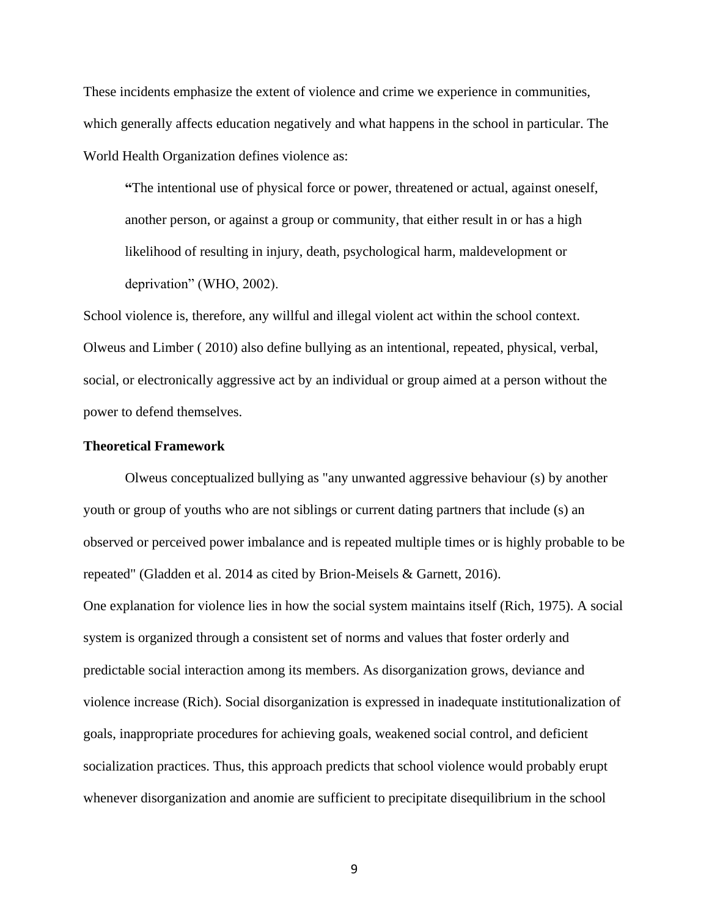These incidents emphasize the extent of violence and crime we experience in communities, which generally affects education negatively and what happens in the school in particular. The World Health Organization defines violence as:

> **"**The intentional use of physical force or power, threatened or actual, against oneself, another person, or against a group or community, that either result in or has a high likelihood of resulting in injury, death, psychological harm, maldevelopment or deprivation" (WHO, 2002).

School violence is, therefore, any willful and illegal violent act within the school context. Olweus and Limber ( 2010) also define bullying as an intentional, repeated, physical, verbal, social, or electronically aggressive act by an individual or group aimed at a person without the power to defend themselves.

**Theoretical Framework**

Olweus conceptualized bullying as "any unwanted aggressive behaviour (s) by another youth or group of youths who are not siblings or current dating partners that include (s) an observed or perceived power imbalance and is repeated multiple times or is highly probable to be repeated" (Gladden et al. 2014 as cited by Brion-Meisels & Garnett, 2016).

One explanation for violence lies in how the social system maintains itself (Rich, 1975). A social system is organized through a consistent set of norms and values that foster orderly and predictable social interaction among its members. As disorganization grows, deviance and violence increase (Rich). Social disorganization is expressed in inadequate institutionalization of goals, inappropriate procedures for achieving goals, weakened social control, and deficient socialization practices. Thus, this approach predicts that school violence would probably erupt whenever disorganization and anomie are sufficient to precipitate disequilibrium in the school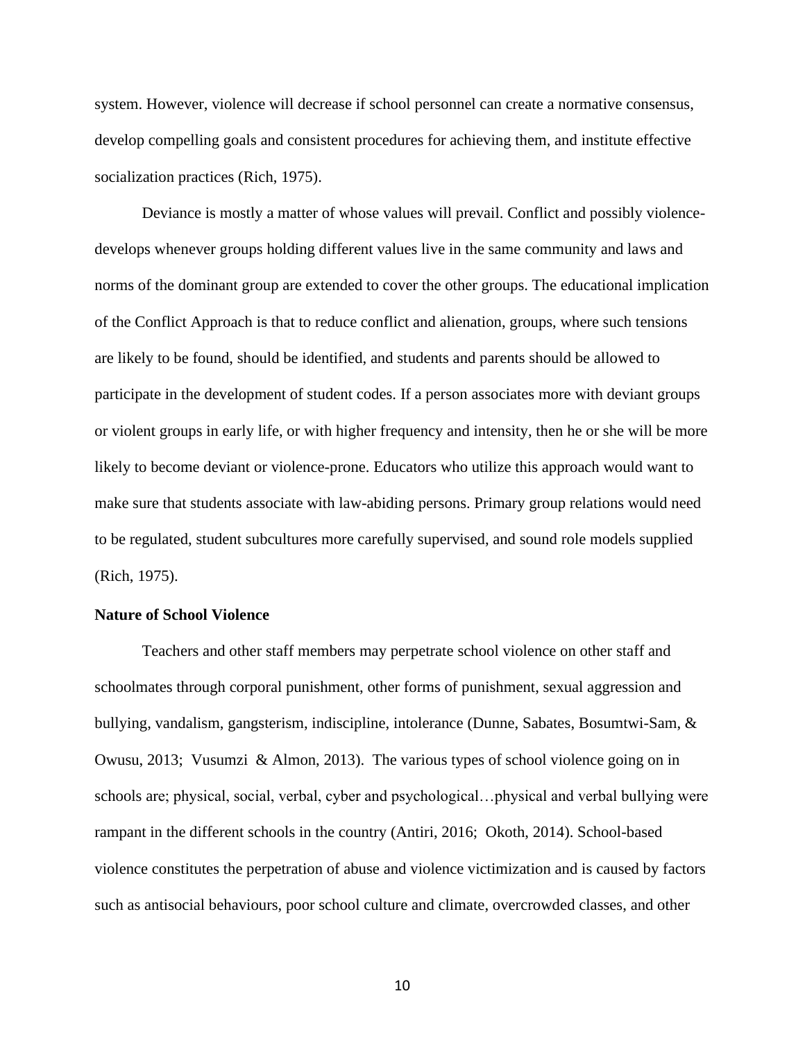system. However, violence will decrease if school personnel can create a normative consensus, develop compelling goals and consistent procedures for achieving them, and institute effective socialization practices (Rich, 1975).

Deviance is mostly a matter of whose values will prevail. Conflict and possibly violence-develops whenever groups holding different values live in the same community and laws and norms of the dominant group are extended to cover the other groups. The educational implication of the Conflict Approach is that to reduce conflict and alienation, groups, where such tensions are likely to be found, should be identified, and students and parents should be allowed to participate in the development of student codes. If a person associates more with deviant groups or violent groups in early life, or with higher frequency and intensity, then he or she will be more likely to become deviant or violence-prone. Educators who utilize this approach would want to make sure that students associate with law-abiding persons. Primary group relations would need to be regulated, student subcultures more carefully supervised, and sound role models supplied (Rich, 1975).

**Nature of School Violence**

Teachers and other staff members may perpetrate school violence on other staff and schoolmates through corporal punishment, other forms of punishment, sexual aggression and bullying, vandalism, gangsterism, indiscipline, intolerance (Dunne, Sabates, Bosumtwi-Sam, & Owusu, 2013; Vusumzi & Almon, 2013). The various types of school violence going on in schools are; physical, social, verbal, cyber and psychological…physical and verbal bullying were rampant in the different schools in the country (Antiri, 2016; Okoth, 2014). School-based violence constitutes the perpetration of abuse and violence victimization and is caused by factors such as antisocial behaviours, poor school culture and climate, overcrowded classes, and other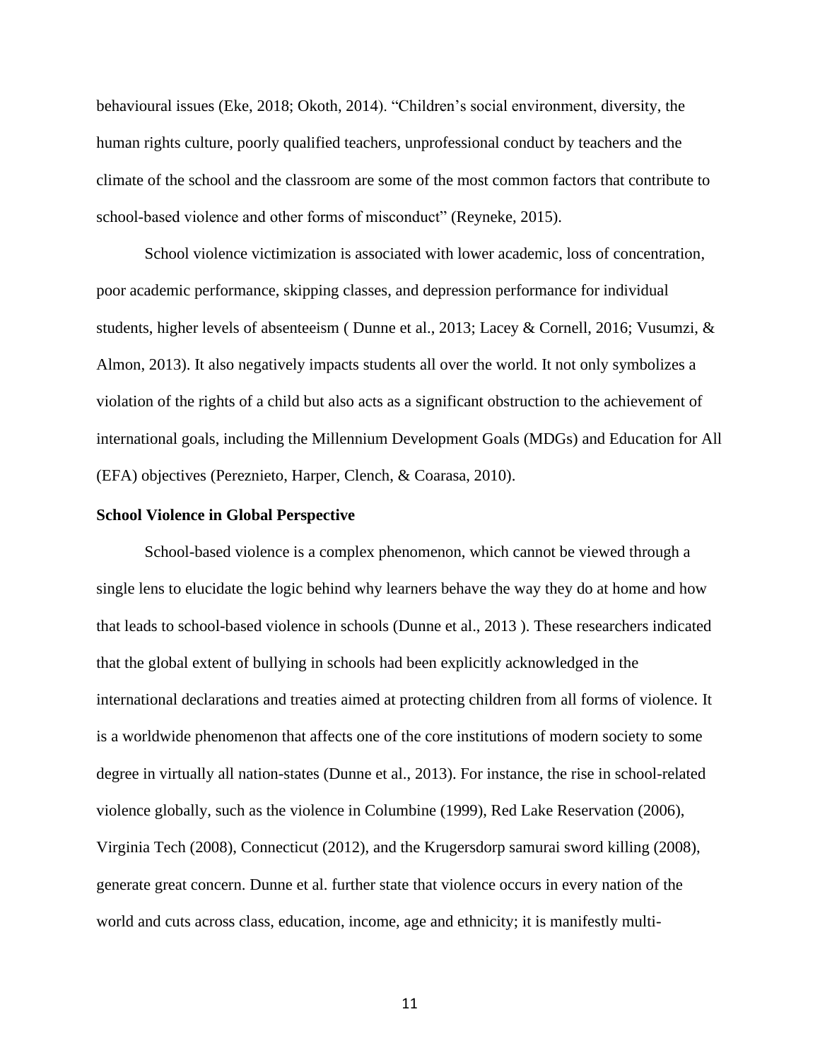behavioural issues (Eke, 2018; Okoth, 2014). “Children’s social environment, diversity, the human rights culture, poorly qualified teachers, unprofessional conduct by teachers and the climate of the school and the classroom are some of the most common factors that contribute to school-based violence and other forms of misconduct” (Reyneke, 2015).

School violence victimization is associated with lower academic, loss of concentration, poor academic performance, skipping classes, and depression performance for individual students, higher levels of absenteeism ( Dunne et al., 2013; Lacey & Cornell, 2016; Vusumzi, & Almon, 2013). It also negatively impacts students all over the world. It not only symbolizes a violation of the rights of a child but also acts as a significant obstruction to the achievement of international goals, including the Millennium Development Goals (MDGs) and Education for All (EFA) objectives (Pereznieto, Harper, Clench, & Coarasa, 2010).

**School Violence in Global Perspective**

School-based violence is a complex phenomenon, which cannot be viewed through a single lens to elucidate the logic behind why learners behave the way they do at home and how that leads to school-based violence in schools (Dunne et al., 2013 ). These researchers indicated that the global extent of bullying in schools had been explicitly acknowledged in the international declarations and treaties aimed at protecting children from all forms of violence. It is a worldwide phenomenon that affects one of the core institutions of modern society to some degree in virtually all nation-states (Dunne et al., 2013). For instance, the rise in school-related violence globally, such as the violence in Columbine (1999), Red Lake Reservation (2006), Virginia Tech (2008), Connecticut (2012), and the Krugersdorp samurai sword killing (2008), generate great concern. Dunne et al. further state that violence occurs in every nation of the world and cuts across class, education, income, age and ethnicity; it is manifestly multi-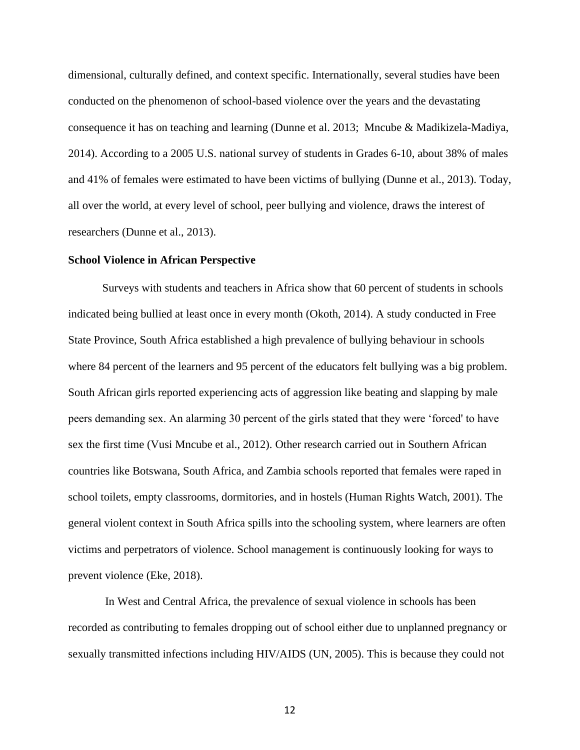dimensional, culturally defined, and context specific. Internationally, several studies have been conducted on the phenomenon of school-based violence over the years and the devastating consequence it has on teaching and learning (Dunne et al. 2013;  Mncube & Madikizela-Madiya, 2014). According to a 2005 U.S. national survey of students in Grades 6-10, about 38% of males and 41% of females were estimated to have been victims of bullying (Dunne et al., 2013). Today, all over the world, at every level of school, peer bullying and violence, draws the interest of researchers (Dunne et al., 2013).

**School Violence in African Perspective**

Surveys with students and teachers in Africa show that 60 percent of students in schools indicated being bullied at least once in every month (Okoth, 2014). A study conducted in Free State Province, South Africa established a high prevalence of bullying behaviour in schools where 84 percent of the learners and 95 percent of the educators felt bullying was a big problem. South African girls reported experiencing acts of aggression like beating and slapping by male peers demanding sex. An alarming 30 percent of the girls stated that they were 'forced' to have sex the first time (Vusi Mncube et al., 2012). Other research carried out in Southern African countries like Botswana, South Africa, and Zambia schools reported that females were raped in school toilets, empty classrooms, dormitories, and in hostels (Human Rights Watch, 2001). The general violent context in South Africa spills into the schooling system, where learners are often victims and perpetrators of violence. School management is continuously looking for ways to prevent violence (Eke, 2018).

In West and Central Africa, the prevalence of sexual violence in schools has been recorded as contributing to females dropping out of school either due to unplanned pregnancy or sexually transmitted infections including HIV/AIDS (UN, 2005). This is because they could not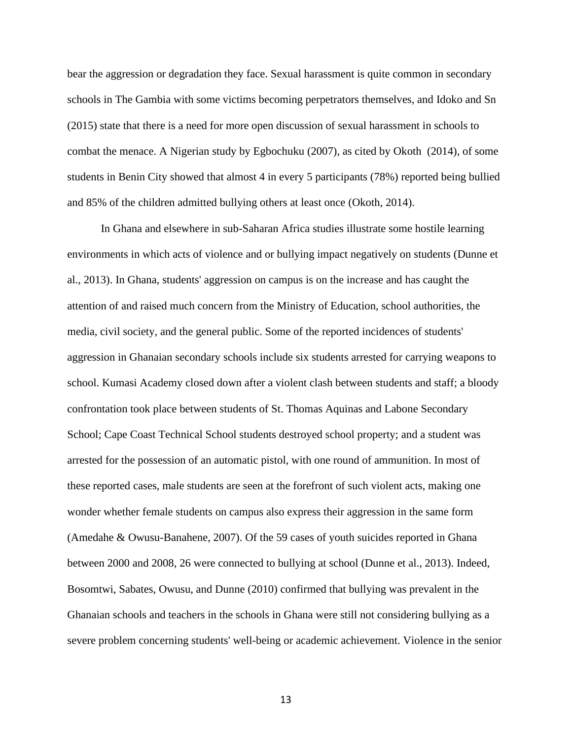bear the aggression or degradation they face. Sexual harassment is quite common in secondary schools in The Gambia with some victims becoming perpetrators themselves, and Idoko and Sn (2015) state that there is a need for more open discussion of sexual harassment in schools to combat the menace. A Nigerian study by Egbochuku (2007), as cited by Okoth (2014), of some students in Benin City showed that almost 4 in every 5 participants (78%) reported being bullied and 85% of the children admitted bullying others at least once (Okoth, 2014).

In Ghana and elsewhere in sub-Saharan Africa studies illustrate some hostile learning environments in which acts of violence and or bullying impact negatively on students (Dunne et al., 2013). In Ghana, students' aggression on campus is on the increase and has caught the attention of and raised much concern from the Ministry of Education, school authorities, the media, civil society, and the general public. Some of the reported incidences of students' aggression in Ghanaian secondary schools include six students arrested for carrying weapons to school. Kumasi Academy closed down after a violent clash between students and staff; a bloody confrontation took place between students of St. Thomas Aquinas and Labone Secondary School; Cape Coast Technical School students destroyed school property; and a student was arrested for the possession of an automatic pistol, with one round of ammunition. In most of these reported cases, male students are seen at the forefront of such violent acts, making one wonder whether female students on campus also express their aggression in the same form (Amedahe & Owusu-Banahene, 2007). Of the 59 cases of youth suicides reported in Ghana between 2000 and 2008, 26 were connected to bullying at school (Dunne et al., 2013). Indeed, Bosomtwi, Sabates, Owusu, and Dunne (2010) confirmed that bullying was prevalent in the Ghanaian schools and teachers in the schools in Ghana were still not considering bullying as a severe problem concerning students' well-being or academic achievement. Violence in the senior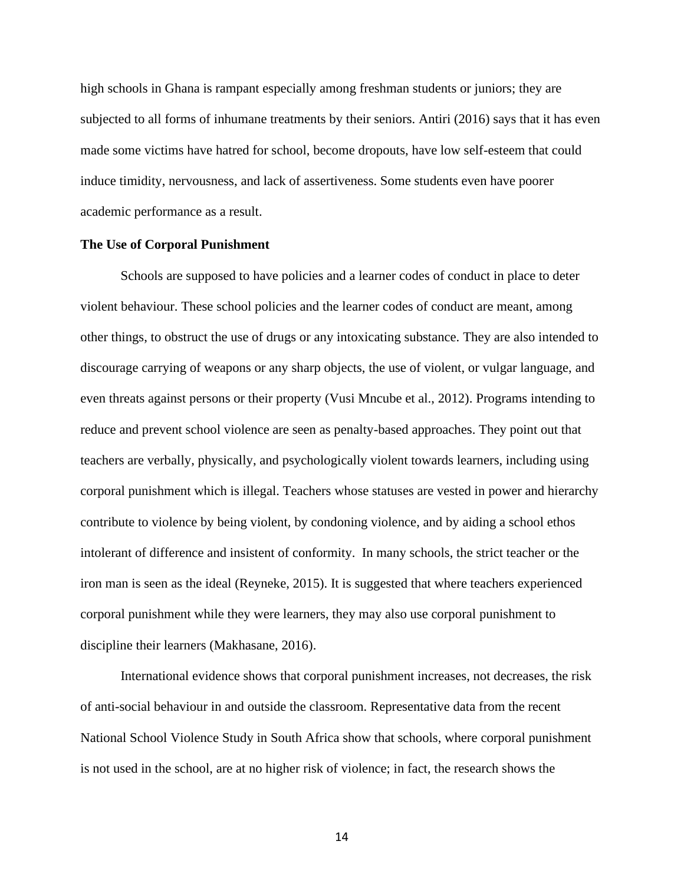high schools in Ghana is rampant especially among freshman students or juniors; they are subjected to all forms of inhumane treatments by their seniors. Antiri (2016) says that it has even made some victims have hatred for school, become dropouts, have low self-esteem that could induce timidity, nervousness, and lack of assertiveness. Some students even have poorer academic performance as a result.

**The Use of Corporal Punishment**

Schools are supposed to have policies and a learner codes of conduct in place to deter violent behaviour. These school policies and the learner codes of conduct are meant, among other things, to obstruct the use of drugs or any intoxicating substance. They are also intended to discourage carrying of weapons or any sharp objects, the use of violent, or vulgar language, and even threats against persons or their property (Vusi Mncube et al., 2012). Programs intending to reduce and prevent school violence are seen as penalty-based approaches. They point out that teachers are verbally, physically, and psychologically violent towards learners, including using corporal punishment which is illegal. Teachers whose statuses are vested in power and hierarchy contribute to violence by being violent, by condoning violence, and by aiding a school ethos intolerant of difference and insistent of conformity. In many schools, the strict teacher or the iron man is seen as the ideal (Reyneke, 2015). It is suggested that where teachers experienced corporal punishment while they were learners, they may also use corporal punishment to discipline their learners (Makhasane, 2016).

International evidence shows that corporal punishment increases, not decreases, the risk of anti-social behaviour in and outside the classroom. Representative data from the recent National School Violence Study in South Africa show that schools, where corporal punishment is not used in the school, are at no higher risk of violence; in fact, the research shows the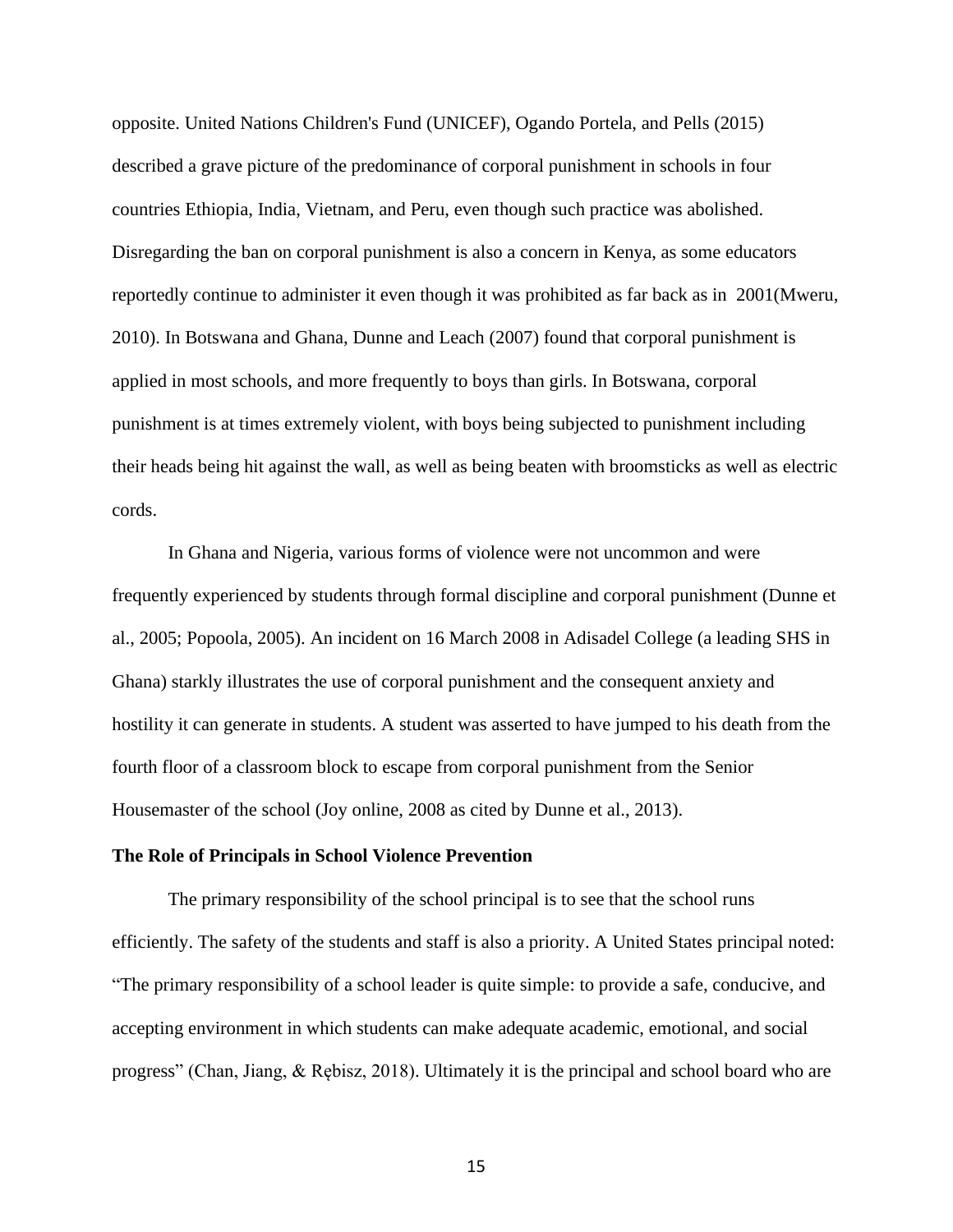opposite. United Nations Children's Fund (UNICEF), Ogando Portela, and Pells (2015) described a grave picture of the predominance of corporal punishment in schools in four countries Ethiopia, India, Vietnam, and Peru, even though such practice was abolished. Disregarding the ban on corporal punishment is also a concern in Kenya, as some educators reportedly continue to administer it even though it was prohibited as far back as in 2001(Mweru, 2010). In Botswana and Ghana, Dunne and Leach (2007) found that corporal punishment is applied in most schools, and more frequently to boys than girls. In Botswana, corporal punishment is at times extremely violent, with boys being subjected to punishment including their heads being hit against the wall, as well as being beaten with broomsticks as well as electric cords.

In Ghana and Nigeria, various forms of violence were not uncommon and were frequently experienced by students through formal discipline and corporal punishment (Dunne et al., 2005; Popoola, 2005). An incident on 16 March 2008 in Adisadel College (a leading SHS in Ghana) starkly illustrates the use of corporal punishment and the consequent anxiety and hostility it can generate in students. A student was asserted to have jumped to his death from the fourth floor of a classroom block to escape from corporal punishment from the Senior Housemaster of the school (Joy online, 2008 as cited by Dunne et al., 2013).

### The Role of Principals in School Violence Prevention

The primary responsibility of the school principal is to see that the school runs efficiently. The safety of the students and staff is also a priority. A United States principal noted: "The primary responsibility of a school leader is quite simple: to provide a safe, conducive, and accepting environment in which students can make adequate academic, emotional, and social progress" (Chan, Jiang, & Rębisz, 2018). Ultimately it is the principal and school board who are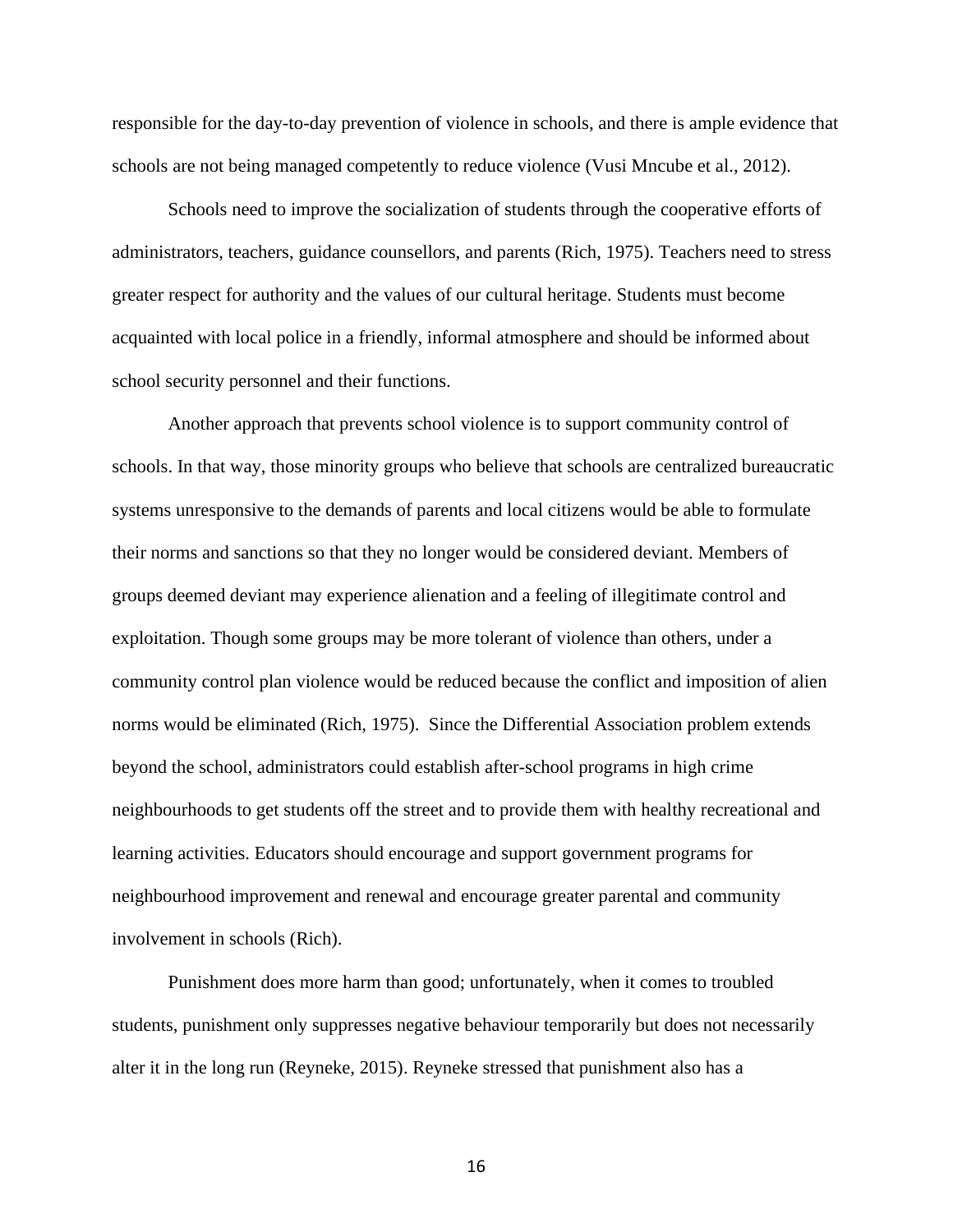responsible for the day-to-day prevention of violence in schools, and there is ample evidence that schools are not being managed competently to reduce violence (Vusi Mncube et al., 2012).

Schools need to improve the socialization of students through the cooperative efforts of administrators, teachers, guidance counsellors, and parents (Rich, 1975). Teachers need to stress greater respect for authority and the values of our cultural heritage. Students must become acquainted with local police in a friendly, informal atmosphere and should be informed about school security personnel and their functions.

Another approach that prevents school violence is to support community control of schools. In that way, those minority groups who believe that schools are centralized bureaucratic systems unresponsive to the demands of parents and local citizens would be able to formulate their norms and sanctions so that they no longer would be considered deviant. Members of groups deemed deviant may experience alienation and a feeling of illegitimate control and exploitation. Though some groups may be more tolerant of violence than others, under a community control plan violence would be reduced because the conflict and imposition of alien norms would be eliminated (Rich, 1975). Since the Differential Association problem extends beyond the school, administrators could establish after-school programs in high crime neighbourhoods to get students off the street and to provide them with healthy recreational and learning activities. Educators should encourage and support government programs for neighbourhood improvement and renewal and encourage greater parental and community involvement in schools (Rich).

Punishment does more harm than good; unfortunately, when it comes to troubled students, punishment only suppresses negative behaviour temporarily but does not necessarily alter it in the long run (Reyneke, 2015). Reyneke stressed that punishment also has a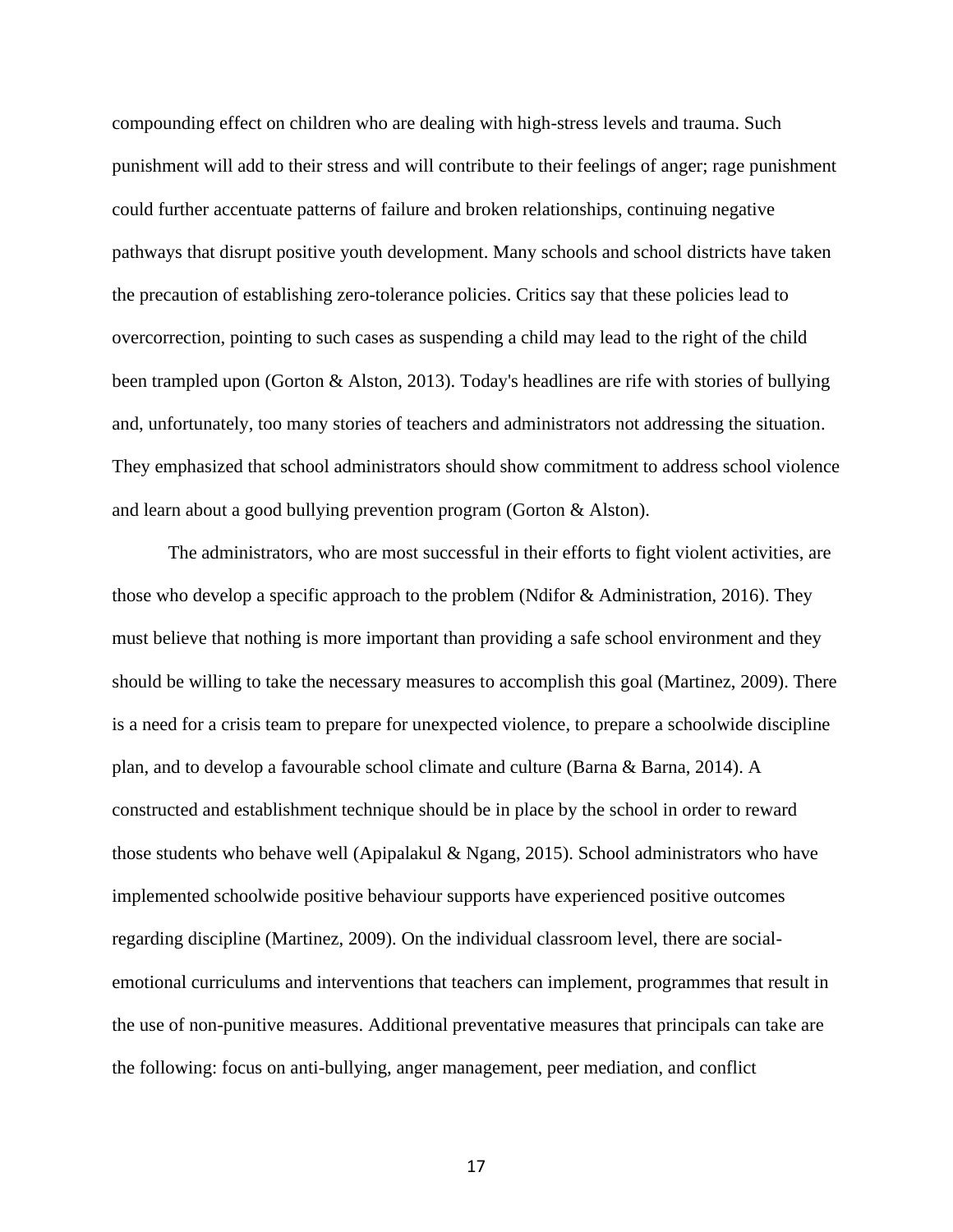compounding effect on children who are dealing with high-stress levels and trauma. Such punishment will add to their stress and will contribute to their feelings of anger; rage punishment could further accentuate patterns of failure and broken relationships, continuing negative pathways that disrupt positive youth development. Many schools and school districts have taken the precaution of establishing zero-tolerance policies. Critics say that these policies lead to overcorrection, pointing to such cases as suspending a child may lead to the right of the child been trampled upon (Gorton & Alston, 2013). Today's headlines are rife with stories of bullying and, unfortunately, too many stories of teachers and administrators not addressing the situation. They emphasized that school administrators should show commitment to address school violence and learn about a good bullying prevention program (Gorton & Alston).

The administrators, who are most successful in their efforts to fight violent activities, are those who develop a specific approach to the problem (Ndifor & Administration, 2016). They must believe that nothing is more important than providing a safe school environment and they should be willing to take the necessary measures to accomplish this goal (Martinez, 2009). There is a need for a crisis team to prepare for unexpected violence, to prepare a schoolwide discipline plan, and to develop a favourable school climate and culture (Barna & Barna, 2014). A constructed and establishment technique should be in place by the school in order to reward those students who behave well (Apipalakul & Ngang, 2015). School administrators who have implemented schoolwide positive behaviour supports have experienced positive outcomes regarding discipline (Martinez, 2009). On the individual classroom level, there are social-emotional curriculums and interventions that teachers can implement, programmes that result in the use of non-punitive measures. Additional preventative measures that principals can take are the following: focus on anti-bullying, anger management, peer mediation, and conflict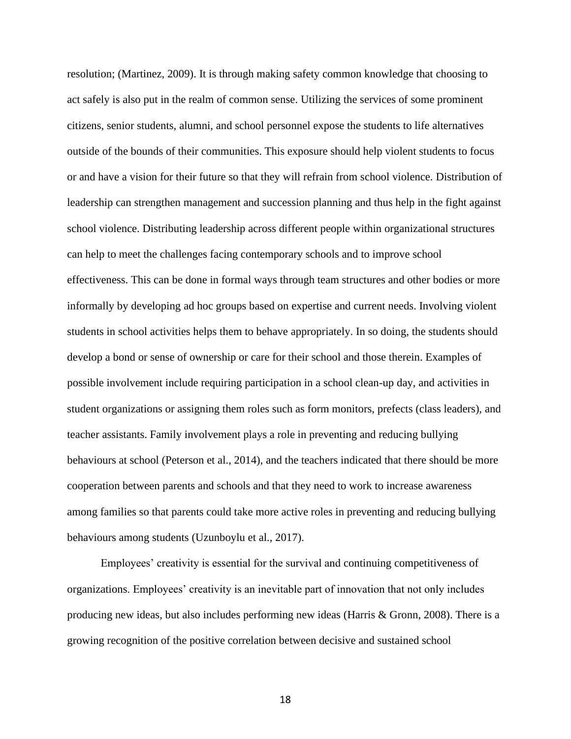resolution; (Martinez, 2009). It is through making safety common knowledge that choosing to act safely is also put in the realm of common sense. Utilizing the services of some prominent citizens, senior students, alumni, and school personnel expose the students to life alternatives outside of the bounds of their communities. This exposure should help violent students to focus or and have a vision for their future so that they will refrain from school violence. Distribution of leadership can strengthen management and succession planning and thus help in the fight against school violence. Distributing leadership across different people within organizational structures can help to meet the challenges facing contemporary schools and to improve school effectiveness. This can be done in formal ways through team structures and other bodies or more informally by developing ad hoc groups based on expertise and current needs. Involving violent students in school activities helps them to behave appropriately. In so doing, the students should develop a bond or sense of ownership or care for their school and those therein. Examples of possible involvement include requiring participation in a school clean-up day, and activities in student organizations or assigning them roles such as form monitors, prefects (class leaders), and teacher assistants. Family involvement plays a role in preventing and reducing bullying behaviours at school (Peterson et al., 2014), and the teachers indicated that there should be more cooperation between parents and schools and that they need to work to increase awareness among families so that parents could take more active roles in preventing and reducing bullying behaviours among students (Uzunboylu et al., 2017).

Employees' creativity is essential for the survival and continuing competitiveness of organizations. Employees' creativity is an inevitable part of innovation that not only includes producing new ideas, but also includes performing new ideas (Harris & Gronn, 2008). There is a growing recognition of the positive correlation between decisive and sustained school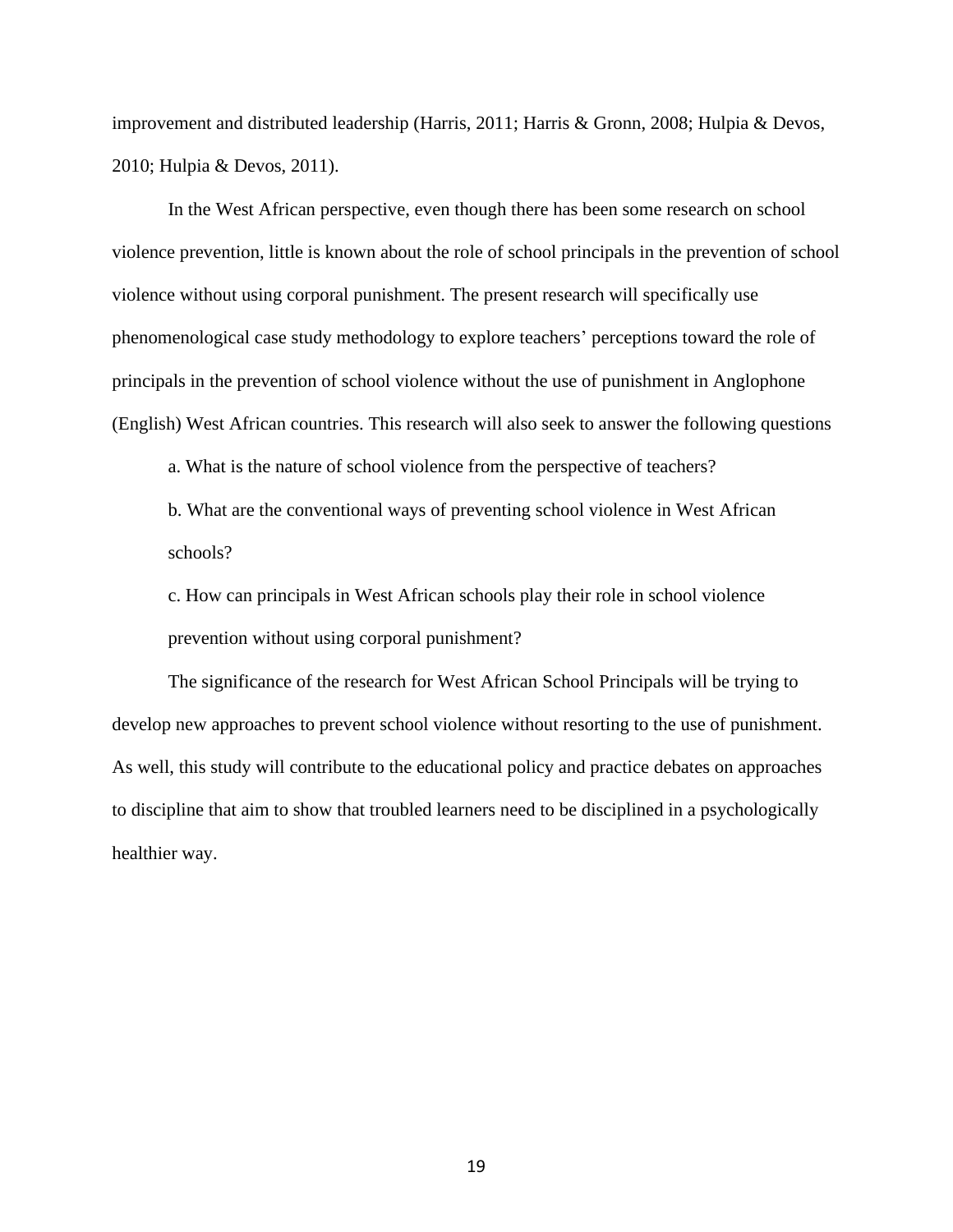improvement and distributed leadership (Harris, 2011; Harris & Gronn, 2008; Hulpia & Devos, 2010; Hulpia & Devos, 2011).

In the West African perspective, even though there has been some research on school violence prevention, little is known about the role of school principals in the prevention of school violence without using corporal punishment. The present research will specifically use phenomenological case study methodology to explore teachers' perceptions toward the role of principals in the prevention of school violence without the use of punishment in Anglophone (English) West African countries. This research will also seek to answer the following questions

a. What is the nature of school violence from the perspective of teachers?

b. What are the conventional ways of preventing school violence in West African schools?

c. How can principals in West African schools play their role in school violence prevention without using corporal punishment?

The significance of the research for West African School Principals will be trying to develop new approaches to prevent school violence without resorting to the use of punishment. As well, this study will contribute to the educational policy and practice debates on approaches to discipline that aim to show that troubled learners need to be disciplined in a psychologically healthier way.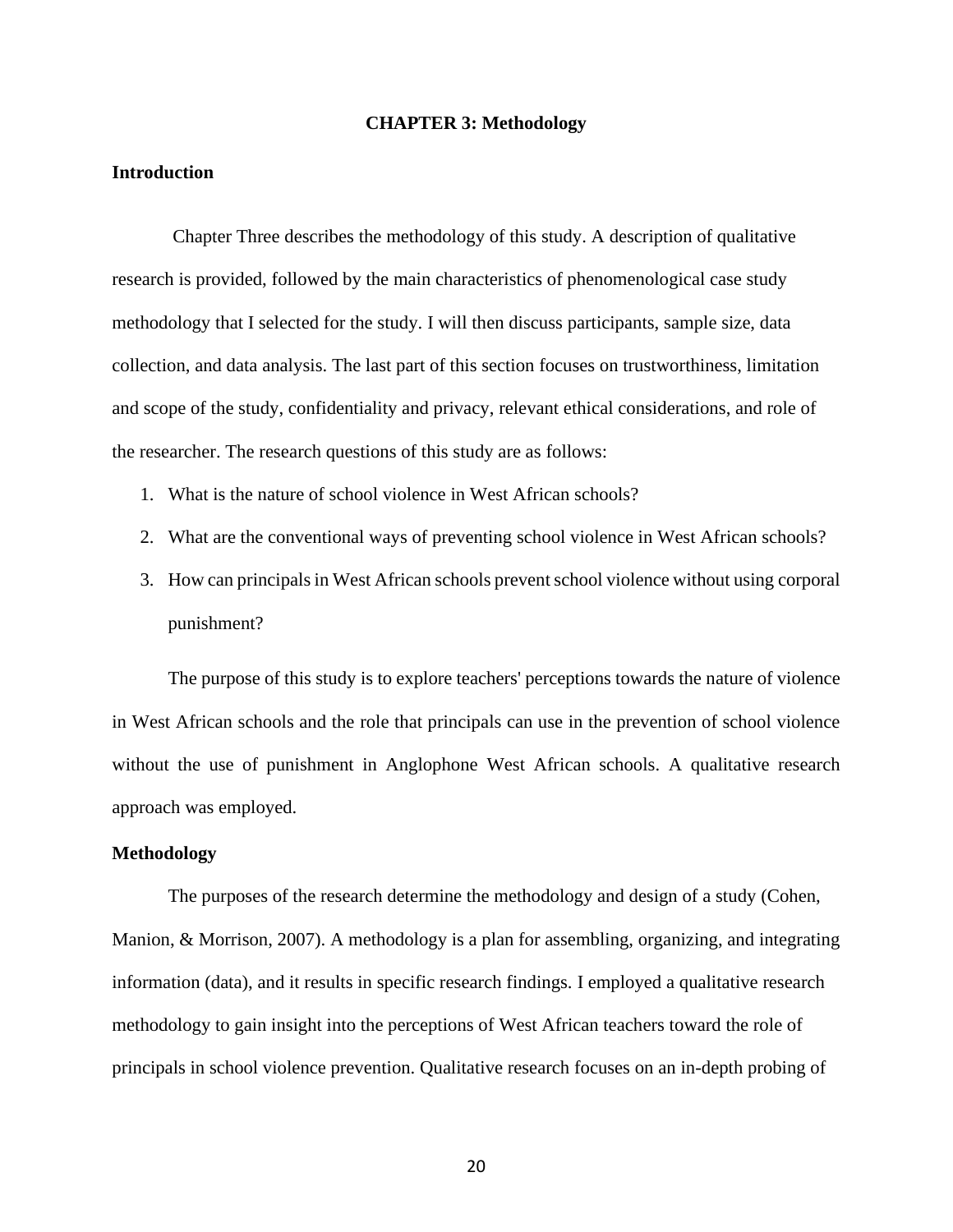# CHAPTER 3: Methodology

## Introduction

Chapter Three describes the methodology of this study. A description of qualitative research is provided, followed by the main characteristics of phenomenological case study methodology that I selected for the study. I will then discuss participants, sample size, data collection, and data analysis. The last part of this section focuses on trustworthiness, limitation and scope of the study, confidentiality and privacy, relevant ethical considerations, and role of the researcher. The research questions of this study are as follows:

1. What is the nature of school violence in West African schools?
2. What are the conventional ways of preventing school violence in West African schools?
3. How can principals in West African schools prevent school violence without using corporal punishment?

The purpose of this study is to explore teachers' perceptions towards the nature of violence in West African schools and the role that principals can use in the prevention of school violence without the use of punishment in Anglophone West African schools. A qualitative research approach was employed.

## Methodology

The purposes of the research determine the methodology and design of a study (Cohen, Manion, & Morrison, 2007). A methodology is a plan for assembling, organizing, and integrating information (data), and it results in specific research findings. I employed a qualitative research methodology to gain insight into the perceptions of West African teachers toward the role of principals in school violence prevention. Qualitative research focuses on an in-depth probing of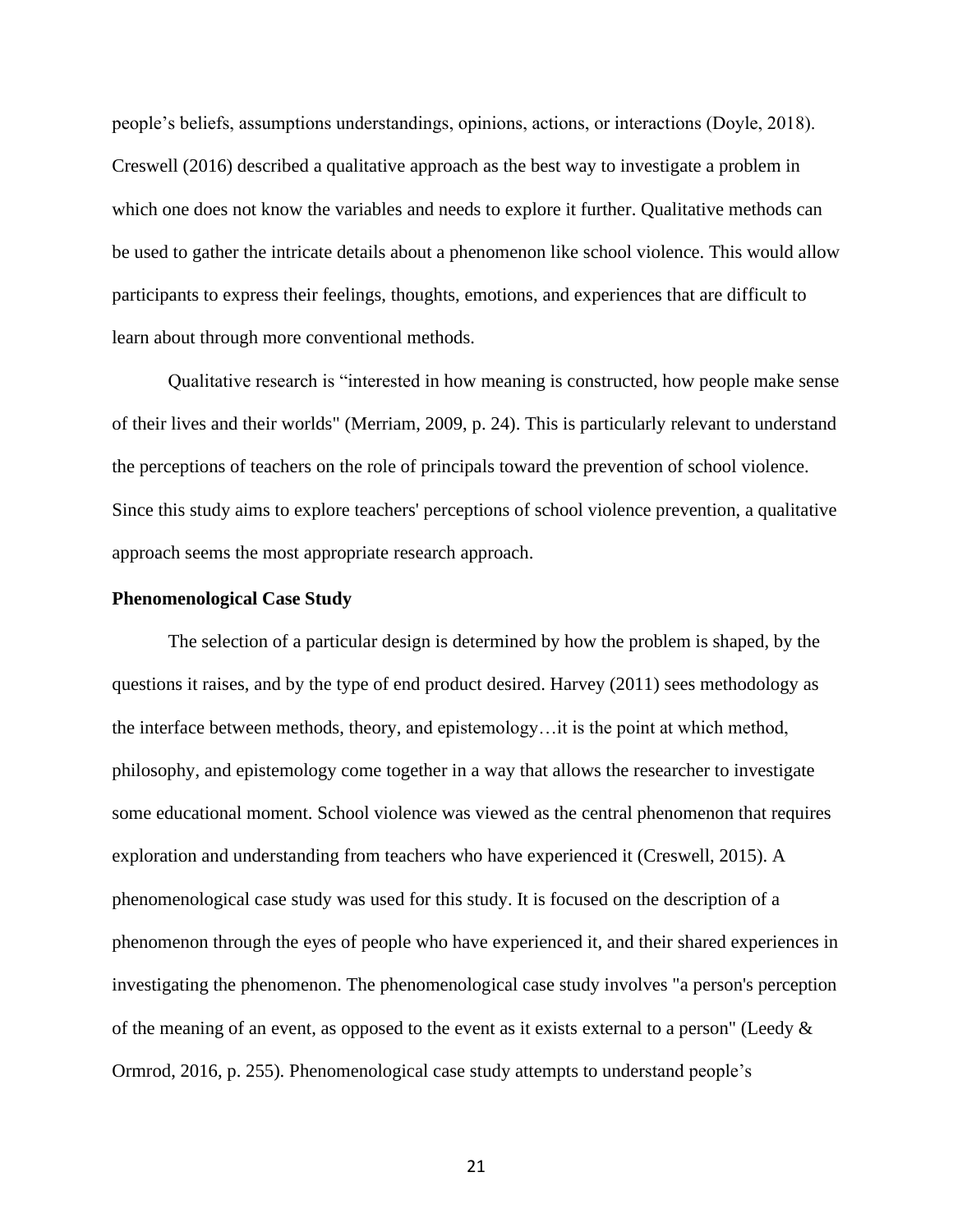people's beliefs, assumptions understandings, opinions, actions, or interactions (Doyle, 2018). Creswell (2016) described a qualitative approach as the best way to investigate a problem in which one does not know the variables and needs to explore it further. Qualitative methods can be used to gather the intricate details about a phenomenon like school violence. This would allow participants to express their feelings, thoughts, emotions, and experiences that are difficult to learn about through more conventional methods.

Qualitative research is "interested in how meaning is constructed, how people make sense of their lives and their worlds" (Merriam, 2009, p. 24). This is particularly relevant to understand the perceptions of teachers on the role of principals toward the prevention of school violence. Since this study aims to explore teachers' perceptions of school violence prevention, a qualitative approach seems the most appropriate research approach.

**Phenomenological Case Study**

The selection of a particular design is determined by how the problem is shaped, by the questions it raises, and by the type of end product desired. Harvey (2011) sees methodology as the interface between methods, theory, and epistemology…it is the point at which method, philosophy, and epistemology come together in a way that allows the researcher to investigate some educational moment. School violence was viewed as the central phenomenon that requires exploration and understanding from teachers who have experienced it (Creswell, 2015). A phenomenological case study was used for this study. It is focused on the description of a phenomenon through the eyes of people who have experienced it, and their shared experiences in investigating the phenomenon. The phenomenological case study involves "a person's perception of the meaning of an event, as opposed to the event as it exists external to a person" (Leedy & Ormrod, 2016, p. 255). Phenomenological case study attempts to understand people's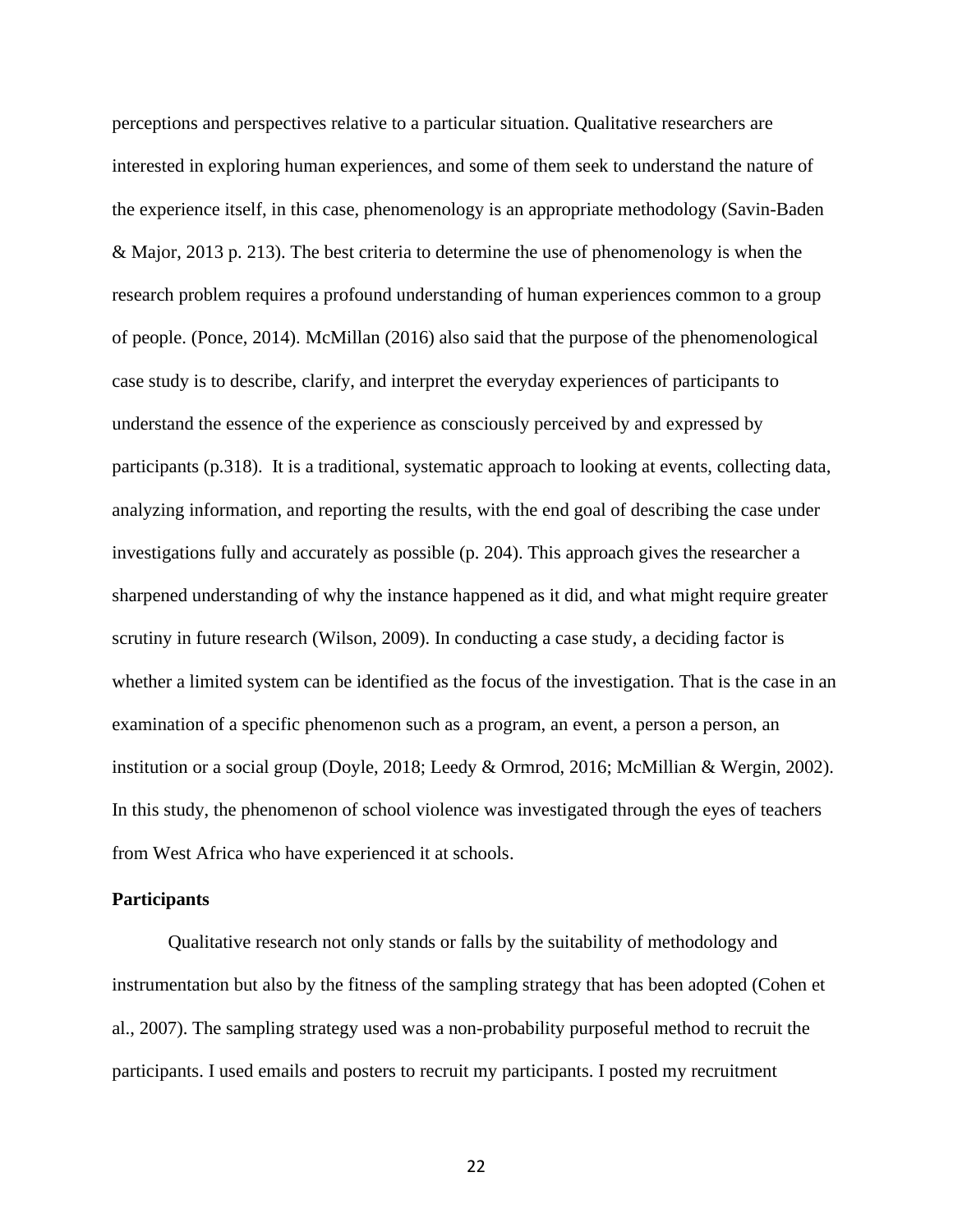perceptions and perspectives relative to a particular situation. Qualitative researchers are interested in exploring human experiences, and some of them seek to understand the nature of the experience itself, in this case, phenomenology is an appropriate methodology (Savin-Baden & Major, 2013 p. 213). The best criteria to determine the use of phenomenology is when the research problem requires a profound understanding of human experiences common to a group of people. (Ponce, 2014). McMillan (2016) also said that the purpose of the phenomenological case study is to describe, clarify, and interpret the everyday experiences of participants to understand the essence of the experience as consciously perceived by and expressed by participants (p.318). It is a traditional, systematic approach to looking at events, collecting data, analyzing information, and reporting the results, with the end goal of describing the case under investigations fully and accurately as possible (p. 204). This approach gives the researcher a sharpened understanding of why the instance happened as it did, and what might require greater scrutiny in future research (Wilson, 2009). In conducting a case study, a deciding factor is whether a limited system can be identified as the focus of the investigation. That is the case in an examination of a specific phenomenon such as a program, an event, a person a person, an institution or a social group (Doyle, 2018; Leedy & Ormrod, 2016; McMillian & Wergin, 2002). In this study, the phenomenon of school violence was investigated through the eyes of teachers from West Africa who have experienced it at schools.

**Participants**

Qualitative research not only stands or falls by the suitability of methodology and instrumentation but also by the fitness of the sampling strategy that has been adopted (Cohen et al., 2007). The sampling strategy used was a non-probability purposeful method to recruit the participants. I used emails and posters to recruit my participants. I posted my recruitment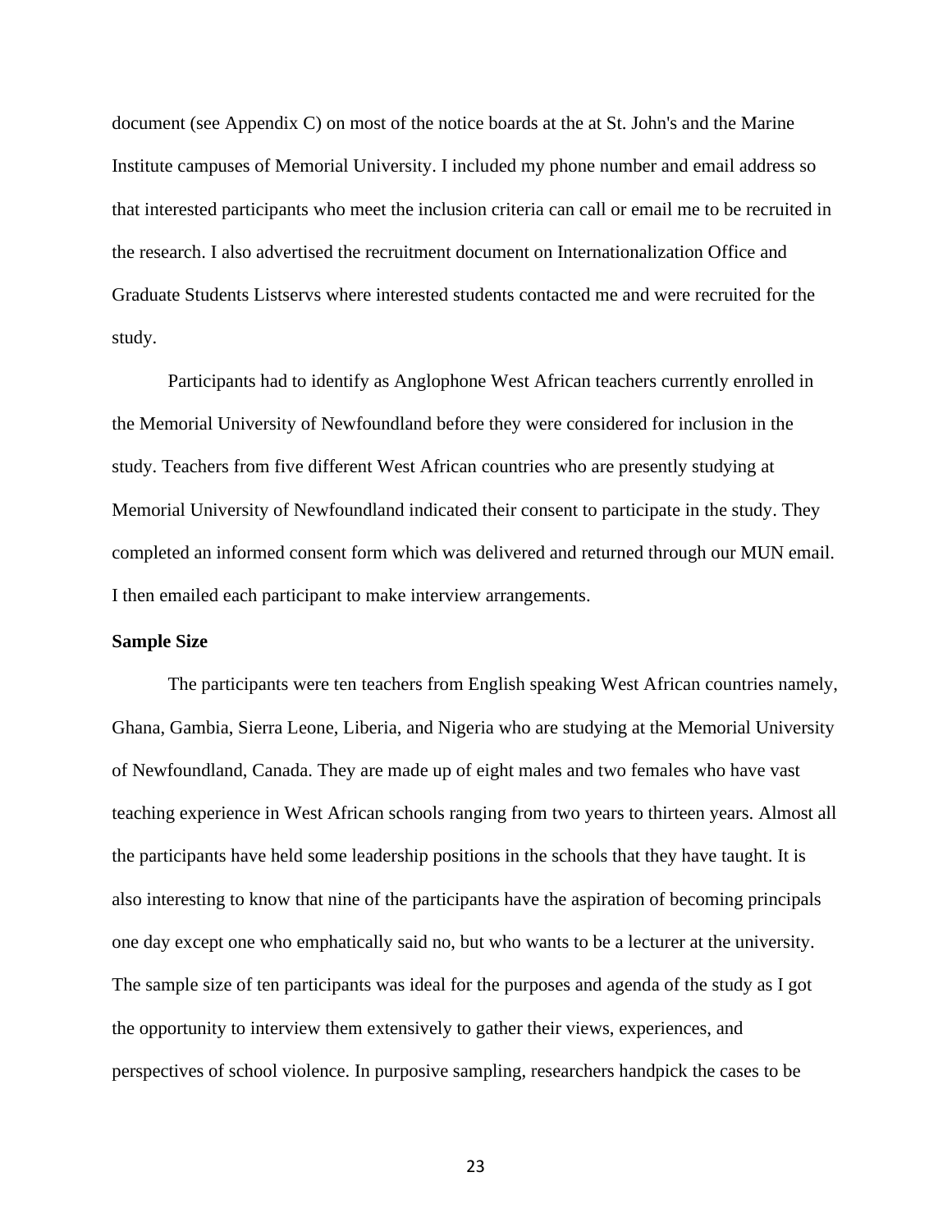document (see Appendix C) on most of the notice boards at the at St. John's and the Marine Institute campuses of Memorial University. I included my phone number and email address so that interested participants who meet the inclusion criteria can call or email me to be recruited in the research. I also advertised the recruitment document on Internationalization Office and Graduate Students Listservs where interested students contacted me and were recruited for the study.

Participants had to identify as Anglophone West African teachers currently enrolled in the Memorial University of Newfoundland before they were considered for inclusion in the study. Teachers from five different West African countries who are presently studying at Memorial University of Newfoundland indicated their consent to participate in the study. They completed an informed consent form which was delivered and returned through our MUN email. I then emailed each participant to make interview arrangements.

**Sample Size**

The participants were ten teachers from English speaking West African countries namely, Ghana, Gambia, Sierra Leone, Liberia, and Nigeria who are studying at the Memorial University of Newfoundland, Canada. They are made up of eight males and two females who have vast teaching experience in West African schools ranging from two years to thirteen years. Almost all the participants have held some leadership positions in the schools that they have taught. It is also interesting to know that nine of the participants have the aspiration of becoming principals one day except one who emphatically said no, but who wants to be a lecturer at the university. The sample size of ten participants was ideal for the purposes and agenda of the study as I got the opportunity to interview them extensively to gather their views, experiences, and perspectives of school violence. In purposive sampling, researchers handpick the cases to be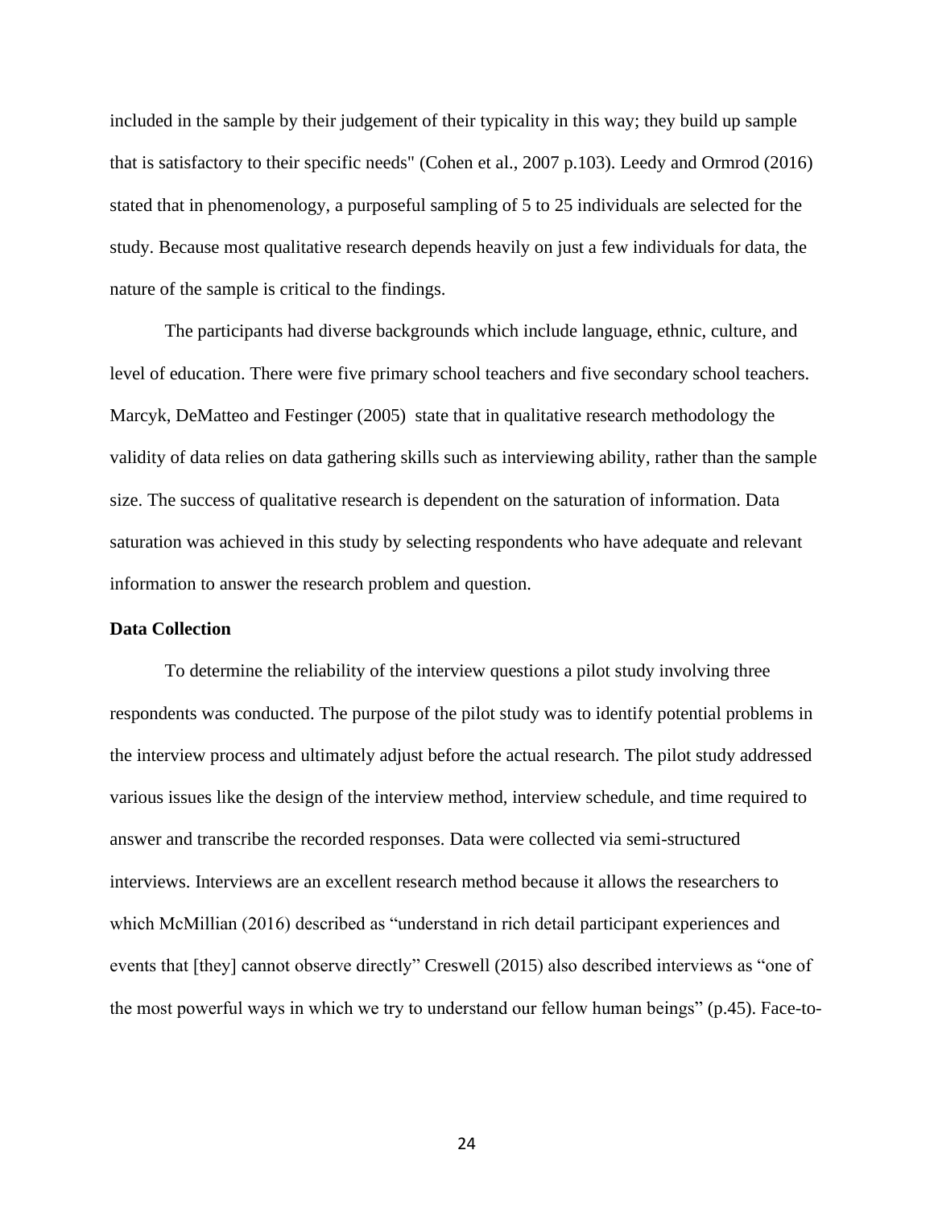included in the sample by their judgement of their typicality in this way; they build up sample that is satisfactory to their specific needs" (Cohen et al., 2007 p.103). Leedy and Ormrod (2016) stated that in phenomenology, a purposeful sampling of 5 to 25 individuals are selected for the study. Because most qualitative research depends heavily on just a few individuals for data, the nature of the sample is critical to the findings.

The participants had diverse backgrounds which include language, ethnic, culture, and level of education. There were five primary school teachers and five secondary school teachers. Marcyk, DeMatteo and Festinger (2005) state that in qualitative research methodology the validity of data relies on data gathering skills such as interviewing ability, rather than the sample size. The success of qualitative research is dependent on the saturation of information. Data saturation was achieved in this study by selecting respondents who have adequate and relevant information to answer the research problem and question.

**Data Collection**

To determine the reliability of the interview questions a pilot study involving three respondents was conducted. The purpose of the pilot study was to identify potential problems in the interview process and ultimately adjust before the actual research. The pilot study addressed various issues like the design of the interview method, interview schedule, and time required to answer and transcribe the recorded responses. Data were collected via semi-structured interviews. Interviews are an excellent research method because it allows the researchers to which McMillian (2016) described as "understand in rich detail participant experiences and events that [they] cannot observe directly" Creswell (2015) also described interviews as "one of the most powerful ways in which we try to understand our fellow human beings" (p.45). Face-to-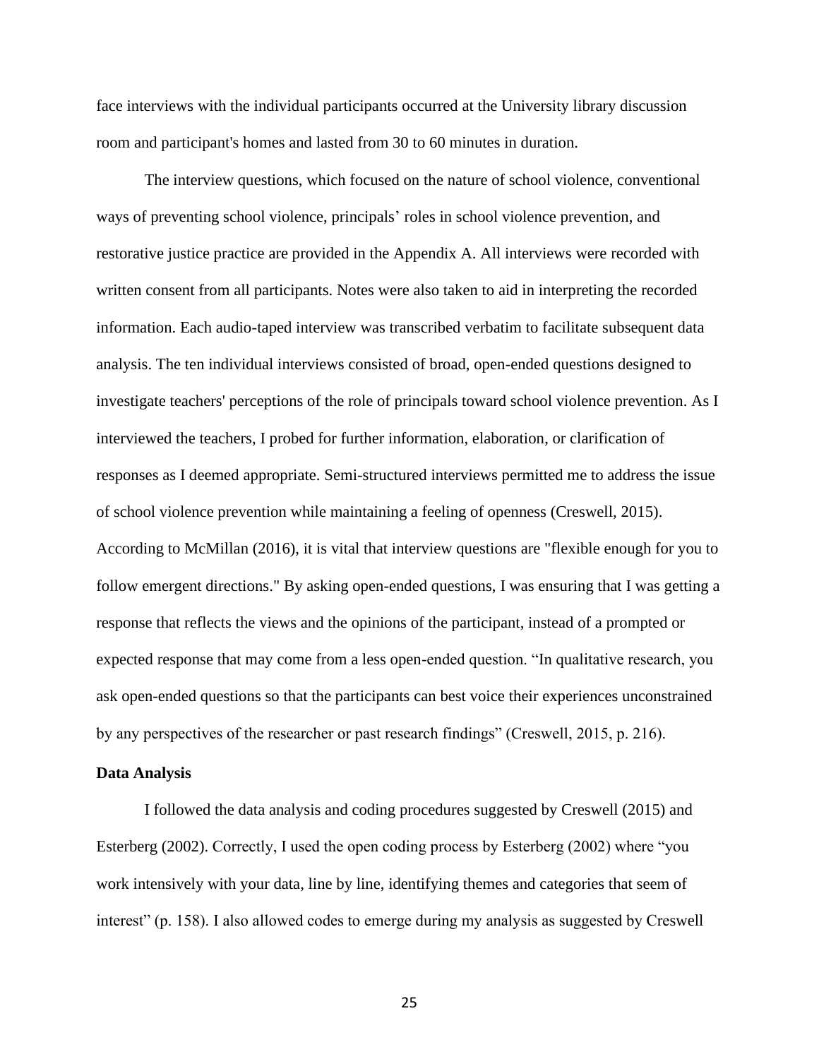face interviews with the individual participants occurred at the University library discussion room and participant's homes and lasted from 30 to 60 minutes in duration.

The interview questions, which focused on the nature of school violence, conventional ways of preventing school violence, principals' roles in school violence prevention, and restorative justice practice are provided in the Appendix A. All interviews were recorded with written consent from all participants. Notes were also taken to aid in interpreting the recorded information. Each audio-taped interview was transcribed verbatim to facilitate subsequent data analysis. The ten individual interviews consisted of broad, open-ended questions designed to investigate teachers' perceptions of the role of principals toward school violence prevention. As I interviewed the teachers, I probed for further information, elaboration, or clarification of responses as I deemed appropriate. Semi-structured interviews permitted me to address the issue of school violence prevention while maintaining a feeling of openness (Creswell, 2015). According to McMillan (2016), it is vital that interview questions are "flexible enough for you to follow emergent directions." By asking open-ended questions, I was ensuring that I was getting a response that reflects the views and the opinions of the participant, instead of a prompted or expected response that may come from a less open-ended question. "In qualitative research, you ask open-ended questions so that the participants can best voice their experiences unconstrained by any perspectives of the researcher or past research findings" (Creswell, 2015, p. 216).

**Data Analysis**

I followed the data analysis and coding procedures suggested by Creswell (2015) and Esterberg (2002). Correctly, I used the open coding process by Esterberg (2002) where "you work intensively with your data, line by line, identifying themes and categories that seem of interest" (p. 158). I also allowed codes to emerge during my analysis as suggested by Creswell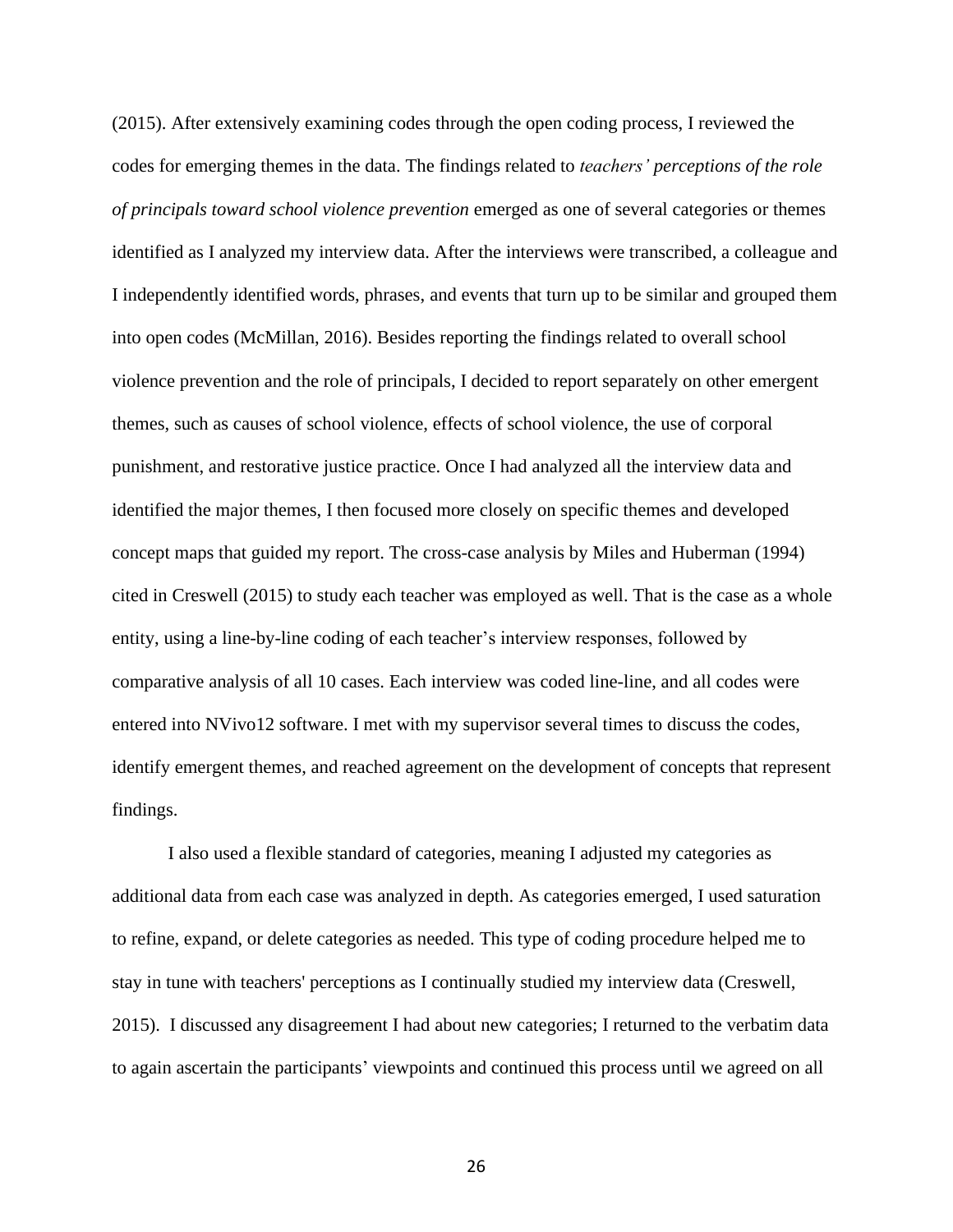(2015). After extensively examining codes through the open coding process, I reviewed the codes for emerging themes in the data. The findings related to *teachers' perceptions of the role of principals toward school violence prevention* emerged as one of several categories or themes identified as I analyzed my interview data. After the interviews were transcribed, a colleague and I independently identified words, phrases, and events that turn up to be similar and grouped them into open codes (McMillan, 2016). Besides reporting the findings related to overall school violence prevention and the role of principals, I decided to report separately on other emergent themes, such as causes of school violence, effects of school violence, the use of corporal punishment, and restorative justice practice. Once I had analyzed all the interview data and identified the major themes, I then focused more closely on specific themes and developed concept maps that guided my report. The cross-case analysis by Miles and Huberman (1994) cited in Creswell (2015) to study each teacher was employed as well. That is the case as a whole entity, using a line-by-line coding of each teacher's interview responses, followed by comparative analysis of all 10 cases. Each interview was coded line-line, and all codes were entered into NVivo12 software. I met with my supervisor several times to discuss the codes, identify emergent themes, and reached agreement on the development of concepts that represent findings.

I also used a flexible standard of categories, meaning I adjusted my categories as additional data from each case was analyzed in depth. As categories emerged, I used saturation to refine, expand, or delete categories as needed. This type of coding procedure helped me to stay in tune with teachers' perceptions as I continually studied my interview data (Creswell, 2015). I discussed any disagreement I had about new categories; I returned to the verbatim data to again ascertain the participants' viewpoints and continued this process until we agreed on all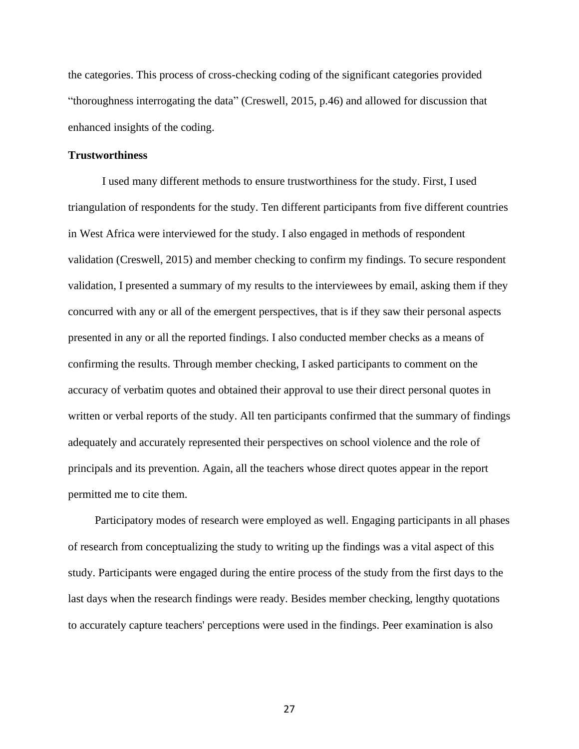the categories. This process of cross-checking coding of the significant categories provided "thoroughness interrogating the data" (Creswell, 2015, p.46) and allowed for discussion that enhanced insights of the coding.

**Trustworthiness**

I used many different methods to ensure trustworthiness for the study. First, I used triangulation of respondents for the study. Ten different participants from five different countries in West Africa were interviewed for the study. I also engaged in methods of respondent validation (Creswell, 2015) and member checking to confirm my findings. To secure respondent validation, I presented a summary of my results to the interviewees by email, asking them if they concurred with any or all of the emergent perspectives, that is if they saw their personal aspects presented in any or all the reported findings. I also conducted member checks as a means of confirming the results. Through member checking, I asked participants to comment on the accuracy of verbatim quotes and obtained their approval to use their direct personal quotes in written or verbal reports of the study. All ten participants confirmed that the summary of findings adequately and accurately represented their perspectives on school violence and the role of principals and its prevention. Again, all the teachers whose direct quotes appear in the report permitted me to cite them.

Participatory modes of research were employed as well. Engaging participants in all phases of research from conceptualizing the study to writing up the findings was a vital aspect of this study. Participants were engaged during the entire process of the study from the first days to the last days when the research findings were ready. Besides member checking, lengthy quotations to accurately capture teachers' perceptions were used in the findings. Peer examination is also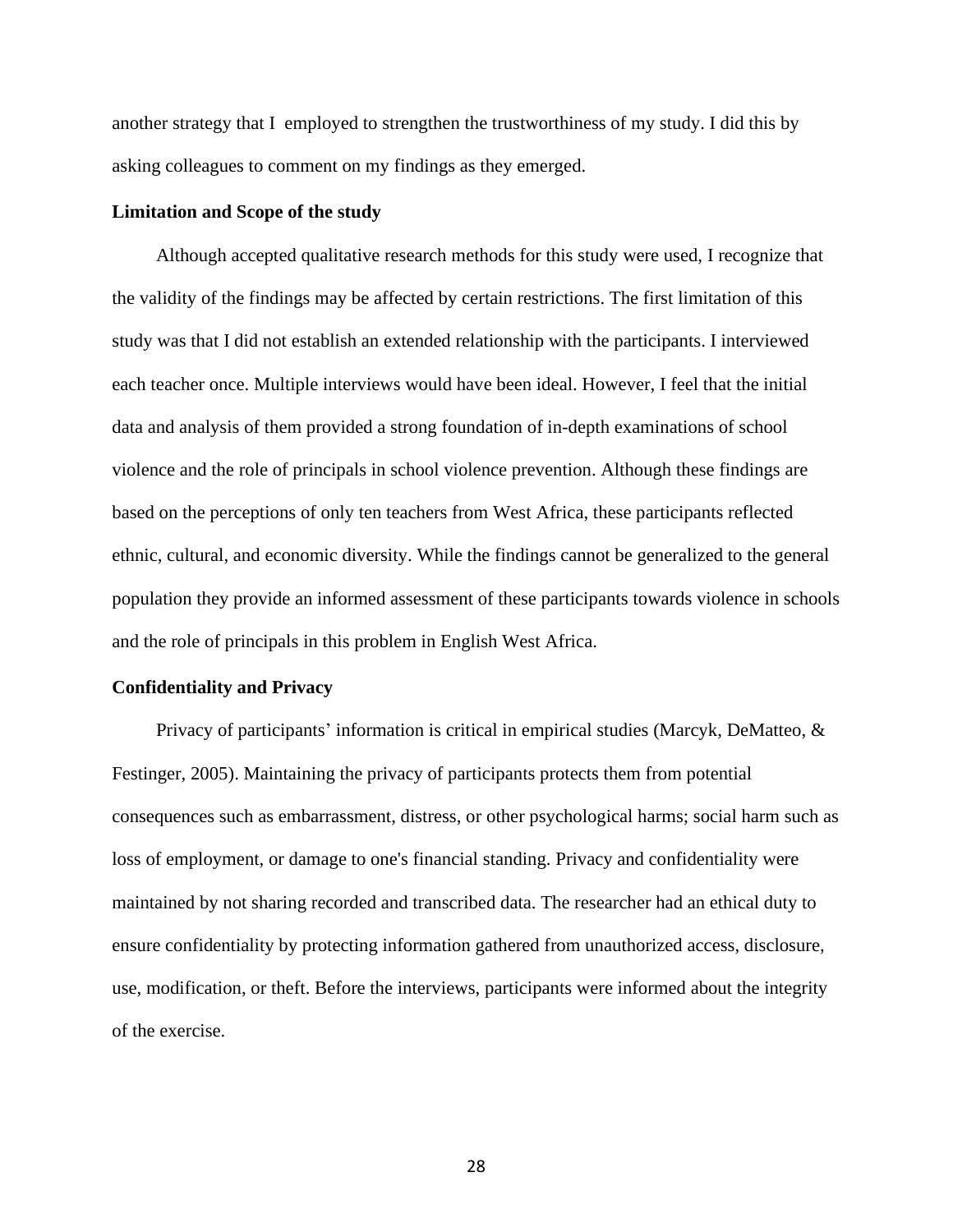another strategy that I  employed to strengthen the trustworthiness of my study. I did this by asking colleagues to comment on my findings as they emerged.

**Limitation and Scope of the study**

Although accepted qualitative research methods for this study were used, I recognize that the validity of the findings may be affected by certain restrictions. The first limitation of this study was that I did not establish an extended relationship with the participants. I interviewed each teacher once. Multiple interviews would have been ideal. However, I feel that the initial data and analysis of them provided a strong foundation of in-depth examinations of school violence and the role of principals in school violence prevention. Although these findings are based on the perceptions of only ten teachers from West Africa, these participants reflected ethnic, cultural, and economic diversity. While the findings cannot be generalized to the general population they provide an informed assessment of these participants towards violence in schools and the role of principals in this problem in English West Africa.

**Confidentiality and Privacy**

Privacy of participants' information is critical in empirical studies (Marcyk, DeMatteo, & Festinger, 2005). Maintaining the privacy of participants protects them from potential consequences such as embarrassment, distress, or other psychological harms; social harm such as loss of employment, or damage to one's financial standing. Privacy and confidentiality were maintained by not sharing recorded and transcribed data. The researcher had an ethical duty to ensure confidentiality by protecting information gathered from unauthorized access, disclosure, use, modification, or theft. Before the interviews, participants were informed about the integrity of the exercise.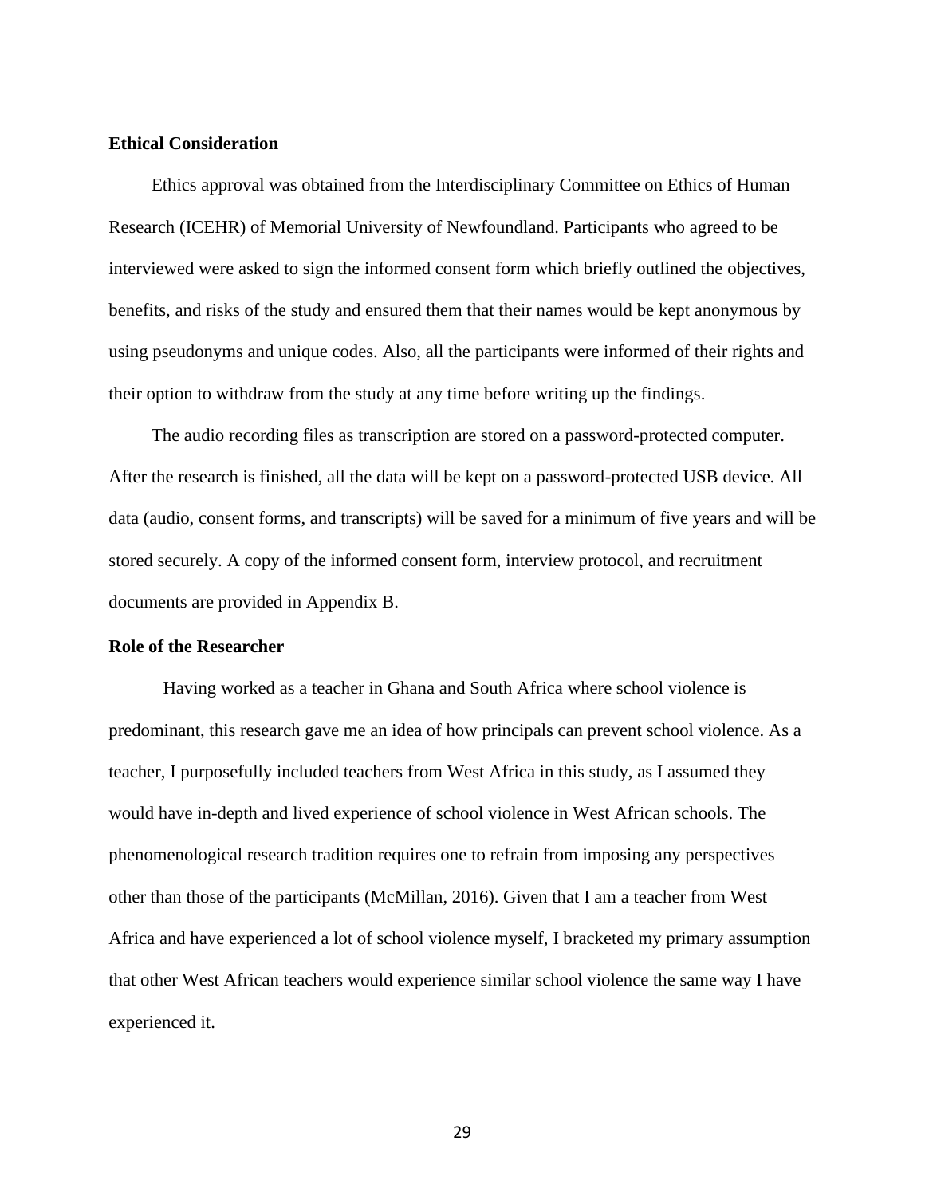### Ethical Consideration

Ethics approval was obtained from the Interdisciplinary Committee on Ethics of Human Research (ICEHR) of Memorial University of Newfoundland. Participants who agreed to be interviewed were asked to sign the informed consent form which briefly outlined the objectives, benefits, and risks of the study and ensured them that their names would be kept anonymous by using pseudonyms and unique codes. Also, all the participants were informed of their rights and their option to withdraw from the study at any time before writing up the findings.

The audio recording files as transcription are stored on a password-protected computer. After the research is finished, all the data will be kept on a password-protected USB device. All data (audio, consent forms, and transcripts) will be saved for a minimum of five years and will be stored securely. A copy of the informed consent form, interview protocol, and recruitment documents are provided in Appendix B.

### Role of the Researcher

Having worked as a teacher in Ghana and South Africa where school violence is predominant, this research gave me an idea of how principals can prevent school violence. As a teacher, I purposefully included teachers from West Africa in this study, as I assumed they would have in-depth and lived experience of school violence in West African schools. The phenomenological research tradition requires one to refrain from imposing any perspectives other than those of the participants (McMillan, 2016). Given that I am a teacher from West Africa and have experienced a lot of school violence myself, I bracketed my primary assumption that other West African teachers would experience similar school violence the same way I have experienced it.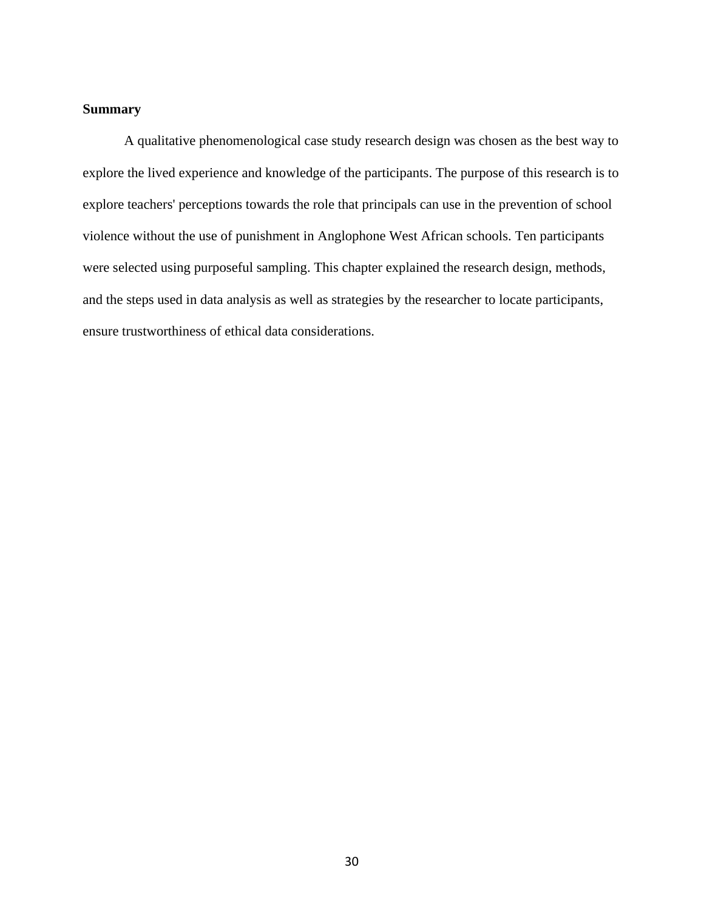## Summary

A qualitative phenomenological case study research design was chosen as the best way to explore the lived experience and knowledge of the participants. The purpose of this research is to explore teachers' perceptions towards the role that principals can use in the prevention of school violence without the use of punishment in Anglophone West African schools. Ten participants were selected using purposeful sampling. This chapter explained the research design, methods, and the steps used in data analysis as well as strategies by the researcher to locate participants, ensure trustworthiness of ethical data considerations.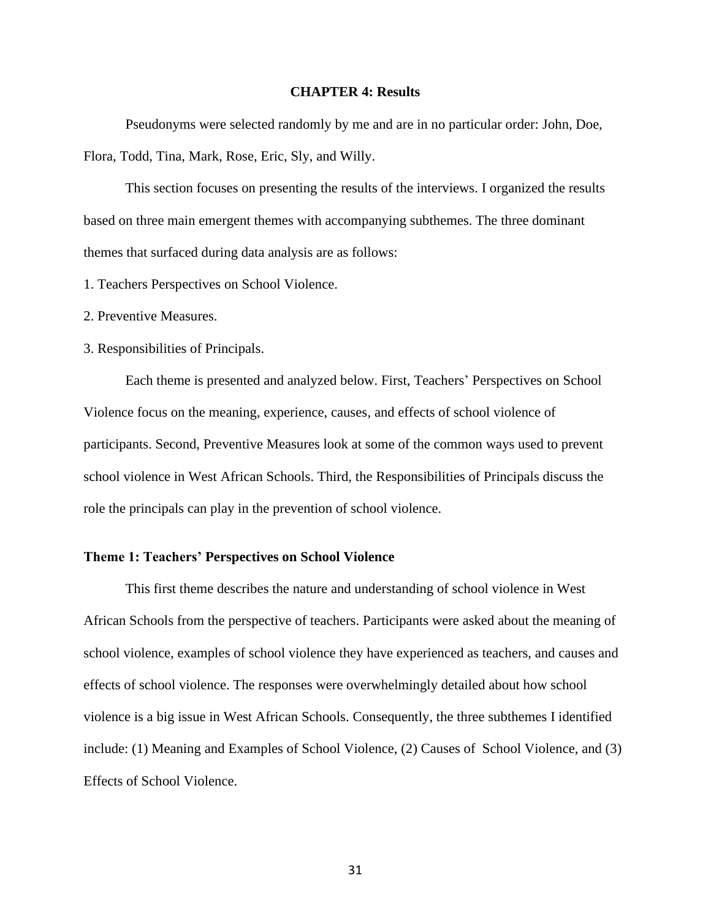# CHAPTER 4: Results

Pseudonyms were selected randomly by me and are in no particular order: John, Doe, Flora, Todd, Tina, Mark, Rose, Eric, Sly, and Willy.

This section focuses on presenting the results of the interviews. I organized the results based on three main emergent themes with accompanying subthemes. The three dominant themes that surfaced during data analysis are as follows:

1. Teachers Perspectives on School Violence.
2. Preventive Measures.
3. Responsibilities of Principals.

Each theme is presented and analyzed below. First, Teachers' Perspectives on School Violence focus on the meaning, experience, causes, and effects of school violence of participants. Second, Preventive Measures look at some of the common ways used to prevent school violence in West African Schools. Third, the Responsibilities of Principals discuss the role the principals can play in the prevention of school violence.

## Theme 1: Teachers' Perspectives on School Violence

This first theme describes the nature and understanding of school violence in West African Schools from the perspective of teachers. Participants were asked about the meaning of school violence, examples of school violence they have experienced as teachers, and causes and effects of school violence. The responses were overwhelmingly detailed about how school violence is a big issue in West African Schools. Consequently, the three subthemes I identified include: (1) Meaning and Examples of School Violence, (2) Causes of School Violence, and (3) Effects of School Violence.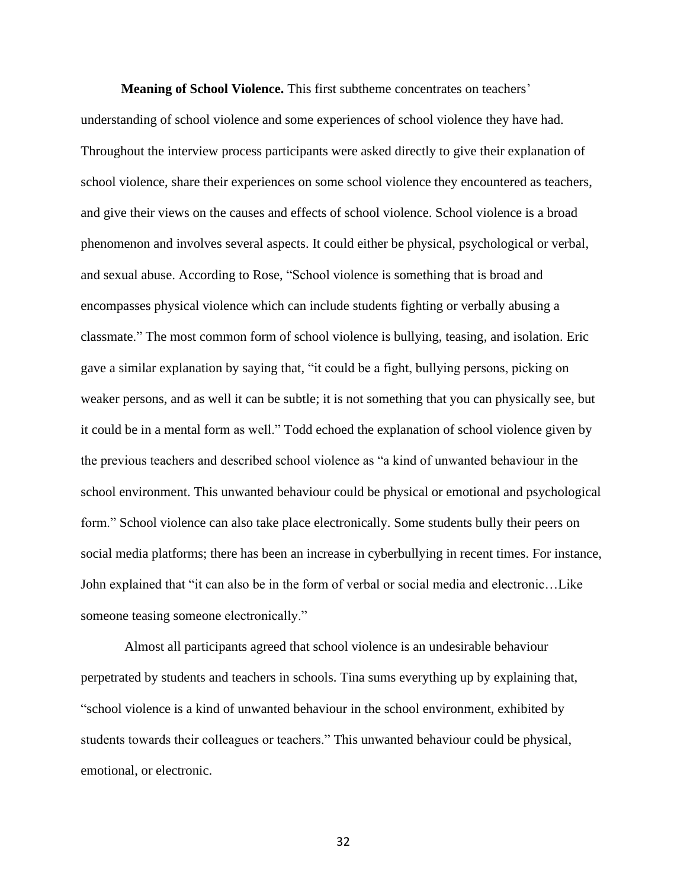**Meaning of School Violence.** This first subtheme concentrates on teachers' understanding of school violence and some experiences of school violence they have had. Throughout the interview process participants were asked directly to give their explanation of school violence, share their experiences on some school violence they encountered as teachers, and give their views on the causes and effects of school violence. School violence is a broad phenomenon and involves several aspects. It could either be physical, psychological or verbal, and sexual abuse. According to Rose, "School violence is something that is broad and encompasses physical violence which can include students fighting or verbally abusing a classmate." The most common form of school violence is bullying, teasing, and isolation. Eric gave a similar explanation by saying that, "it could be a fight, bullying persons, picking on weaker persons, and as well it can be subtle; it is not something that you can physically see, but it could be in a mental form as well." Todd echoed the explanation of school violence given by the previous teachers and described school violence as "a kind of unwanted behaviour in the school environment. This unwanted behaviour could be physical or emotional and psychological form." School violence can also take place electronically. Some students bully their peers on social media platforms; there has been an increase in cyberbullying in recent times. For instance, John explained that "it can also be in the form of verbal or social media and electronic…Like someone teasing someone electronically."

Almost all participants agreed that school violence is an undesirable behaviour perpetrated by students and teachers in schools. Tina sums everything up by explaining that, "school violence is a kind of unwanted behaviour in the school environment, exhibited by students towards their colleagues or teachers." This unwanted behaviour could be physical, emotional, or electronic.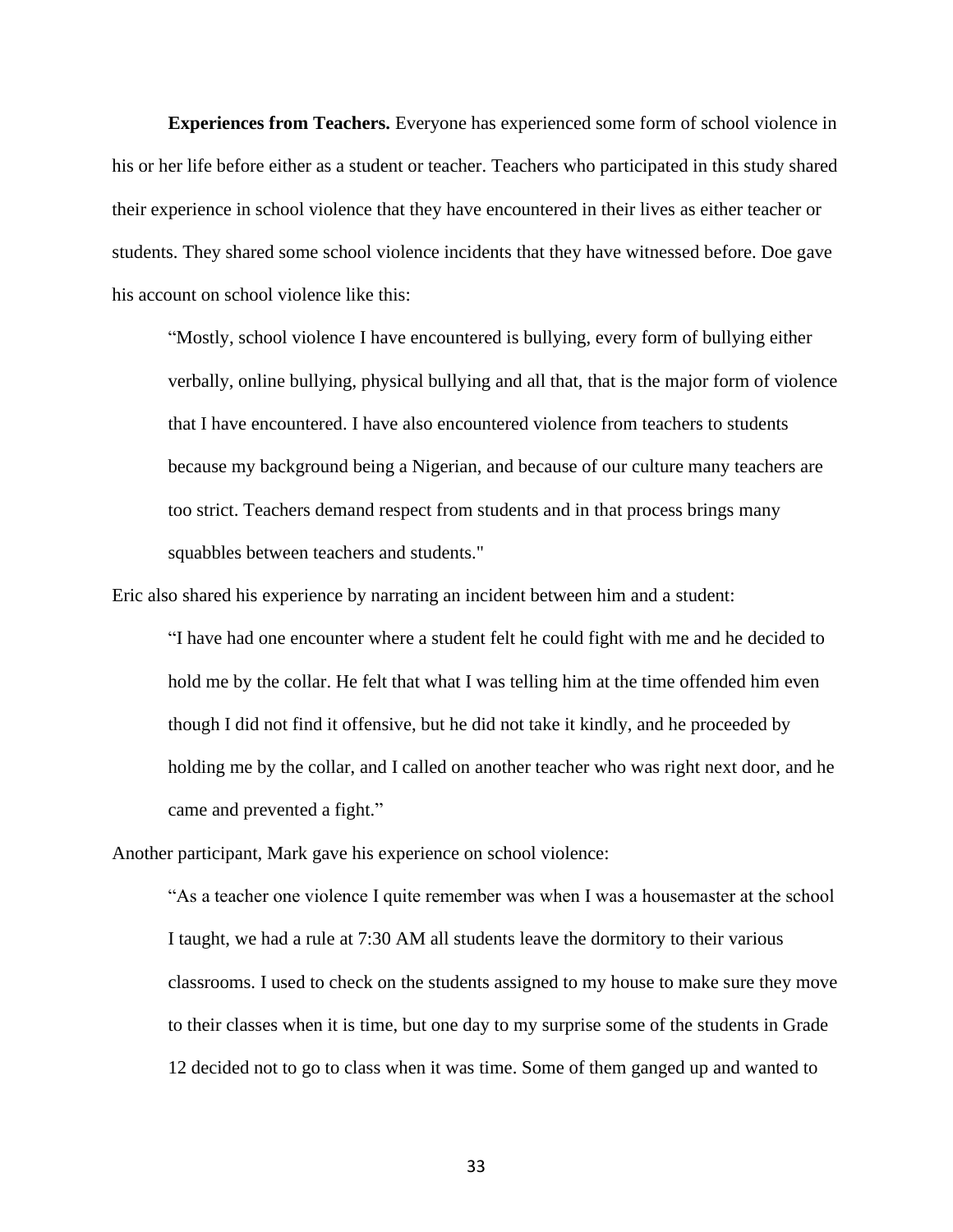**Experiences from Teachers.** Everyone has experienced some form of school violence in his or her life before either as a student or teacher. Teachers who participated in this study shared their experience in school violence that they have encountered in their lives as either teacher or students. They shared some school violence incidents that they have witnessed before. Doe gave his account on school violence like this:

> "Mostly, school violence I have encountered is bullying, every form of bullying either verbally, online bullying, physical bullying and all that, that is the major form of violence that I have encountered. I have also encountered violence from teachers to students because my background being a Nigerian, and because of our culture many teachers are too strict. Teachers demand respect from students and in that process brings many squabbles between teachers and students."

Eric also shared his experience by narrating an incident between him and a student:

> "I have had one encounter where a student felt he could fight with me and he decided to hold me by the collar. He felt that what I was telling him at the time offended him even though I did not find it offensive, but he did not take it kindly, and he proceeded by holding me by the collar, and I called on another teacher who was right next door, and he came and prevented a fight."

Another participant, Mark gave his experience on school violence:

> "As a teacher one violence I quite remember was when I was a housemaster at the school I taught, we had a rule at 7:30 AM all students leave the dormitory to their various classrooms. I used to check on the students assigned to my house to make sure they move to their classes when it is time, but one day to my surprise some of the students in Grade 12 decided not to go to class when it was time. Some of them ganged up and wanted to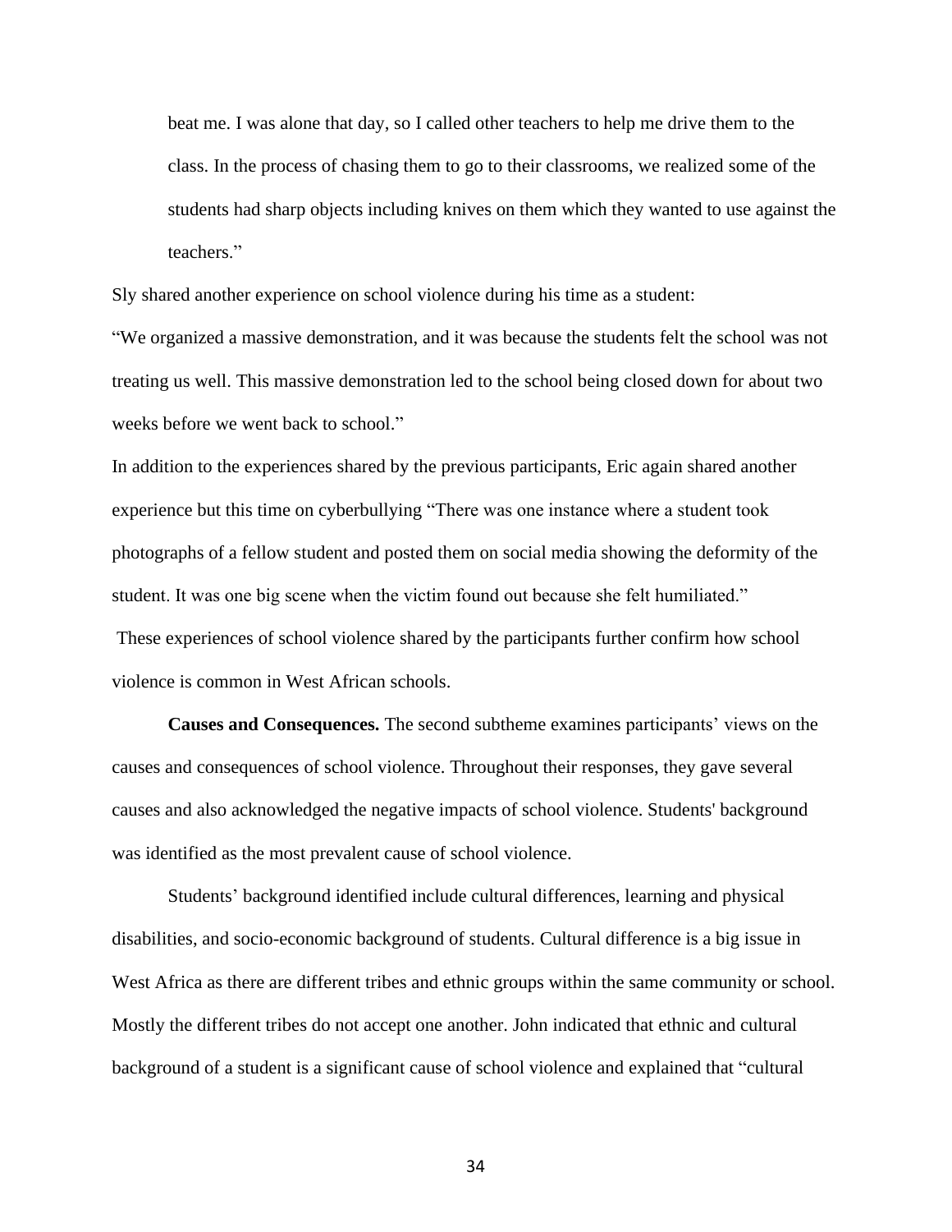beat me. I was alone that day, so I called other teachers to help me drive them to the class. In the process of chasing them to go to their classrooms, we realized some of the students had sharp objects including knives on them which they wanted to use against the teachers."

Sly shared another experience on school violence during his time as a student:

"We organized a massive demonstration, and it was because the students felt the school was not treating us well. This massive demonstration led to the school being closed down for about two weeks before we went back to school."

In addition to the experiences shared by the previous participants, Eric again shared another experience but this time on cyberbullying "There was one instance where a student took photographs of a fellow student and posted them on social media showing the deformity of the student. It was one big scene when the victim found out because she felt humiliated."

These experiences of school violence shared by the participants further confirm how school violence is common in West African schools.

**Causes and Consequences.** The second subtheme examines participants' views on the causes and consequences of school violence. Throughout their responses, they gave several causes and also acknowledged the negative impacts of school violence. Students' background was identified as the most prevalent cause of school violence.

Students' background identified include cultural differences, learning and physical disabilities, and socio-economic background of students. Cultural difference is a big issue in West Africa as there are different tribes and ethnic groups within the same community or school. Mostly the different tribes do not accept one another. John indicated that ethnic and cultural background of a student is a significant cause of school violence and explained that "cultural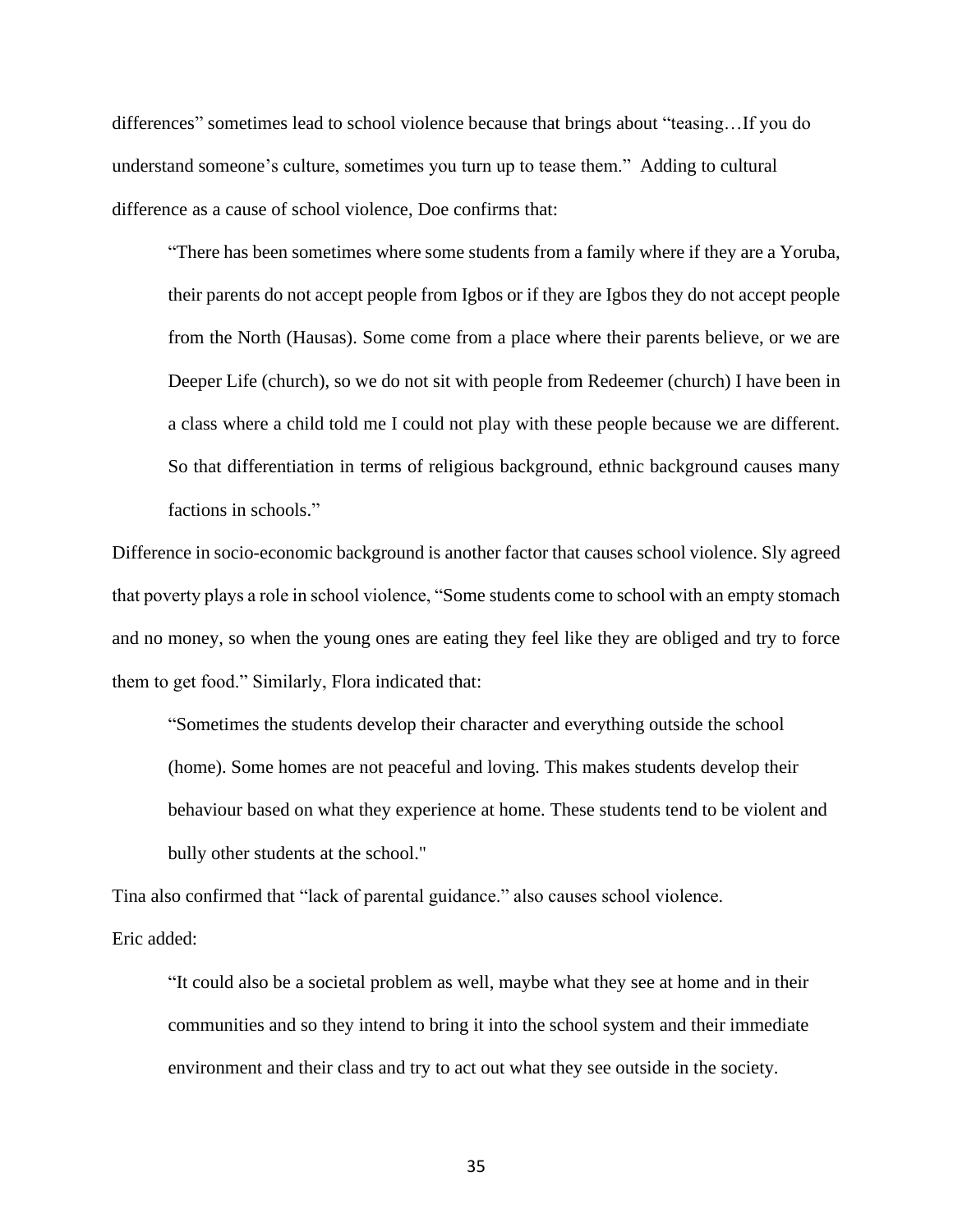differences" sometimes lead to school violence because that brings about "teasing…If you do understand someone's culture, sometimes you turn up to tease them." Adding to cultural difference as a cause of school violence, Doe confirms that:

> "There has been sometimes where some students from a family where if they are a Yoruba, their parents do not accept people from Igbos or if they are Igbos they do not accept people from the North (Hausas). Some come from a place where their parents believe, or we are Deeper Life (church), so we do not sit with people from Redeemer (church) I have been in a class where a child told me I could not play with these people because we are different. So that differentiation in terms of religious background, ethnic background causes many factions in schools."

Difference in socio-economic background is another factor that causes school violence. Sly agreed that poverty plays a role in school violence, "Some students come to school with an empty stomach and no money, so when the young ones are eating they feel like they are obliged and try to force them to get food." Similarly, Flora indicated that:

> "Sometimes the students develop their character and everything outside the school (home). Some homes are not peaceful and loving. This makes students develop their behaviour based on what they experience at home. These students tend to be violent and bully other students at the school."

Tina also confirmed that "lack of parental guidance." also causes school violence.

Eric added:

> "It could also be a societal problem as well, maybe what they see at home and in their communities and so they intend to bring it into the school system and their immediate environment and their class and try to act out what they see outside in the society.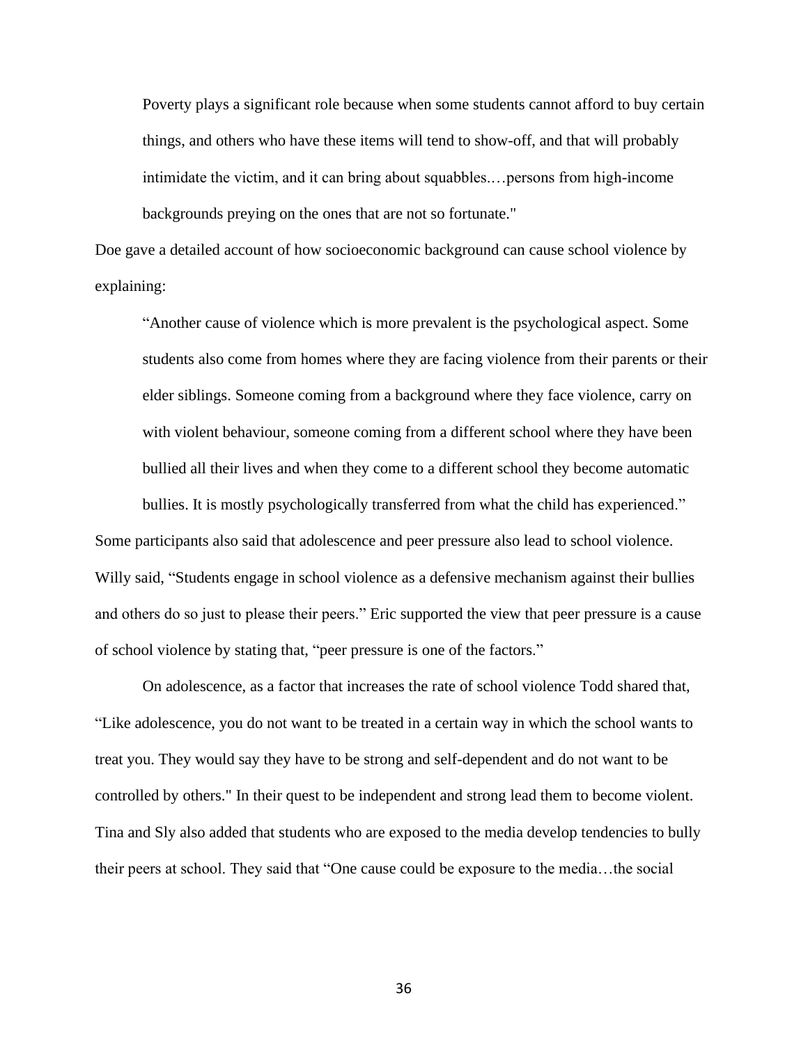> Poverty plays a significant role because when some students cannot afford to buy certain things, and others who have these items will tend to show-off, and that will probably intimidate the victim, and it can bring about squabbles.…persons from high-income backgrounds preying on the ones that are not so fortunate."

Doe gave a detailed account of how socioeconomic background can cause school violence by explaining:

> "Another cause of violence which is more prevalent is the psychological aspect. Some students also come from homes where they are facing violence from their parents or their elder siblings. Someone coming from a background where they face violence, carry on with violent behaviour, someone coming from a different school where they have been bullied all their lives and when they come to a different school they become automatic bullies. It is mostly psychologically transferred from what the child has experienced."

Some participants also said that adolescence and peer pressure also lead to school violence. Willy said, "Students engage in school violence as a defensive mechanism against their bullies and others do so just to please their peers." Eric supported the view that peer pressure is a cause of school violence by stating that, "peer pressure is one of the factors."

On adolescence, as a factor that increases the rate of school violence Todd shared that, "Like adolescence, you do not want to be treated in a certain way in which the school wants to treat you. They would say they have to be strong and self-dependent and do not want to be controlled by others." In their quest to be independent and strong lead them to become violent. Tina and Sly also added that students who are exposed to the media develop tendencies to bully their peers at school. They said that "One cause could be exposure to the media…the social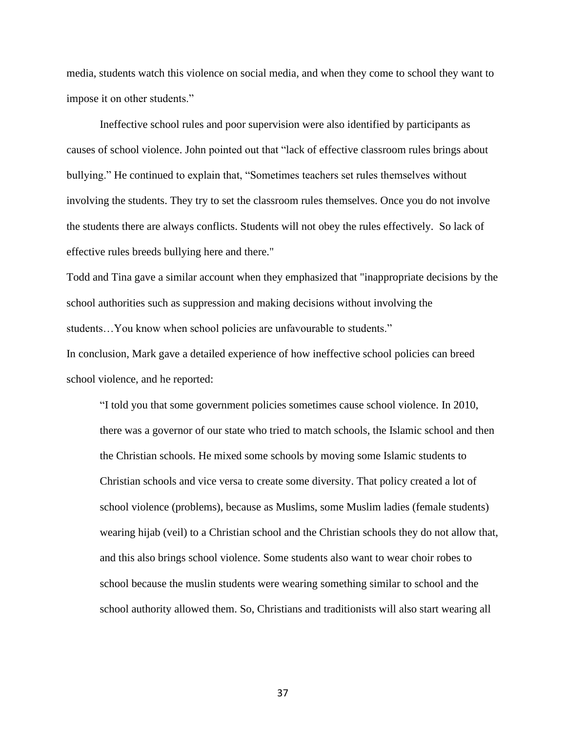media, students watch this violence on social media, and when they come to school they want to impose it on other students."

Ineffective school rules and poor supervision were also identified by participants as causes of school violence. John pointed out that "lack of effective classroom rules brings about bullying." He continued to explain that, "Sometimes teachers set rules themselves without involving the students. They try to set the classroom rules themselves. Once you do not involve the students there are always conflicts. Students will not obey the rules effectively. So lack of effective rules breeds bullying here and there."

Todd and Tina gave a similar account when they emphasized that "inappropriate decisions by the school authorities such as suppression and making decisions without involving the students…You know when school policies are unfavourable to students."

In conclusion, Mark gave a detailed experience of how ineffective school policies can breed school violence, and he reported:

> "I told you that some government policies sometimes cause school violence. In 2010, there was a governor of our state who tried to match schools, the Islamic school and then the Christian schools. He mixed some schools by moving some Islamic students to Christian schools and vice versa to create some diversity. That policy created a lot of school violence (problems), because as Muslims, some Muslim ladies (female students) wearing hijab (veil) to a Christian school and the Christian schools they do not allow that, and this also brings school violence. Some students also want to wear choir robes to school because the muslin students were wearing something similar to school and the school authority allowed them. So, Christians and traditionists will also start wearing all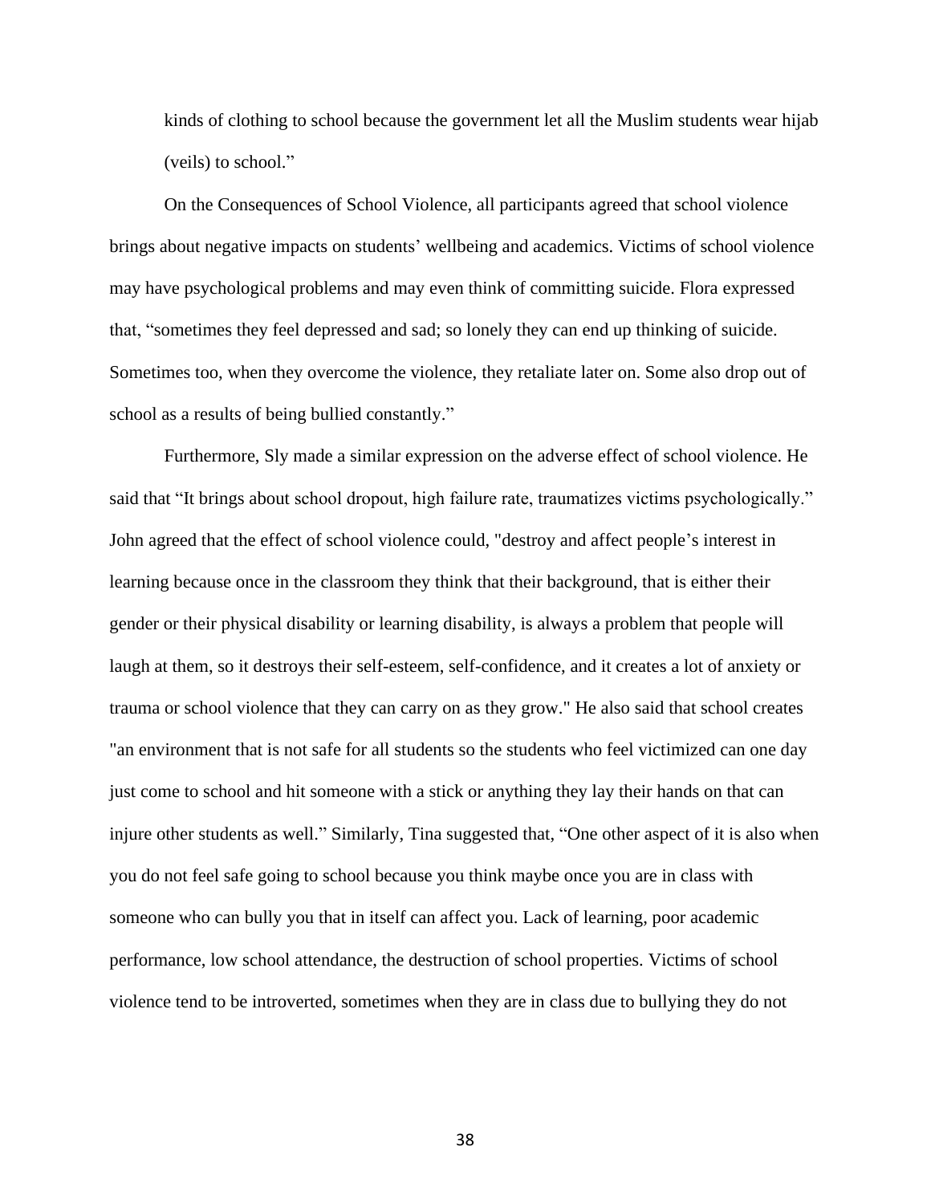kinds of clothing to school because the government let all the Muslim students wear hijab (veils) to school."

On the Consequences of School Violence, all participants agreed that school violence brings about negative impacts on students' wellbeing and academics. Victims of school violence may have psychological problems and may even think of committing suicide. Flora expressed that, "sometimes they feel depressed and sad; so lonely they can end up thinking of suicide. Sometimes too, when they overcome the violence, they retaliate later on. Some also drop out of school as a results of being bullied constantly."

Furthermore, Sly made a similar expression on the adverse effect of school violence. He said that "It brings about school dropout, high failure rate, traumatizes victims psychologically." John agreed that the effect of school violence could, "destroy and affect people's interest in learning because once in the classroom they think that their background, that is either their gender or their physical disability or learning disability, is always a problem that people will laugh at them, so it destroys their self-esteem, self-confidence, and it creates a lot of anxiety or trauma or school violence that they can carry on as they grow." He also said that school creates "an environment that is not safe for all students so the students who feel victimized can one day just come to school and hit someone with a stick or anything they lay their hands on that can injure other students as well." Similarly, Tina suggested that, "One other aspect of it is also when you do not feel safe going to school because you think maybe once you are in class with someone who can bully you that in itself can affect you. Lack of learning, poor academic performance, low school attendance, the destruction of school properties. Victims of school violence tend to be introverted, sometimes when they are in class due to bullying they do not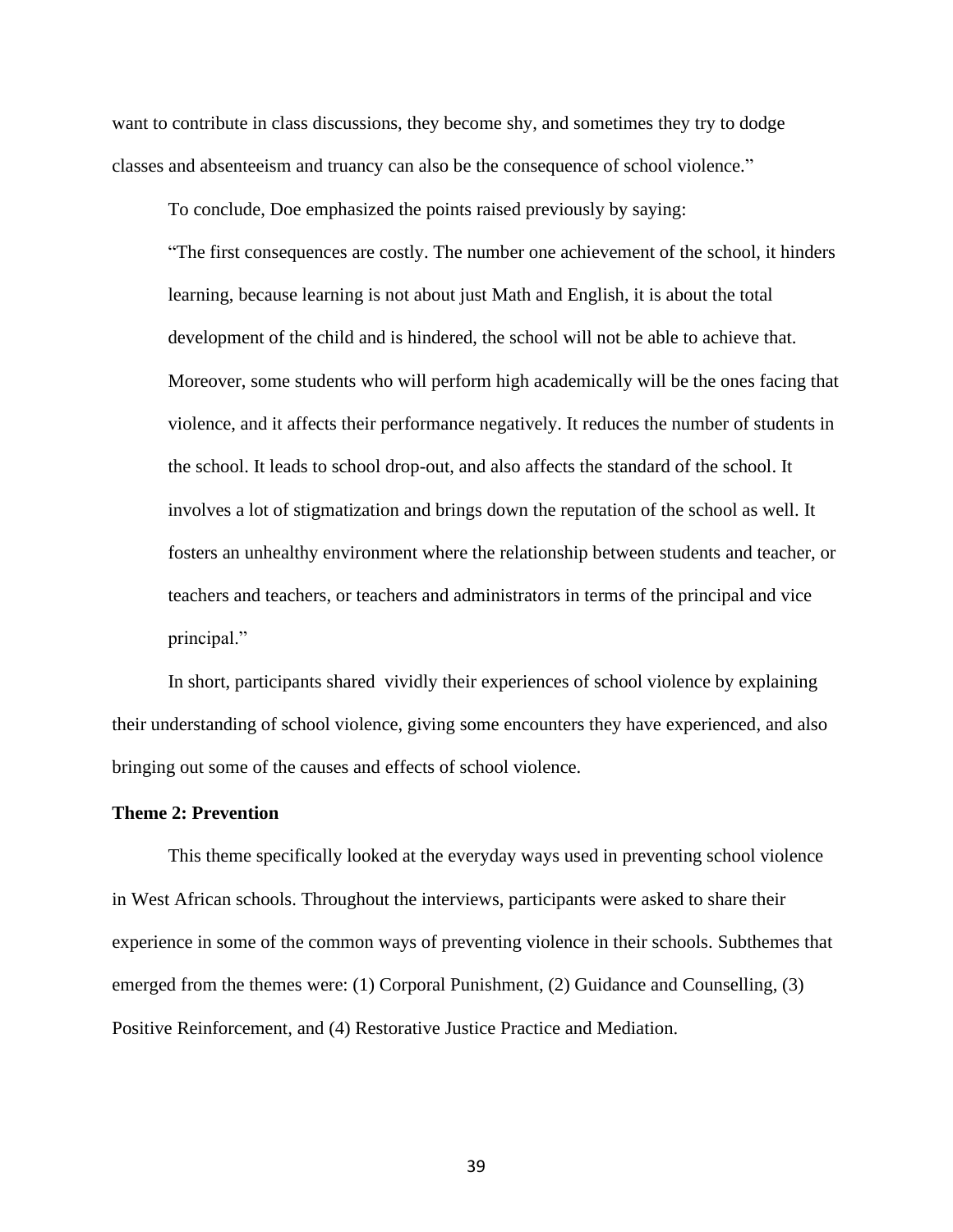want to contribute in class discussions, they become shy, and sometimes they try to dodge classes and absenteeism and truancy can also be the consequence of school violence."

To conclude, Doe emphasized the points raised previously by saying:

> "The first consequences are costly. The number one achievement of the school, it hinders learning, because learning is not about just Math and English, it is about the total development of the child and is hindered, the school will not be able to achieve that. Moreover, some students who will perform high academically will be the ones facing that violence, and it affects their performance negatively. It reduces the number of students in the school. It leads to school drop-out, and also affects the standard of the school. It involves a lot of stigmatization and brings down the reputation of the school as well. It fosters an unhealthy environment where the relationship between students and teacher, or teachers and teachers, or teachers and administrators in terms of the principal and vice principal."

In short, participants shared vividly their experiences of school violence by explaining their understanding of school violence, giving some encounters they have experienced, and also bringing out some of the causes and effects of school violence.

**Theme 2: Prevention**

This theme specifically looked at the everyday ways used in preventing school violence in West African schools. Throughout the interviews, participants were asked to share their experience in some of the common ways of preventing violence in their schools. Subthemes that emerged from the themes were: (1) Corporal Punishment, (2) Guidance and Counselling, (3) Positive Reinforcement, and (4) Restorative Justice Practice and Mediation.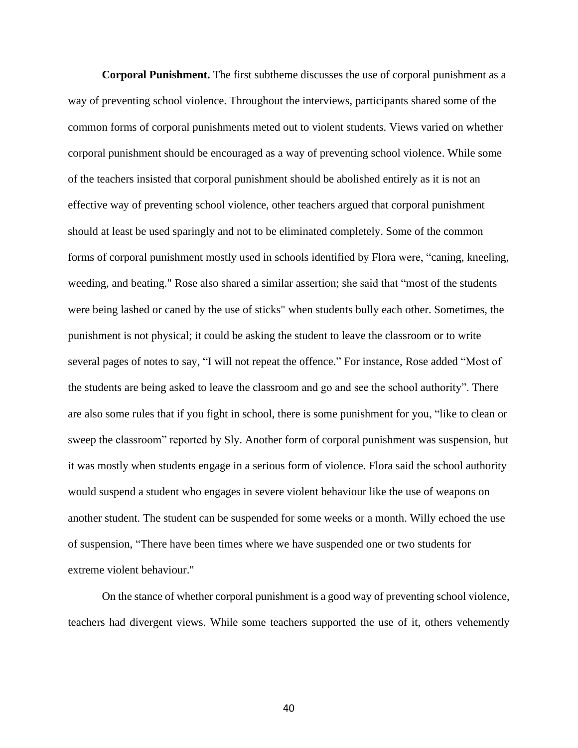**Corporal Punishment.** The first subtheme discusses the use of corporal punishment as a way of preventing school violence. Throughout the interviews, participants shared some of the common forms of corporal punishments meted out to violent students. Views varied on whether corporal punishment should be encouraged as a way of preventing school violence. While some of the teachers insisted that corporal punishment should be abolished entirely as it is not an effective way of preventing school violence, other teachers argued that corporal punishment should at least be used sparingly and not to be eliminated completely. Some of the common forms of corporal punishment mostly used in schools identified by Flora were, "caning, kneeling, weeding, and beating." Rose also shared a similar assertion; she said that "most of the students were being lashed or caned by the use of sticks" when students bully each other. Sometimes, the punishment is not physical; it could be asking the student to leave the classroom or to write several pages of notes to say, "I will not repeat the offence." For instance, Rose added "Most of the students are being asked to leave the classroom and go and see the school authority". There are also some rules that if you fight in school, there is some punishment for you, "like to clean or sweep the classroom" reported by Sly. Another form of corporal punishment was suspension, but it was mostly when students engage in a serious form of violence. Flora said the school authority would suspend a student who engages in severe violent behaviour like the use of weapons on another student. The student can be suspended for some weeks or a month. Willy echoed the use of suspension, "There have been times where we have suspended one or two students for extreme violent behaviour."

On the stance of whether corporal punishment is a good way of preventing school violence, teachers had divergent views. While some teachers supported the use of it, others vehemently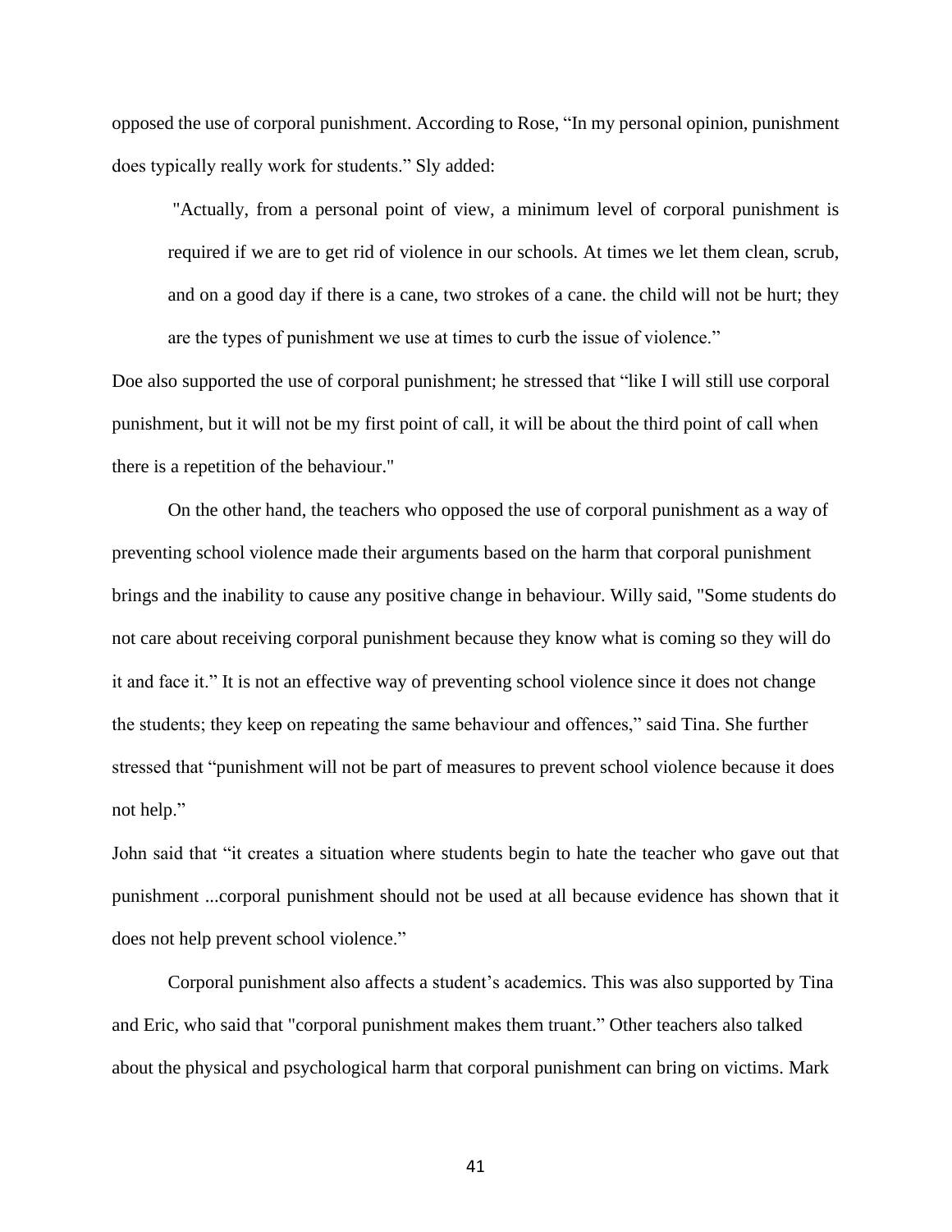opposed the use of corporal punishment. According to Rose, “In my personal opinion, punishment does typically really work for students.” Sly added:

> "Actually, from a personal point of view, a minimum level of corporal punishment is required if we are to get rid of violence in our schools. At times we let them clean, scrub, and on a good day if there is a cane, two strokes of a cane. the child will not be hurt; they are the types of punishment we use at times to curb the issue of violence.”

Doe also supported the use of corporal punishment; he stressed that “like I will still use corporal punishment, but it will not be my first point of call, it will be about the third point of call when there is a repetition of the behaviour."

On the other hand, the teachers who opposed the use of corporal punishment as a way of preventing school violence made their arguments based on the harm that corporal punishment brings and the inability to cause any positive change in behaviour. Willy said, "Some students do not care about receiving corporal punishment because they know what is coming so they will do it and face it.” It is not an effective way of preventing school violence since it does not change the students; they keep on repeating the same behaviour and offences,” said Tina. She further stressed that “punishment will not be part of measures to prevent school violence because it does not help.”

John said that “it creates a situation where students begin to hate the teacher who gave out that punishment ...corporal punishment should not be used at all because evidence has shown that it does not help prevent school violence.”

Corporal punishment also affects a student’s academics. This was also supported by Tina and Eric, who said that "corporal punishment makes them truant.” Other teachers also talked about the physical and psychological harm that corporal punishment can bring on victims. Mark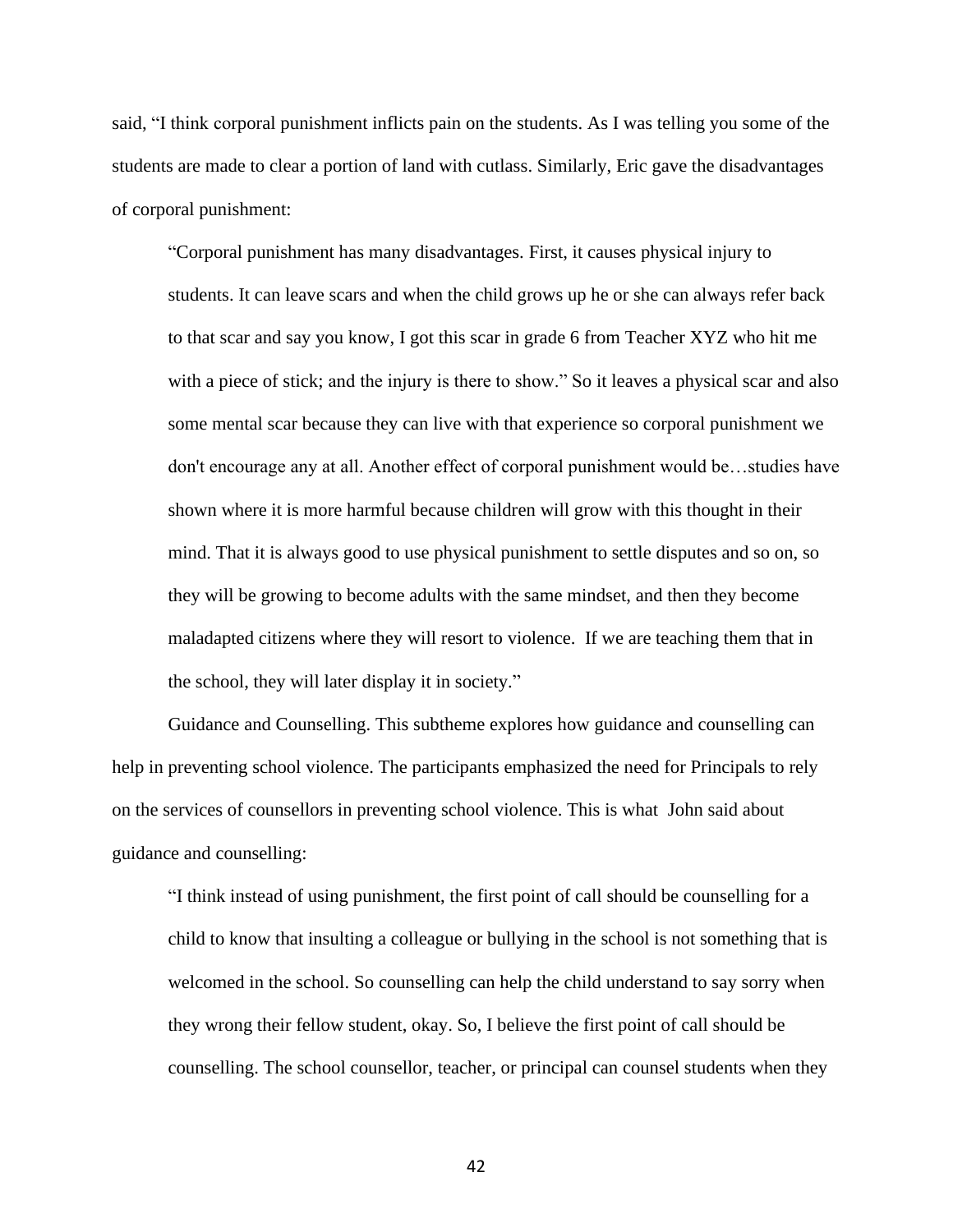said, "I think corporal punishment inflicts pain on the students. As I was telling you some of the students are made to clear a portion of land with cutlass. Similarly, Eric gave the disadvantages of corporal punishment:

> "Corporal punishment has many disadvantages. First, it causes physical injury to students. It can leave scars and when the child grows up he or she can always refer back to that scar and say you know, I got this scar in grade 6 from Teacher XYZ who hit me with a piece of stick; and the injury is there to show." So it leaves a physical scar and also some mental scar because they can live with that experience so corporal punishment we don't encourage any at all. Another effect of corporal punishment would be…studies have shown where it is more harmful because children will grow with this thought in their mind. That it is always good to use physical punishment to settle disputes and so on, so they will be growing to become adults with the same mindset, and then they become maladapted citizens where they will resort to violence. If we are teaching them that in the school, they will later display it in society."

Guidance and Counselling. This subtheme explores how guidance and counselling can help in preventing school violence. The participants emphasized the need for Principals to rely on the services of counsellors in preventing school violence. This is what John said about guidance and counselling:

> "I think instead of using punishment, the first point of call should be counselling for a child to know that insulting a colleague or bullying in the school is not something that is welcomed in the school. So counselling can help the child understand to say sorry when they wrong their fellow student, okay. So, I believe the first point of call should be counselling. The school counsellor, teacher, or principal can counsel students when they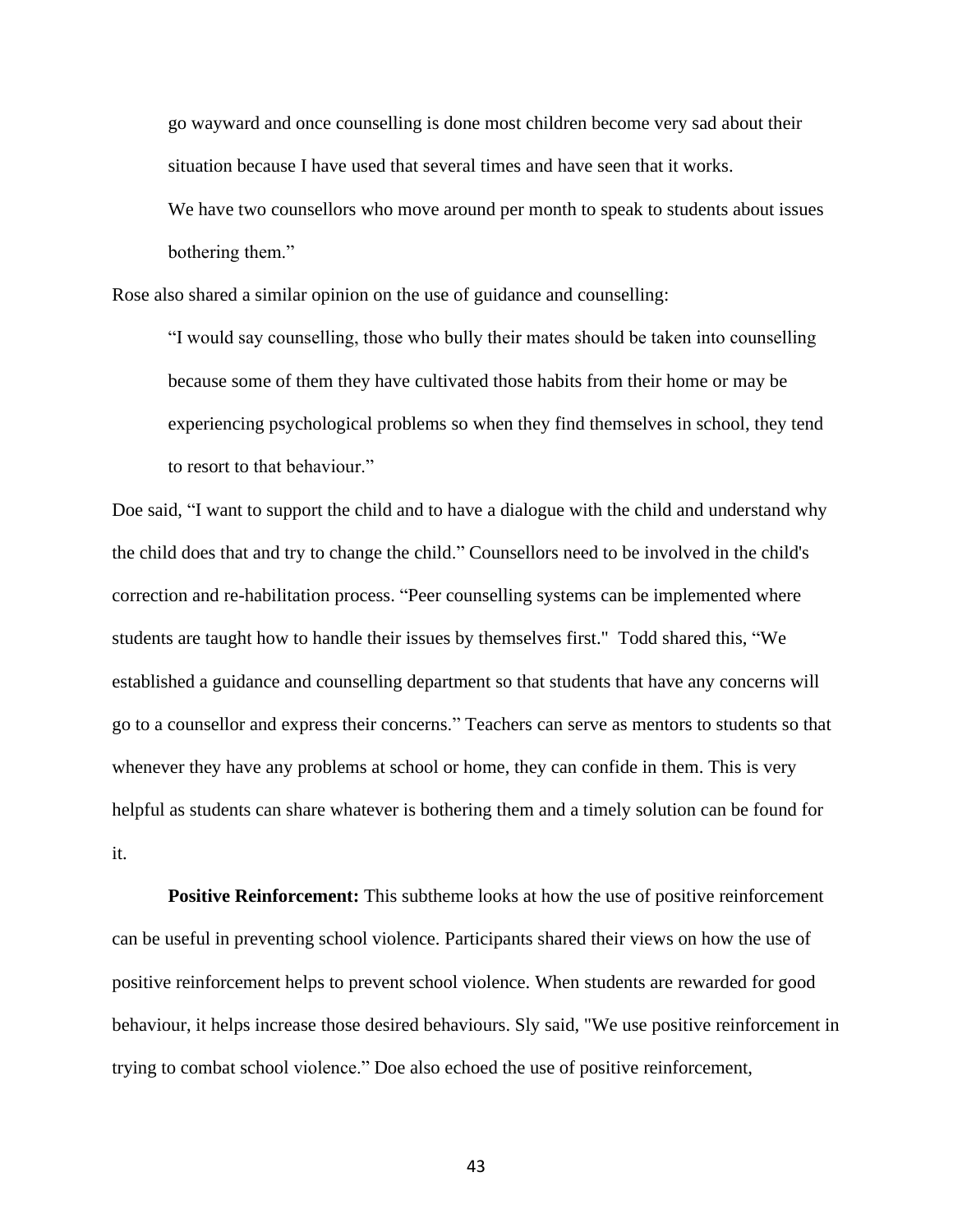> go wayward and once counselling is done most children become very sad about their situation because I have used that several times and have seen that it works.
>
> We have two counsellors who move around per month to speak to students about issues bothering them."

Rose also shared a similar opinion on the use of guidance and counselling:

> "I would say counselling, those who bully their mates should be taken into counselling because some of them they have cultivated those habits from their home or may be experiencing psychological problems so when they find themselves in school, they tend to resort to that behaviour."

Doe said, "I want to support the child and to have a dialogue with the child and understand why the child does that and try to change the child." Counsellors need to be involved in the child's correction and re-habilitation process. "Peer counselling systems can be implemented where students are taught how to handle their issues by themselves first." Todd shared this, "We established a guidance and counselling department so that students that have any concerns will go to a counsellor and express their concerns." Teachers can serve as mentors to students so that whenever they have any problems at school or home, they can confide in them. This is very helpful as students can share whatever is bothering them and a timely solution can be found for it.

**Positive Reinforcement:** This subtheme looks at how the use of positive reinforcement can be useful in preventing school violence. Participants shared their views on how the use of positive reinforcement helps to prevent school violence. When students are rewarded for good behaviour, it helps increase those desired behaviours. Sly said, "We use positive reinforcement in trying to combat school violence." Doe also echoed the use of positive reinforcement,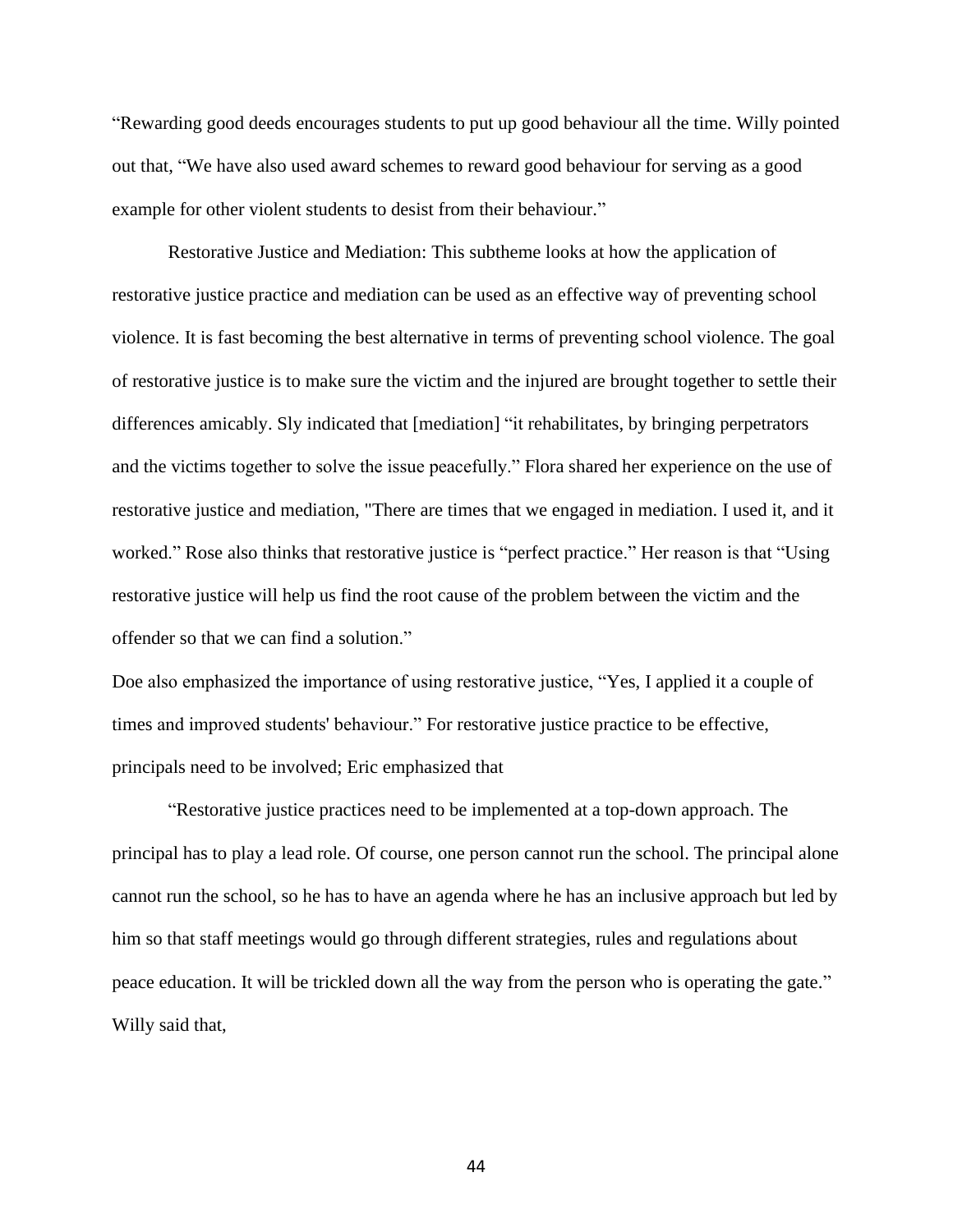"Rewarding good deeds encourages students to put up good behaviour all the time. Willy pointed out that, "We have also used award schemes to reward good behaviour for serving as a good example for other violent students to desist from their behaviour."

Restorative Justice and Mediation: This subtheme looks at how the application of restorative justice practice and mediation can be used as an effective way of preventing school violence. It is fast becoming the best alternative in terms of preventing school violence. The goal of restorative justice is to make sure the victim and the injured are brought together to settle their differences amicably. Sly indicated that [mediation] "it rehabilitates, by bringing perpetrators and the victims together to solve the issue peacefully." Flora shared her experience on the use of restorative justice and mediation, "There are times that we engaged in mediation. I used it, and it worked." Rose also thinks that restorative justice is "perfect practice." Her reason is that "Using restorative justice will help us find the root cause of the problem between the victim and the offender so that we can find a solution."

Doe also emphasized the importance of using restorative justice, "Yes, I applied it a couple of times and improved students' behaviour." For restorative justice practice to be effective, principals need to be involved; Eric emphasized that

"Restorative justice practices need to be implemented at a top-down approach. The principal has to play a lead role. Of course, one person cannot run the school. The principal alone cannot run the school, so he has to have an agenda where he has an inclusive approach but led by him so that staff meetings would go through different strategies, rules and regulations about peace education. It will be trickled down all the way from the person who is operating the gate."

Willy said that,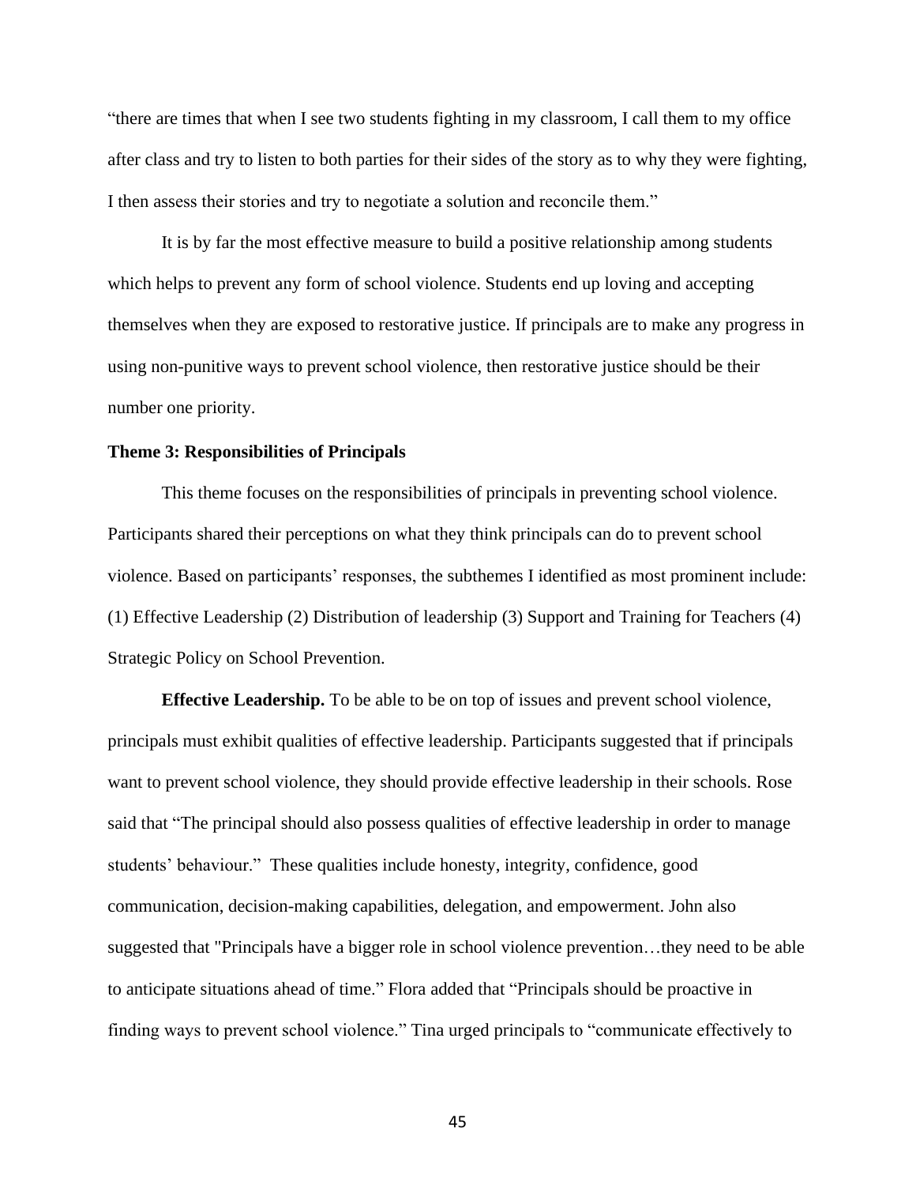"there are times that when I see two students fighting in my classroom, I call them to my office after class and try to listen to both parties for their sides of the story as to why they were fighting, I then assess their stories and try to negotiate a solution and reconcile them."

It is by far the most effective measure to build a positive relationship among students which helps to prevent any form of school violence. Students end up loving and accepting themselves when they are exposed to restorative justice. If principals are to make any progress in using non-punitive ways to prevent school violence, then restorative justice should be their number one priority.

### Theme 3: Responsibilities of Principals

This theme focuses on the responsibilities of principals in preventing school violence. Participants shared their perceptions on what they think principals can do to prevent school violence. Based on participants' responses, the subthemes I identified as most prominent include: (1) Effective Leadership (2) Distribution of leadership (3) Support and Training for Teachers (4) Strategic Policy on School Prevention.

**Effective Leadership.** To be able to be on top of issues and prevent school violence, principals must exhibit qualities of effective leadership. Participants suggested that if principals want to prevent school violence, they should provide effective leadership in their schools. Rose said that "The principal should also possess qualities of effective leadership in order to manage students' behaviour." These qualities include honesty, integrity, confidence, good communication, decision-making capabilities, delegation, and empowerment. John also suggested that "Principals have a bigger role in school violence prevention…they need to be able to anticipate situations ahead of time." Flora added that "Principals should be proactive in finding ways to prevent school violence." Tina urged principals to "communicate effectively to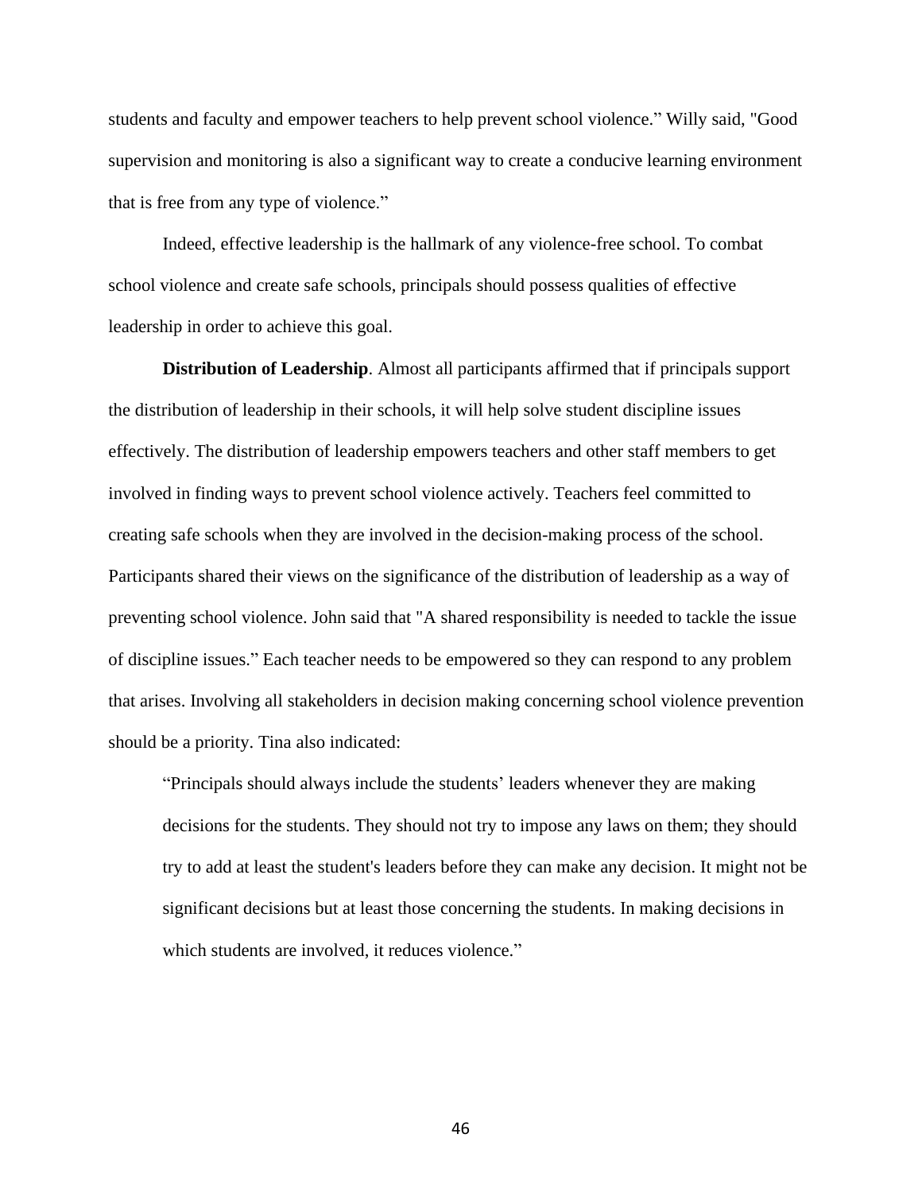students and faculty and empower teachers to help prevent school violence." Willy said, "Good supervision and monitoring is also a significant way to create a conducive learning environment that is free from any type of violence."

Indeed, effective leadership is the hallmark of any violence-free school. To combat school violence and create safe schools, principals should possess qualities of effective leadership in order to achieve this goal.

**Distribution of Leadership**. Almost all participants affirmed that if principals support the distribution of leadership in their schools, it will help solve student discipline issues effectively. The distribution of leadership empowers teachers and other staff members to get involved in finding ways to prevent school violence actively. Teachers feel committed to creating safe schools when they are involved in the decision-making process of the school. Participants shared their views on the significance of the distribution of leadership as a way of preventing school violence. John said that "A shared responsibility is needed to tackle the issue of discipline issues." Each teacher needs to be empowered so they can respond to any problem that arises. Involving all stakeholders in decision making concerning school violence prevention should be a priority. Tina also indicated:

> "Principals should always include the students' leaders whenever they are making decisions for the students. They should not try to impose any laws on them; they should try to add at least the student's leaders before they can make any decision. It might not be significant decisions but at least those concerning the students. In making decisions in which students are involved, it reduces violence."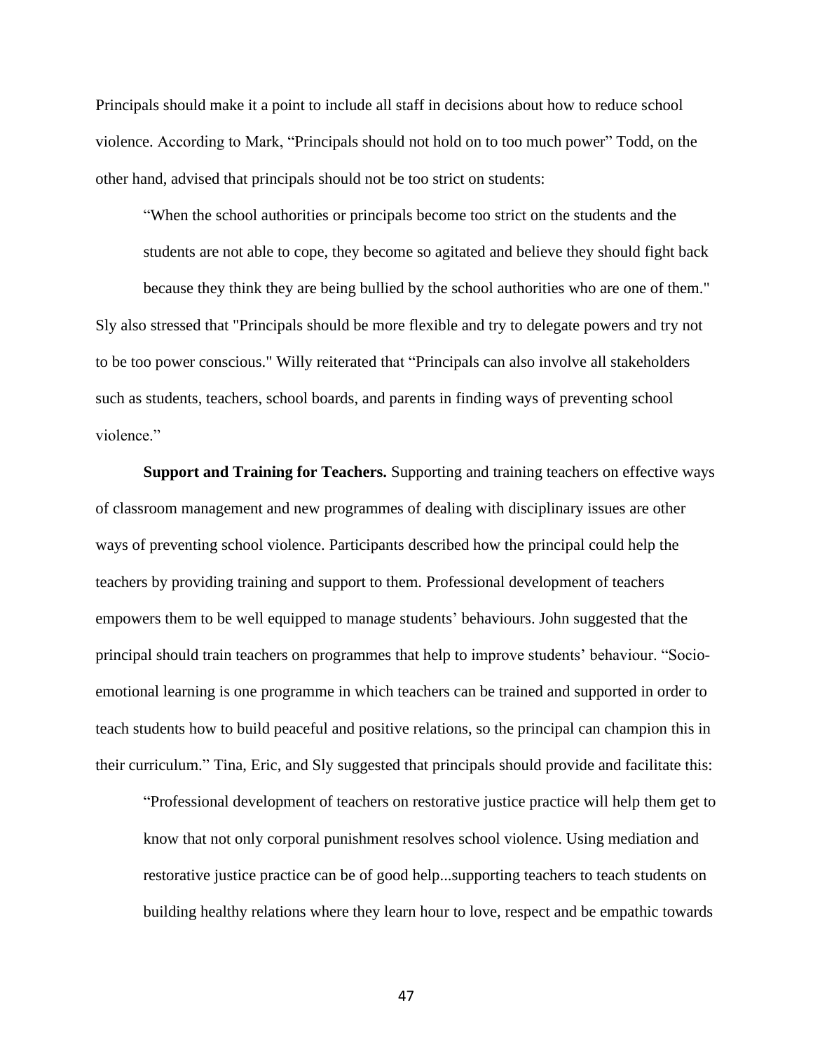Principals should make it a point to include all staff in decisions about how to reduce school violence. According to Mark, “Principals should not hold on to too much power” Todd, on the other hand, advised that principals should not be too strict on students:

> “When the school authorities or principals become too strict on the students and the students are not able to cope, they become so agitated and believe they should fight back because they think they are being bullied by the school authorities who are one of them."

Sly also stressed that "Principals should be more flexible and try to delegate powers and try not to be too power conscious." Willy reiterated that “Principals can also involve all stakeholders such as students, teachers, school boards, and parents in finding ways of preventing school violence.”

**Support and Training for Teachers.** Supporting and training teachers on effective ways of classroom management and new programmes of dealing with disciplinary issues are other ways of preventing school violence. Participants described how the principal could help the teachers by providing training and support to them. Professional development of teachers empowers them to be well equipped to manage students’ behaviours. John suggested that the principal should train teachers on programmes that help to improve students’ behaviour. “Socio-emotional learning is one programme in which teachers can be trained and supported in order to teach students how to build peaceful and positive relations, so the principal can champion this in their curriculum.” Tina, Eric, and Sly suggested that principals should provide and facilitate this:

> “Professional development of teachers on restorative justice practice will help them get to know that not only corporal punishment resolves school violence. Using mediation and restorative justice practice can be of good help...supporting teachers to teach students on building healthy relations where they learn hour to love, respect and be empathic towards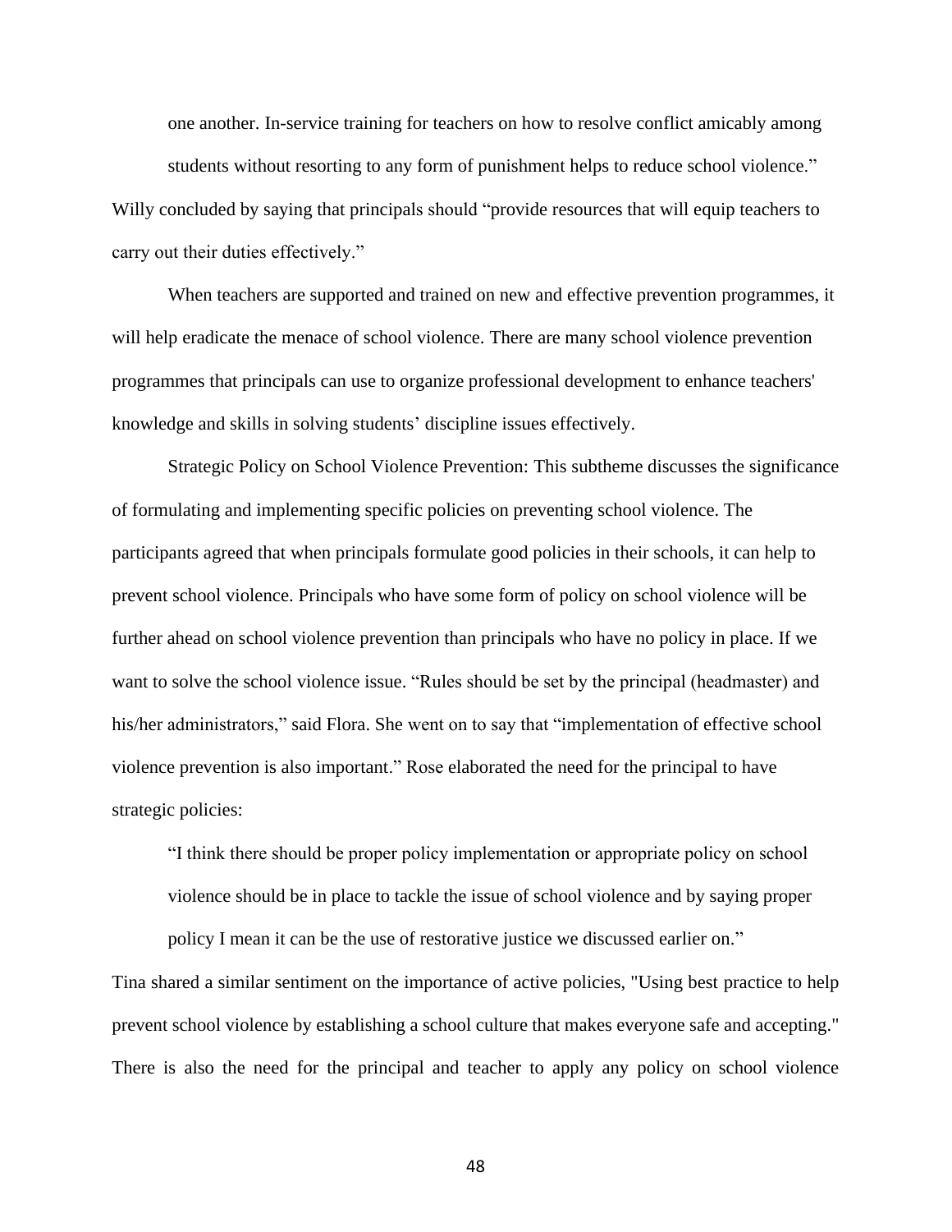one another. In-service training for teachers on how to resolve conflict amicably among students without resorting to any form of punishment helps to reduce school violence."

Willy concluded by saying that principals should "provide resources that will equip teachers to carry out their duties effectively."

When teachers are supported and trained on new and effective prevention programmes, it will help eradicate the menace of school violence. There are many school violence prevention programmes that principals can use to organize professional development to enhance teachers' knowledge and skills in solving students' discipline issues effectively.

Strategic Policy on School Violence Prevention: This subtheme discusses the significance of formulating and implementing specific policies on preventing school violence. The participants agreed that when principals formulate good policies in their schools, it can help to prevent school violence. Principals who have some form of policy on school violence will be further ahead on school violence prevention than principals who have no policy in place. If we want to solve the school violence issue. "Rules should be set by the principal (headmaster) and his/her administrators," said Flora. She went on to say that "implementation of effective school violence prevention is also important." Rose elaborated the need for the principal to have strategic policies:

> "I think there should be proper policy implementation or appropriate policy on school violence should be in place to tackle the issue of school violence and by saying proper policy I mean it can be the use of restorative justice we discussed earlier on."

Tina shared a similar sentiment on the importance of active policies, "Using best practice to help prevent school violence by establishing a school culture that makes everyone safe and accepting." There is also the need for the principal and teacher to apply any policy on school violence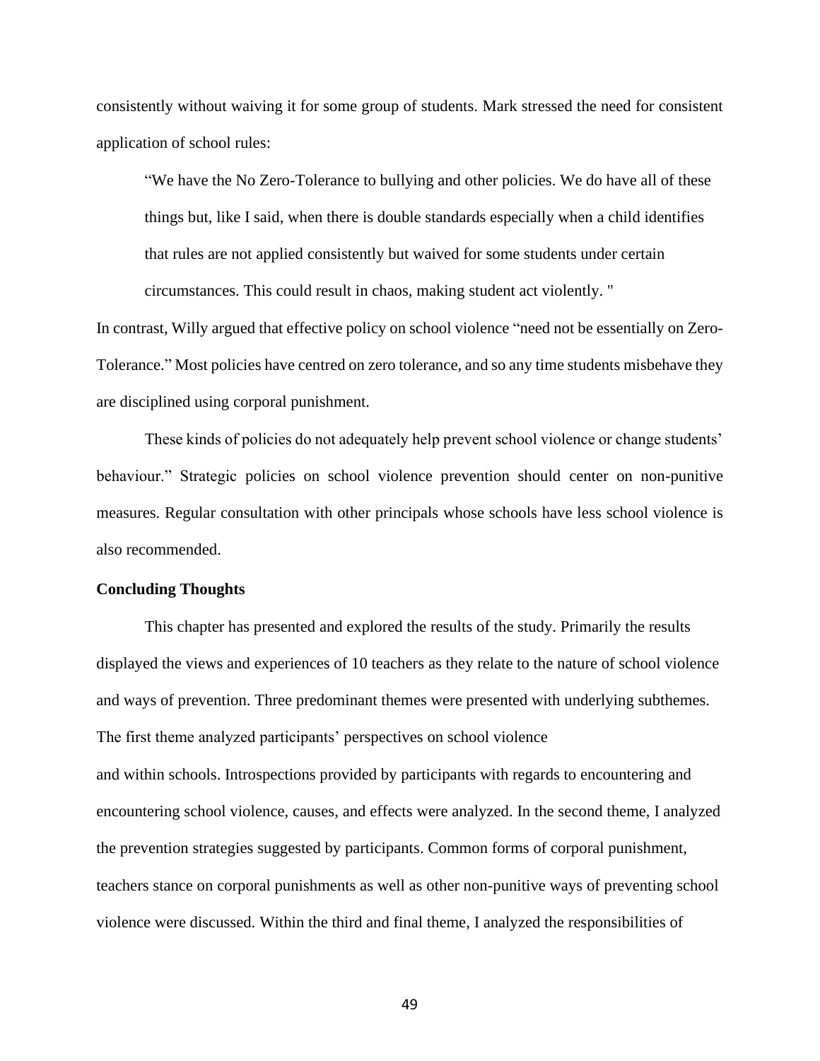consistently without waiving it for some group of students. Mark stressed the need for consistent application of school rules:

> "We have the No Zero-Tolerance to bullying and other policies. We do have all of these things but, like I said, when there is double standards especially when a child identifies that rules are not applied consistently but waived for some students under certain circumstances. This could result in chaos, making student act violently. "

In contrast, Willy argued that effective policy on school violence "need not be essentially on Zero-Tolerance." Most policies have centred on zero tolerance, and so any time students misbehave they are disciplined using corporal punishment.

These kinds of policies do not adequately help prevent school violence or change students' behaviour." Strategic policies on school violence prevention should center on non-punitive measures. Regular consultation with other principals whose schools have less school violence is also recommended.

**Concluding Thoughts**

This chapter has presented and explored the results of the study. Primarily the results displayed the views and experiences of 10 teachers as they relate to the nature of school violence and ways of prevention. Three predominant themes were presented with underlying subthemes. The first theme analyzed participants' perspectives on school violence
and within schools. Introspections provided by participants with regards to encountering and encountering school violence, causes, and effects were analyzed. In the second theme, I analyzed the prevention strategies suggested by participants. Common forms of corporal punishment, teachers stance on corporal punishments as well as other non-punitive ways of preventing school violence were discussed. Within the third and final theme, I analyzed the responsibilities of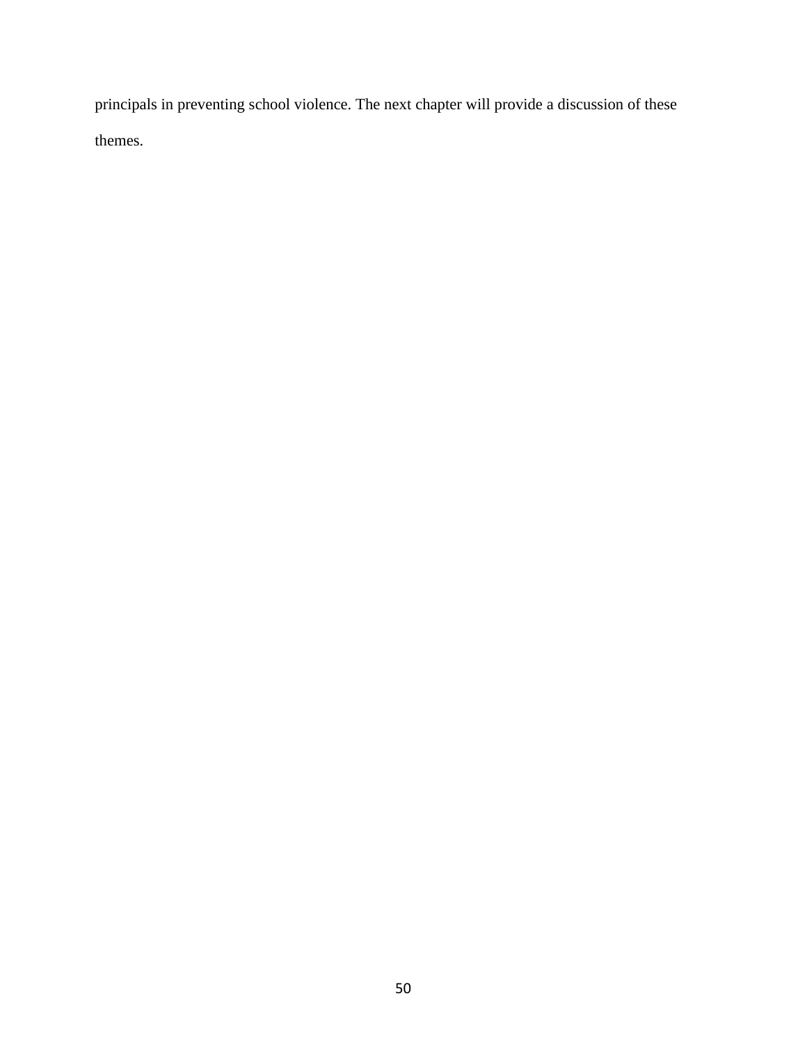principals in preventing school violence. The next chapter will provide a discussion of these themes.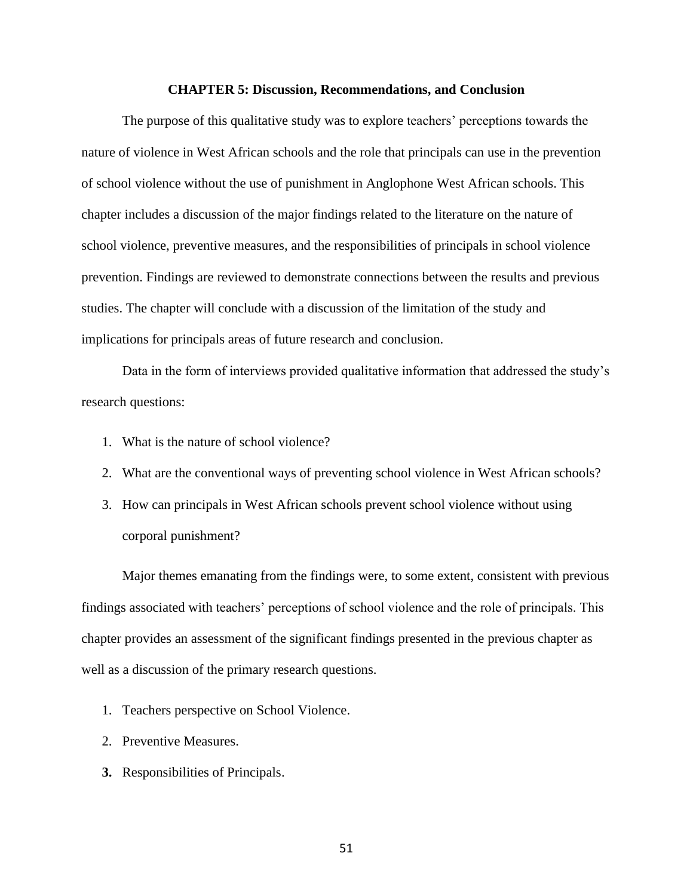# CHAPTER 5: Discussion, Recommendations, and Conclusion

The purpose of this qualitative study was to explore teachers' perceptions towards the nature of violence in West African schools and the role that principals can use in the prevention of school violence without the use of punishment in Anglophone West African schools. This chapter includes a discussion of the major findings related to the literature on the nature of school violence, preventive measures, and the responsibilities of principals in school violence prevention. Findings are reviewed to demonstrate connections between the results and previous studies. The chapter will conclude with a discussion of the limitation of the study and implications for principals areas of future research and conclusion.

Data in the form of interviews provided qualitative information that addressed the study's research questions:

1. What is the nature of school violence?
2. What are the conventional ways of preventing school violence in West African schools?
3. How can principals in West African schools prevent school violence without using corporal punishment?

Major themes emanating from the findings were, to some extent, consistent with previous findings associated with teachers' perceptions of school violence and the role of principals. This chapter provides an assessment of the significant findings presented in the previous chapter as well as a discussion of the primary research questions.

1. Teachers perspective on School Violence.
2. Preventive Measures.
3. Responsibilities of Principals.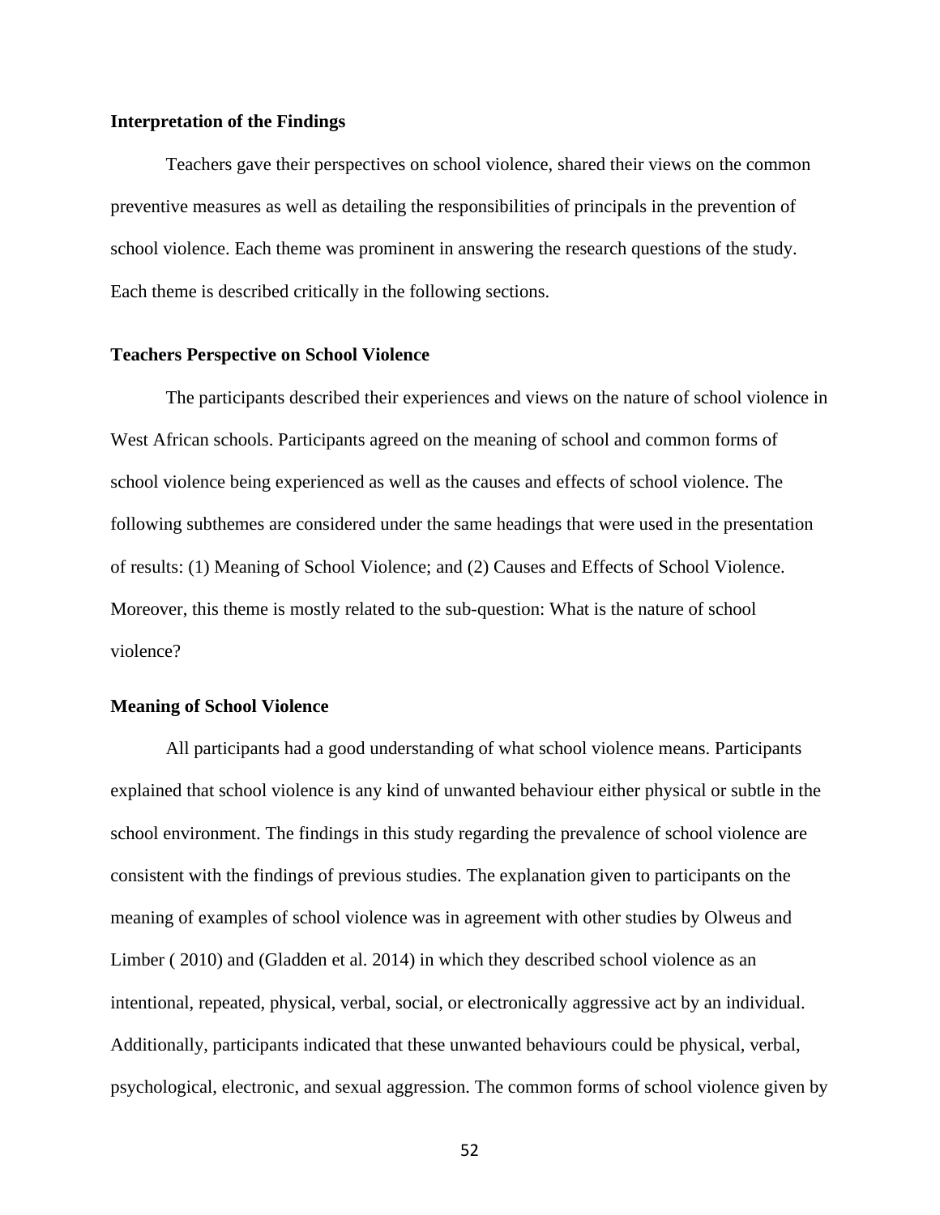## Interpretation of the Findings

Teachers gave their perspectives on school violence, shared their views on the common preventive measures as well as detailing the responsibilities of principals in the prevention of school violence. Each theme was prominent in answering the research questions of the study. Each theme is described critically in the following sections.

### Teachers Perspective on School Violence

The participants described their experiences and views on the nature of school violence in West African schools. Participants agreed on the meaning of school and common forms of school violence being experienced as well as the causes and effects of school violence. The following subthemes are considered under the same headings that were used in the presentation of results: (1) Meaning of School Violence; and (2) Causes and Effects of School Violence. Moreover, this theme is mostly related to the sub-question: What is the nature of school violence?

### Meaning of School Violence

All participants had a good understanding of what school violence means. Participants explained that school violence is any kind of unwanted behaviour either physical or subtle in the school environment. The findings in this study regarding the prevalence of school violence are consistent with the findings of previous studies. The explanation given to participants on the meaning of examples of school violence was in agreement with other studies by Olweus and Limber ( 2010) and (Gladden et al. 2014) in which they described school violence as an intentional, repeated, physical, verbal, social, or electronically aggressive act by an individual. Additionally, participants indicated that these unwanted behaviours could be physical, verbal, psychological, electronic, and sexual aggression. The common forms of school violence given by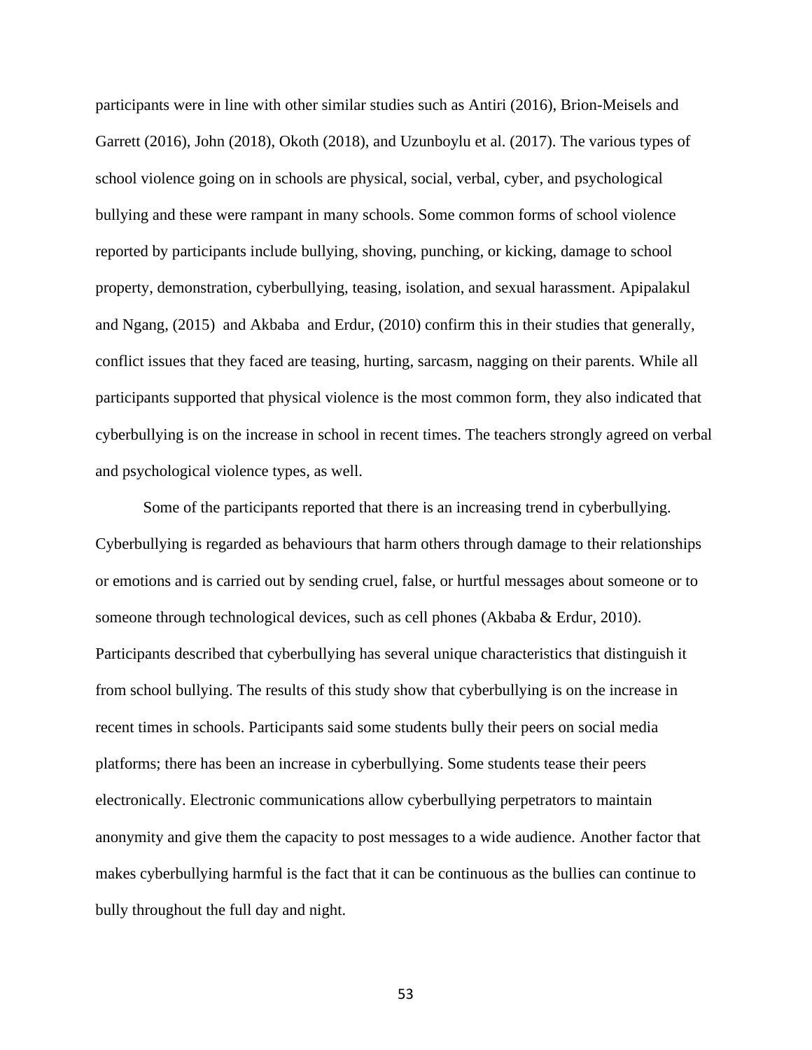participants were in line with other similar studies such as Antiri (2016), Brion-Meisels and Garrett (2016), John (2018), Okoth (2018), and Uzunboylu et al. (2017). The various types of school violence going on in schools are physical, social, verbal, cyber, and psychological bullying and these were rampant in many schools. Some common forms of school violence reported by participants include bullying, shoving, punching, or kicking, damage to school property, demonstration, cyberbullying, teasing, isolation, and sexual harassment. Apipalakul and Ngang, (2015) and Akbaba and Erdur, (2010) confirm this in their studies that generally, conflict issues that they faced are teasing, hurting, sarcasm, nagging on their parents. While all participants supported that physical violence is the most common form, they also indicated that cyberbullying is on the increase in school in recent times. The teachers strongly agreed on verbal and psychological violence types, as well.

Some of the participants reported that there is an increasing trend in cyberbullying. Cyberbullying is regarded as behaviours that harm others through damage to their relationships or emotions and is carried out by sending cruel, false, or hurtful messages about someone or to someone through technological devices, such as cell phones (Akbaba & Erdur, 2010). Participants described that cyberbullying has several unique characteristics that distinguish it from school bullying. The results of this study show that cyberbullying is on the increase in recent times in schools. Participants said some students bully their peers on social media platforms; there has been an increase in cyberbullying. Some students tease their peers electronically. Electronic communications allow cyberbullying perpetrators to maintain anonymity and give them the capacity to post messages to a wide audience. Another factor that makes cyberbullying harmful is the fact that it can be continuous as the bullies can continue to bully throughout the full day and night.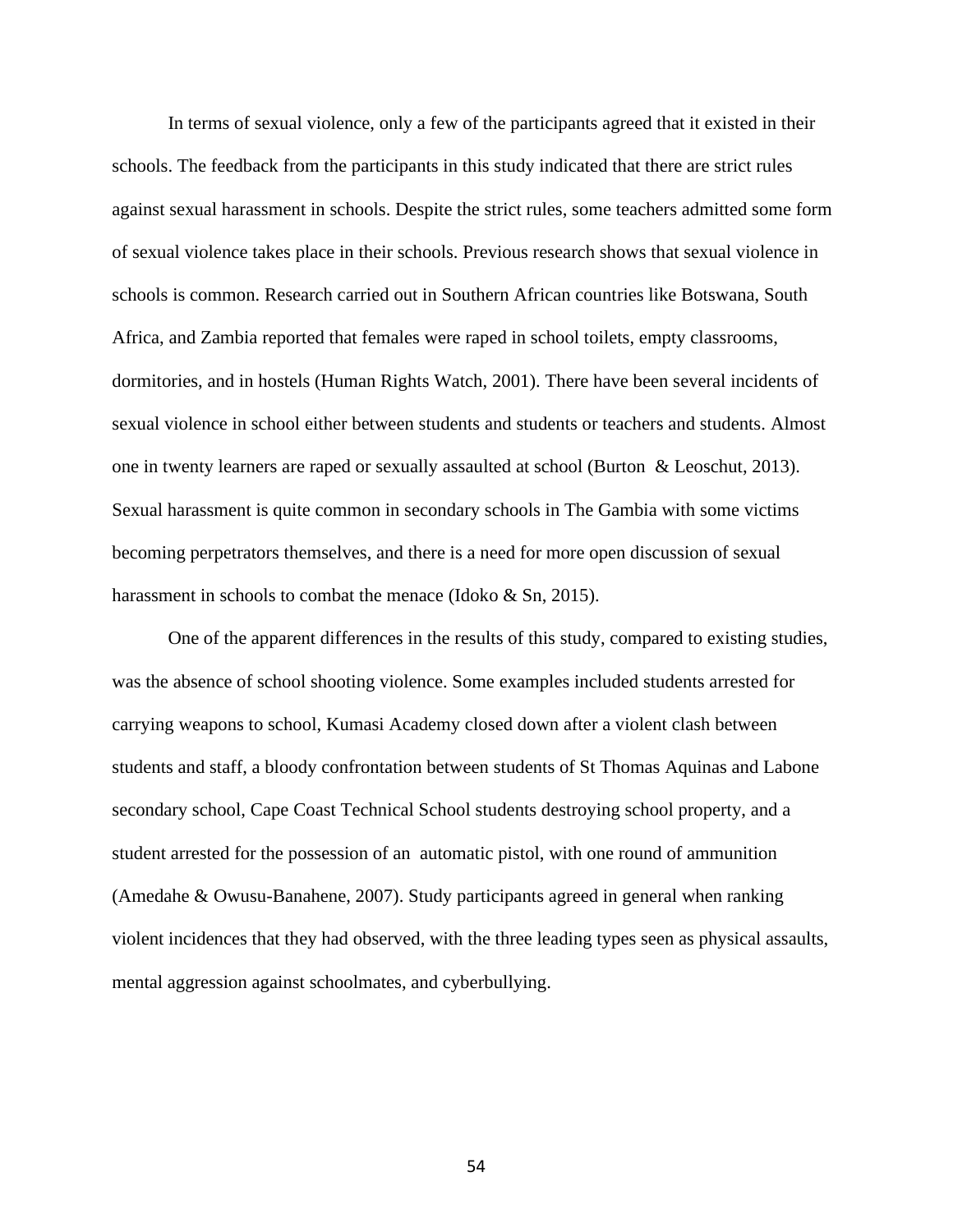In terms of sexual violence, only a few of the participants agreed that it existed in their schools. The feedback from the participants in this study indicated that there are strict rules against sexual harassment in schools. Despite the strict rules, some teachers admitted some form of sexual violence takes place in their schools. Previous research shows that sexual violence in schools is common. Research carried out in Southern African countries like Botswana, South Africa, and Zambia reported that females were raped in school toilets, empty classrooms, dormitories, and in hostels (Human Rights Watch, 2001). There have been several incidents of sexual violence in school either between students and students or teachers and students. Almost one in twenty learners are raped or sexually assaulted at school (Burton & Leoschut, 2013). Sexual harassment is quite common in secondary schools in The Gambia with some victims becoming perpetrators themselves, and there is a need for more open discussion of sexual harassment in schools to combat the menace (Idoko & Sn, 2015).

One of the apparent differences in the results of this study, compared to existing studies, was the absence of school shooting violence. Some examples included students arrested for carrying weapons to school, Kumasi Academy closed down after a violent clash between students and staff, a bloody confrontation between students of St Thomas Aquinas and Labone secondary school, Cape Coast Technical School students destroying school property, and a student arrested for the possession of an automatic pistol, with one round of ammunition (Amedahe & Owusu-Banahene, 2007). Study participants agreed in general when ranking violent incidences that they had observed, with the three leading types seen as physical assaults, mental aggression against schoolmates, and cyberbullying.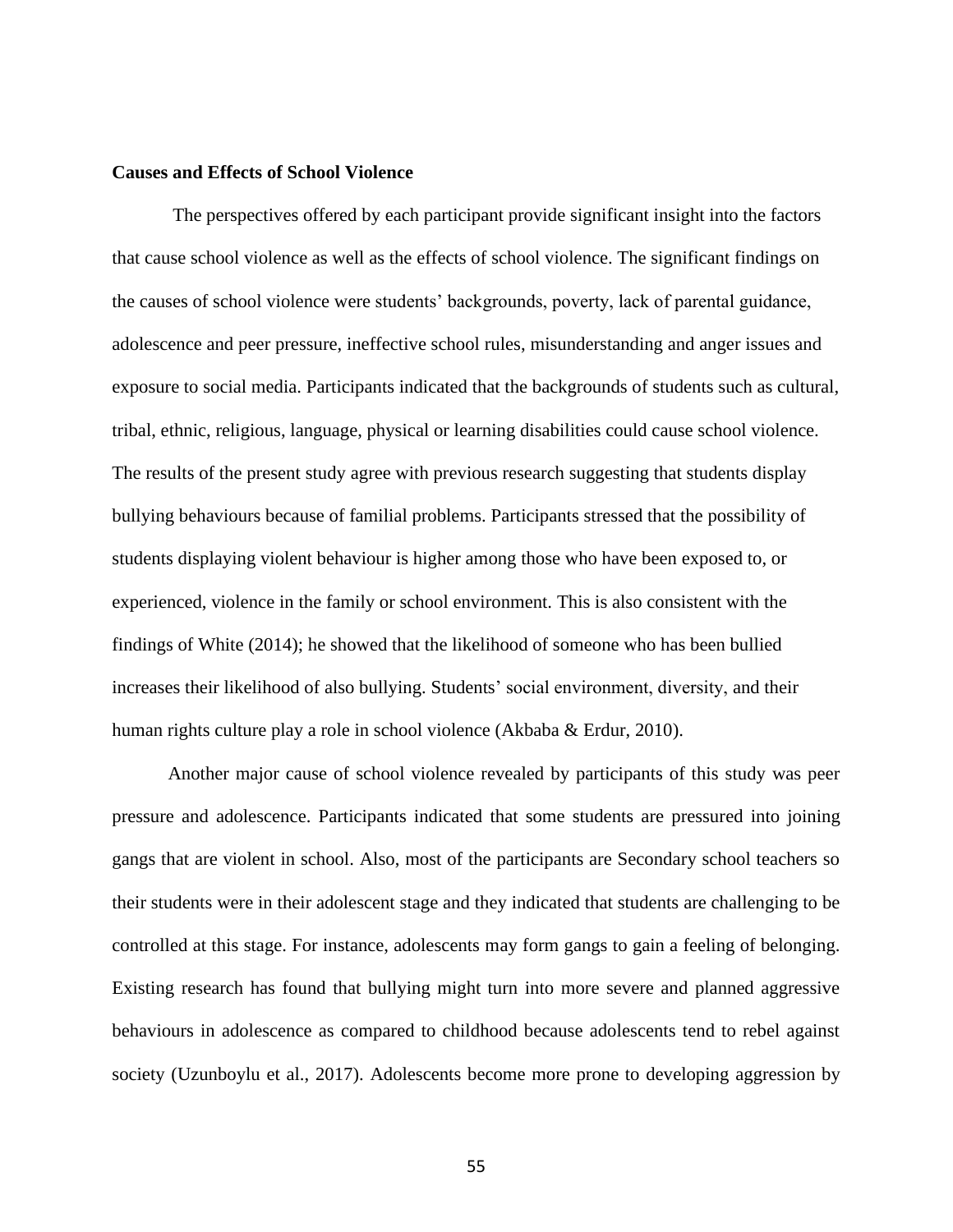**Causes and Effects of School Violence**

The perspectives offered by each participant provide significant insight into the factors that cause school violence as well as the effects of school violence. The significant findings on the causes of school violence were students' backgrounds, poverty, lack of parental guidance, adolescence and peer pressure, ineffective school rules, misunderstanding and anger issues and exposure to social media. Participants indicated that the backgrounds of students such as cultural, tribal, ethnic, religious, language, physical or learning disabilities could cause school violence. The results of the present study agree with previous research suggesting that students display bullying behaviours because of familial problems. Participants stressed that the possibility of students displaying violent behaviour is higher among those who have been exposed to, or experienced, violence in the family or school environment. This is also consistent with the findings of White (2014); he showed that the likelihood of someone who has been bullied increases their likelihood of also bullying. Students' social environment, diversity, and their human rights culture play a role in school violence (Akbaba & Erdur, 2010).

Another major cause of school violence revealed by participants of this study was peer pressure and adolescence. Participants indicated that some students are pressured into joining gangs that are violent in school. Also, most of the participants are Secondary school teachers so their students were in their adolescent stage and they indicated that students are challenging to be controlled at this stage. For instance, adolescents may form gangs to gain a feeling of belonging. Existing research has found that bullying might turn into more severe and planned aggressive behaviours in adolescence as compared to childhood because adolescents tend to rebel against society (Uzunboylu et al., 2017). Adolescents become more prone to developing aggression by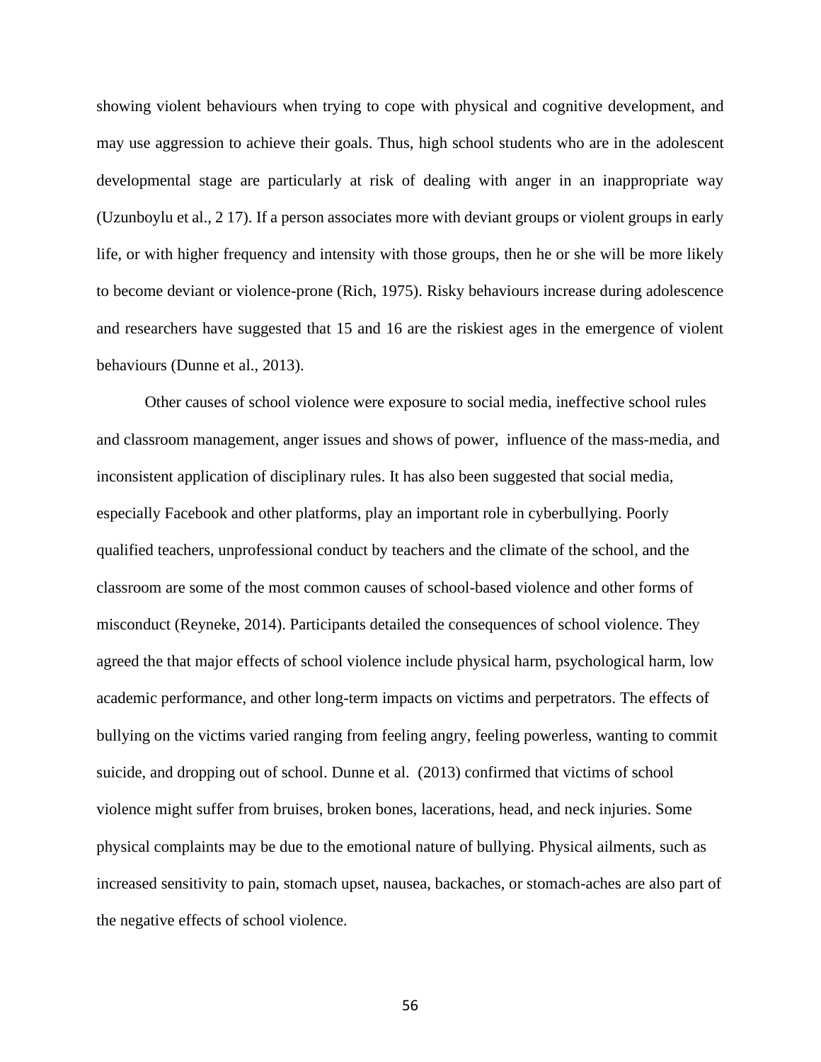showing violent behaviours when trying to cope with physical and cognitive development, and may use aggression to achieve their goals. Thus, high school students who are in the adolescent developmental stage are particularly at risk of dealing with anger in an inappropriate way (Uzunboylu et al., 2 17). If a person associates more with deviant groups or violent groups in early life, or with higher frequency and intensity with those groups, then he or she will be more likely to become deviant or violence-prone (Rich, 1975). Risky behaviours increase during adolescence and researchers have suggested that 15 and 16 are the riskiest ages in the emergence of violent behaviours (Dunne et al., 2013).

Other causes of school violence were exposure to social media, ineffective school rules and classroom management, anger issues and shows of power, influence of the mass-media, and inconsistent application of disciplinary rules. It has also been suggested that social media, especially Facebook and other platforms, play an important role in cyberbullying. Poorly qualified teachers, unprofessional conduct by teachers and the climate of the school, and the classroom are some of the most common causes of school-based violence and other forms of misconduct (Reyneke, 2014). Participants detailed the consequences of school violence. They agreed the that major effects of school violence include physical harm, psychological harm, low academic performance, and other long-term impacts on victims and perpetrators. The effects of bullying on the victims varied ranging from feeling angry, feeling powerless, wanting to commit suicide, and dropping out of school. Dunne et al. (2013) confirmed that victims of school violence might suffer from bruises, broken bones, lacerations, head, and neck injuries. Some physical complaints may be due to the emotional nature of bullying. Physical ailments, such as increased sensitivity to pain, stomach upset, nausea, backaches, or stomach-aches are also part of the negative effects of school violence.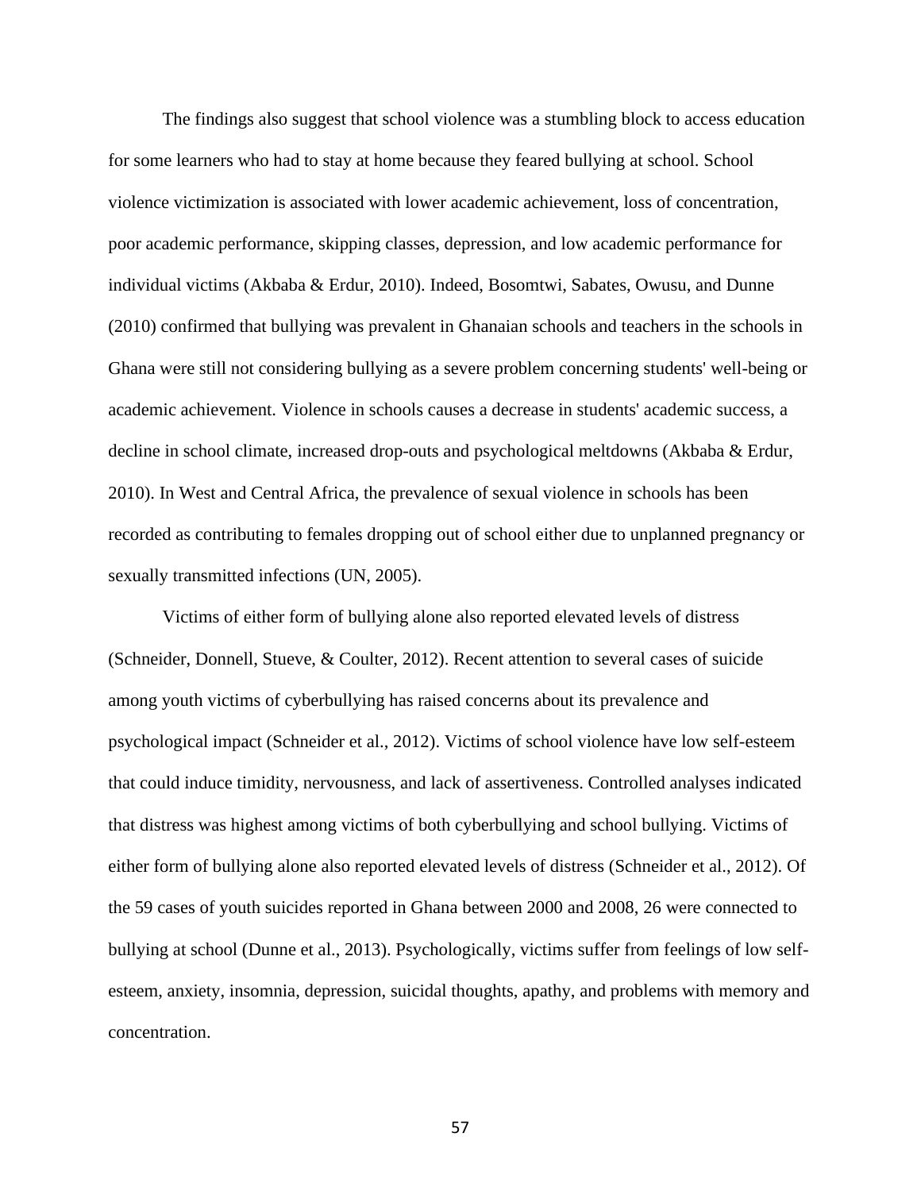The findings also suggest that school violence was a stumbling block to access education for some learners who had to stay at home because they feared bullying at school. School violence victimization is associated with lower academic achievement, loss of concentration, poor academic performance, skipping classes, depression, and low academic performance for individual victims (Akbaba & Erdur, 2010). Indeed, Bosomtwi, Sabates, Owusu, and Dunne (2010) confirmed that bullying was prevalent in Ghanaian schools and teachers in the schools in Ghana were still not considering bullying as a severe problem concerning students' well-being or academic achievement. Violence in schools causes a decrease in students' academic success, a decline in school climate, increased drop-outs and psychological meltdowns (Akbaba & Erdur, 2010). In West and Central Africa, the prevalence of sexual violence in schools has been recorded as contributing to females dropping out of school either due to unplanned pregnancy or sexually transmitted infections (UN, 2005).

Victims of either form of bullying alone also reported elevated levels of distress (Schneider, Donnell, Stueve, & Coulter, 2012). Recent attention to several cases of suicide among youth victims of cyberbullying has raised concerns about its prevalence and psychological impact (Schneider et al., 2012). Victims of school violence have low self-esteem that could induce timidity, nervousness, and lack of assertiveness. Controlled analyses indicated that distress was highest among victims of both cyberbullying and school bullying. Victims of either form of bullying alone also reported elevated levels of distress (Schneider et al., 2012). Of the 59 cases of youth suicides reported in Ghana between 2000 and 2008, 26 were connected to bullying at school (Dunne et al., 2013). Psychologically, victims suffer from feelings of low self-esteem, anxiety, insomnia, depression, suicidal thoughts, apathy, and problems with memory and concentration.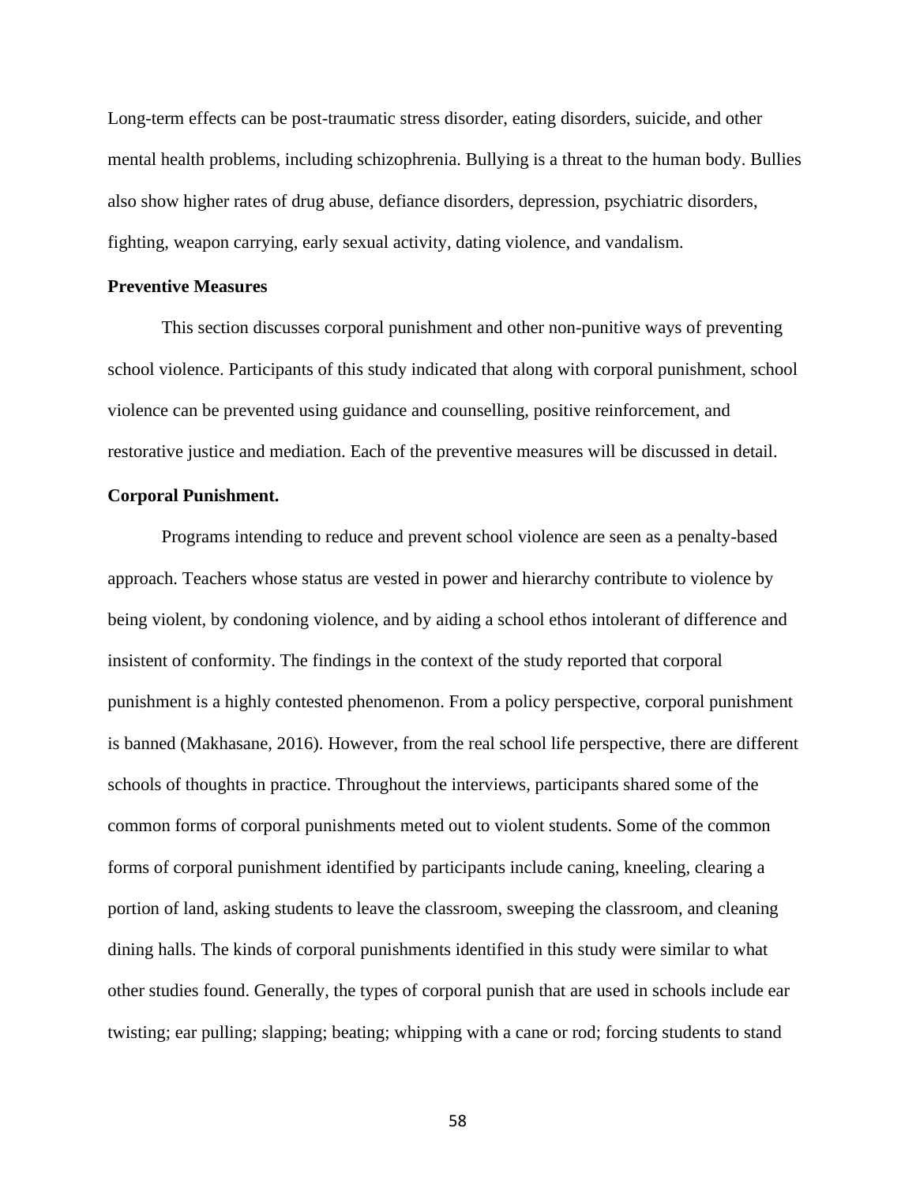Long-term effects can be post-traumatic stress disorder, eating disorders, suicide, and other mental health problems, including schizophrenia. Bullying is a threat to the human body. Bullies also show higher rates of drug abuse, defiance disorders, depression, psychiatric disorders, fighting, weapon carrying, early sexual activity, dating violence, and vandalism.

**Preventive Measures**

This section discusses corporal punishment and other non-punitive ways of preventing school violence. Participants of this study indicated that along with corporal punishment, school violence can be prevented using guidance and counselling, positive reinforcement, and restorative justice and mediation. Each of the preventive measures will be discussed in detail.

**Corporal Punishment.**

Programs intending to reduce and prevent school violence are seen as a penalty-based approach. Teachers whose status are vested in power and hierarchy contribute to violence by being violent, by condoning violence, and by aiding a school ethos intolerant of difference and insistent of conformity. The findings in the context of the study reported that corporal punishment is a highly contested phenomenon. From a policy perspective, corporal punishment is banned (Makhasane, 2016). However, from the real school life perspective, there are different schools of thoughts in practice. Throughout the interviews, participants shared some of the common forms of corporal punishments meted out to violent students. Some of the common forms of corporal punishment identified by participants include caning, kneeling, clearing a portion of land, asking students to leave the classroom, sweeping the classroom, and cleaning dining halls. The kinds of corporal punishments identified in this study were similar to what other studies found. Generally, the types of corporal punish that are used in schools include ear twisting; ear pulling; slapping; beating; whipping with a cane or rod; forcing students to stand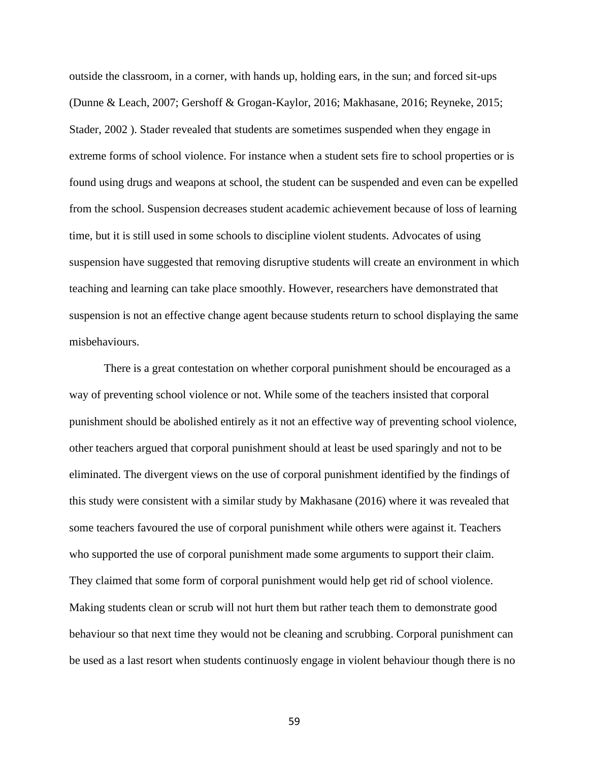outside the classroom, in a corner, with hands up, holding ears, in the sun; and forced sit-ups (Dunne & Leach, 2007; Gershoff & Grogan-Kaylor, 2016; Makhasane, 2016; Reyneke, 2015; Stader, 2002 ). Stader revealed that students are sometimes suspended when they engage in extreme forms of school violence. For instance when a student sets fire to school properties or is found using drugs and weapons at school, the student can be suspended and even can be expelled from the school. Suspension decreases student academic achievement because of loss of learning time, but it is still used in some schools to discipline violent students. Advocates of using suspension have suggested that removing disruptive students will create an environment in which teaching and learning can take place smoothly. However, researchers have demonstrated that suspension is not an effective change agent because students return to school displaying the same misbehaviours.

There is a great contestation on whether corporal punishment should be encouraged as a way of preventing school violence or not. While some of the teachers insisted that corporal punishment should be abolished entirely as it not an effective way of preventing school violence, other teachers argued that corporal punishment should at least be used sparingly and not to be eliminated. The divergent views on the use of corporal punishment identified by the findings of this study were consistent with a similar study by Makhasane (2016) where it was revealed that some teachers favoured the use of corporal punishment while others were against it. Teachers who supported the use of corporal punishment made some arguments to support their claim. They claimed that some form of corporal punishment would help get rid of school violence. Making students clean or scrub will not hurt them but rather teach them to demonstrate good behaviour so that next time they would not be cleaning and scrubbing. Corporal punishment can be used as a last resort when students continuosly engage in violent behaviour though there is no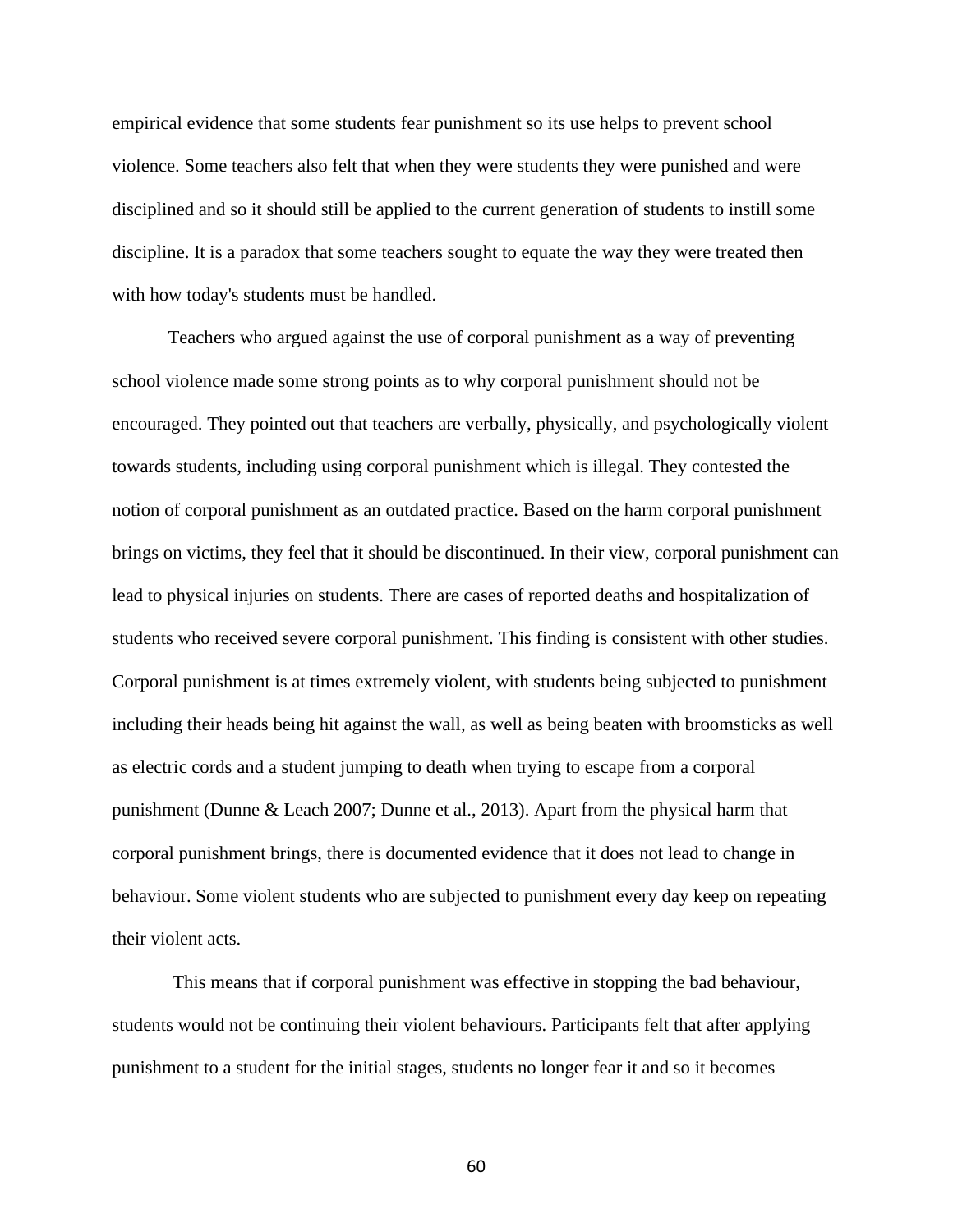empirical evidence that some students fear punishment so its use helps to prevent school violence. Some teachers also felt that when they were students they were punished and were disciplined and so it should still be applied to the current generation of students to instill some discipline. It is a paradox that some teachers sought to equate the way they were treated then with how today's students must be handled.

Teachers who argued against the use of corporal punishment as a way of preventing school violence made some strong points as to why corporal punishment should not be encouraged. They pointed out that teachers are verbally, physically, and psychologically violent towards students, including using corporal punishment which is illegal. They contested the notion of corporal punishment as an outdated practice. Based on the harm corporal punishment brings on victims, they feel that it should be discontinued. In their view, corporal punishment can lead to physical injuries on students. There are cases of reported deaths and hospitalization of students who received severe corporal punishment. This finding is consistent with other studies. Corporal punishment is at times extremely violent, with students being subjected to punishment including their heads being hit against the wall, as well as being beaten with broomsticks as well as electric cords and a student jumping to death when trying to escape from a corporal punishment (Dunne & Leach 2007; Dunne et al., 2013). Apart from the physical harm that corporal punishment brings, there is documented evidence that it does not lead to change in behaviour. Some violent students who are subjected to punishment every day keep on repeating their violent acts.

This means that if corporal punishment was effective in stopping the bad behaviour, students would not be continuing their violent behaviours. Participants felt that after applying punishment to a student for the initial stages, students no longer fear it and so it becomes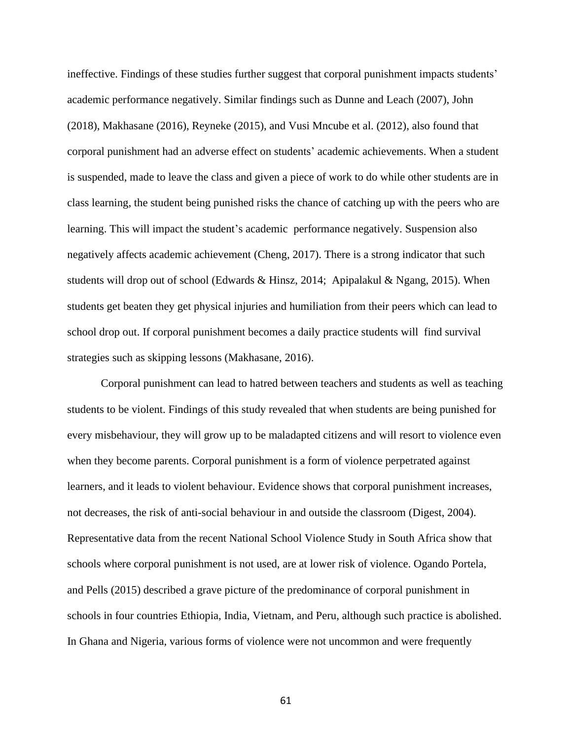ineffective. Findings of these studies further suggest that corporal punishment impacts students' academic performance negatively. Similar findings such as Dunne and Leach (2007), John (2018), Makhasane (2016), Reyneke (2015), and Vusi Mncube et al. (2012), also found that corporal punishment had an adverse effect on students' academic achievements. When a student is suspended, made to leave the class and given a piece of work to do while other students are in class learning, the student being punished risks the chance of catching up with the peers who are learning. This will impact the student's academic performance negatively. Suspension also negatively affects academic achievement (Cheng, 2017). There is a strong indicator that such students will drop out of school (Edwards & Hinsz, 2014; Apipalakul & Ngang, 2015). When students get beaten they get physical injuries and humiliation from their peers which can lead to school drop out. If corporal punishment becomes a daily practice students will find survival strategies such as skipping lessons (Makhasane, 2016).

Corporal punishment can lead to hatred between teachers and students as well as teaching students to be violent. Findings of this study revealed that when students are being punished for every misbehaviour, they will grow up to be maladapted citizens and will resort to violence even when they become parents. Corporal punishment is a form of violence perpetrated against learners, and it leads to violent behaviour. Evidence shows that corporal punishment increases, not decreases, the risk of anti-social behaviour in and outside the classroom (Digest, 2004). Representative data from the recent National School Violence Study in South Africa show that schools where corporal punishment is not used, are at lower risk of violence. Ogando Portela, and Pells (2015) described a grave picture of the predominance of corporal punishment in schools in four countries Ethiopia, India, Vietnam, and Peru, although such practice is abolished. In Ghana and Nigeria, various forms of violence were not uncommon and were frequently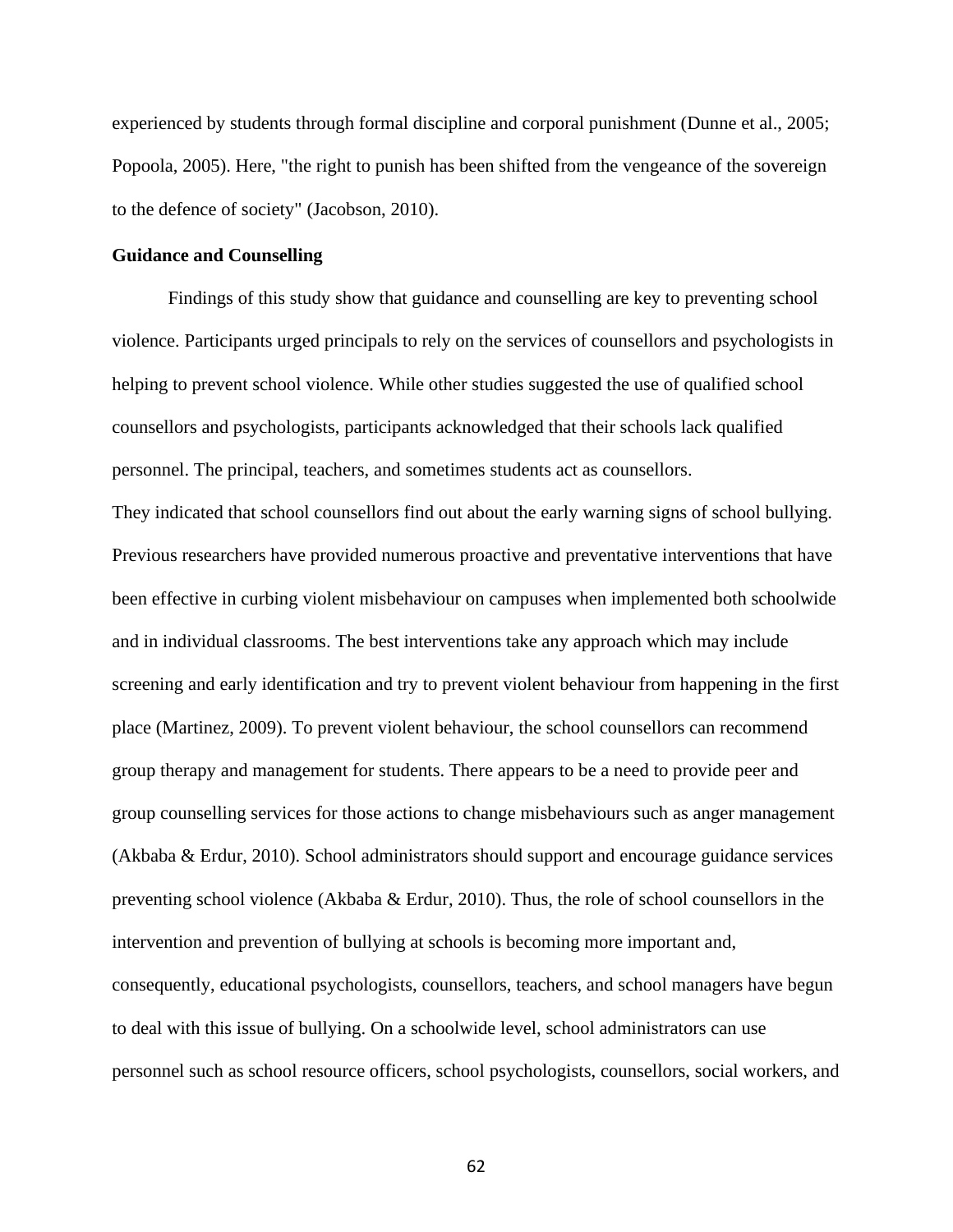experienced by students through formal discipline and corporal punishment (Dunne et al., 2005; Popoola, 2005). Here, "the right to punish has been shifted from the vengeance of the sovereign to the defence of society" (Jacobson, 2010).

**Guidance and Counselling**

Findings of this study show that guidance and counselling are key to preventing school violence. Participants urged principals to rely on the services of counsellors and psychologists in helping to prevent school violence. While other studies suggested the use of qualified school counsellors and psychologists, participants acknowledged that their schools lack qualified personnel. The principal, teachers, and sometimes students act as counsellors.

They indicated that school counsellors find out about the early warning signs of school bullying. Previous researchers have provided numerous proactive and preventative interventions that have been effective in curbing violent misbehaviour on campuses when implemented both schoolwide and in individual classrooms. The best interventions take any approach which may include screening and early identification and try to prevent violent behaviour from happening in the first place (Martinez, 2009). To prevent violent behaviour, the school counsellors can recommend group therapy and management for students. There appears to be a need to provide peer and group counselling services for those actions to change misbehaviours such as anger management (Akbaba & Erdur, 2010). School administrators should support and encourage guidance services preventing school violence (Akbaba & Erdur, 2010). Thus, the role of school counsellors in the intervention and prevention of bullying at schools is becoming more important and, consequently, educational psychologists, counsellors, teachers, and school managers have begun to deal with this issue of bullying. On a schoolwide level, school administrators can use personnel such as school resource officers, school psychologists, counsellors, social workers, and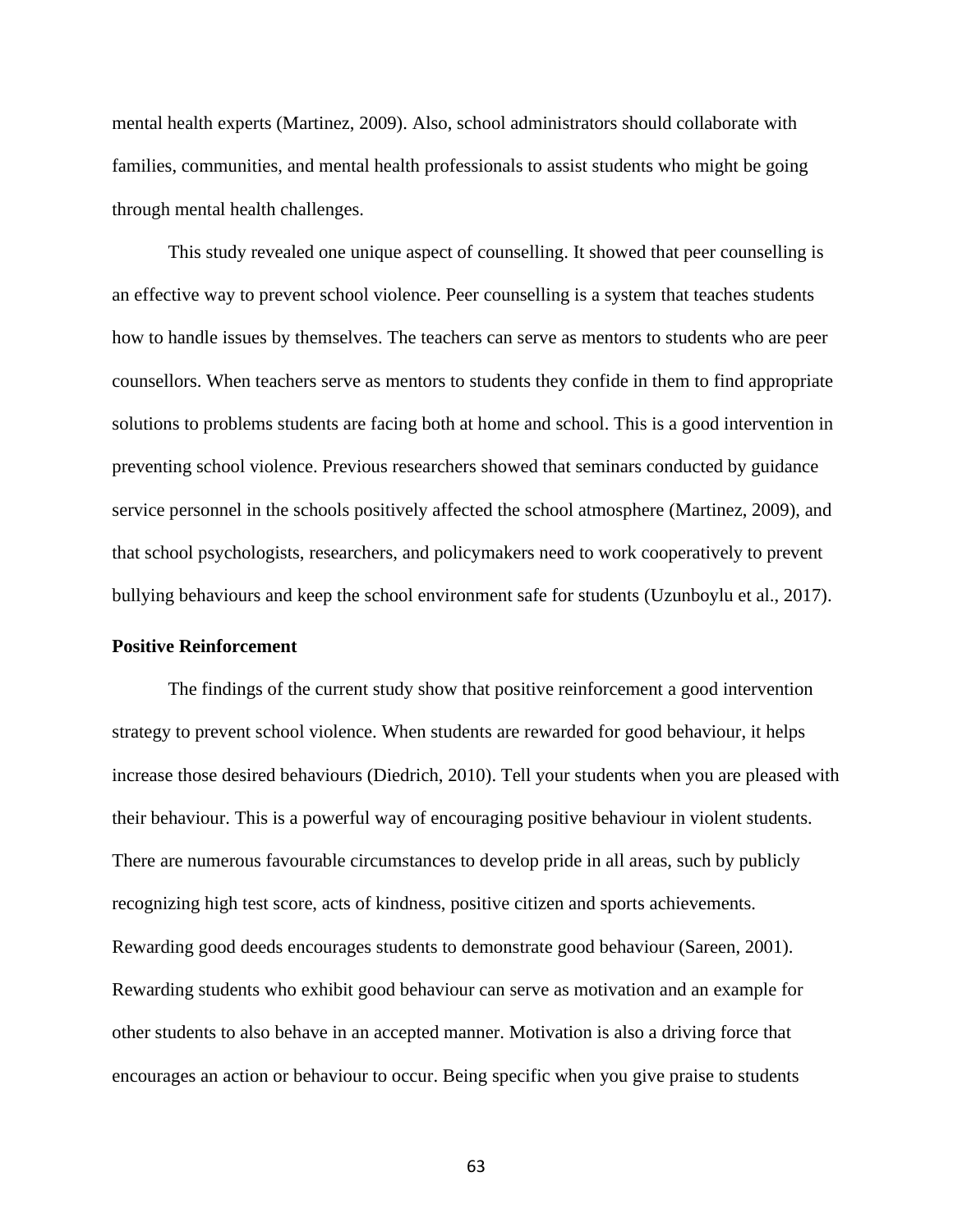mental health experts (Martinez, 2009). Also, school administrators should collaborate with families, communities, and mental health professionals to assist students who might be going through mental health challenges.

This study revealed one unique aspect of counselling. It showed that peer counselling is an effective way to prevent school violence. Peer counselling is a system that teaches students how to handle issues by themselves. The teachers can serve as mentors to students who are peer counsellors. When teachers serve as mentors to students they confide in them to find appropriate solutions to problems students are facing both at home and school. This is a good intervention in preventing school violence. Previous researchers showed that seminars conducted by guidance service personnel in the schools positively affected the school atmosphere (Martinez, 2009), and that school psychologists, researchers, and policymakers need to work cooperatively to prevent bullying behaviours and keep the school environment safe for students (Uzunboylu et al., 2017).

**Positive Reinforcement**

The findings of the current study show that positive reinforcement a good intervention strategy to prevent school violence. When students are rewarded for good behaviour, it helps increase those desired behaviours (Diedrich, 2010). Tell your students when you are pleased with their behaviour. This is a powerful way of encouraging positive behaviour in violent students. There are numerous favourable circumstances to develop pride in all areas, such by publicly recognizing high test score, acts of kindness, positive citizen and sports achievements. Rewarding good deeds encourages students to demonstrate good behaviour (Sareen, 2001). Rewarding students who exhibit good behaviour can serve as motivation and an example for other students to also behave in an accepted manner. Motivation is also a driving force that encourages an action or behaviour to occur. Being specific when you give praise to students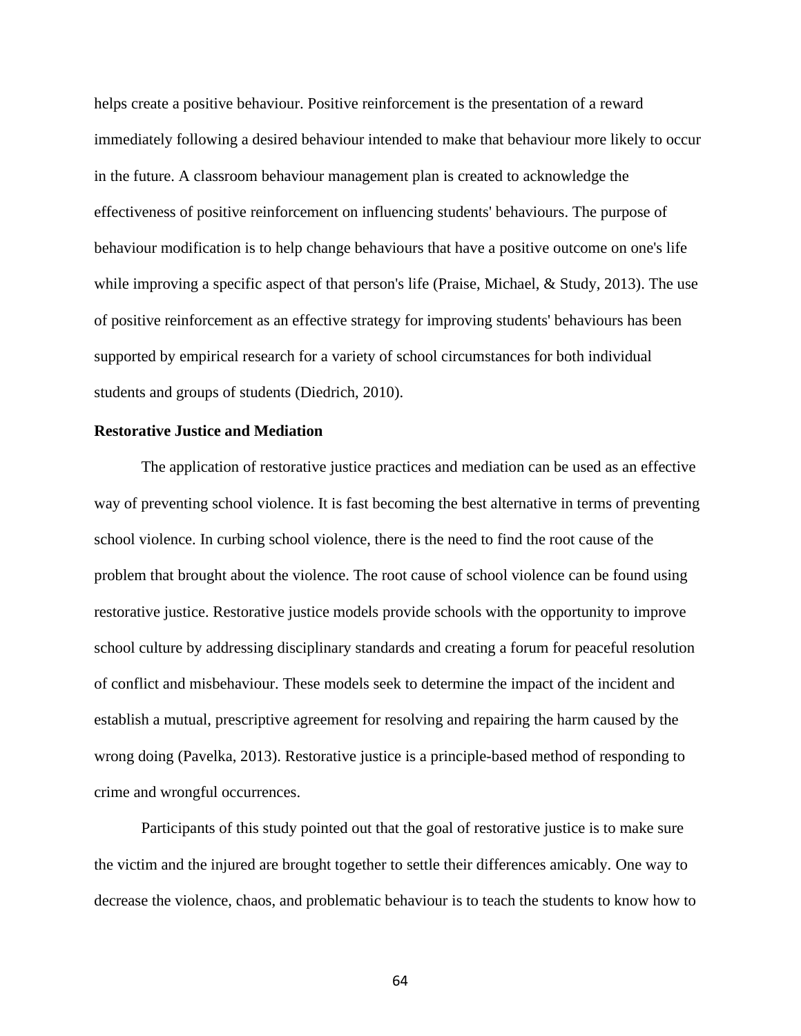helps create a positive behaviour. Positive reinforcement is the presentation of a reward immediately following a desired behaviour intended to make that behaviour more likely to occur in the future. A classroom behaviour management plan is created to acknowledge the effectiveness of positive reinforcement on influencing students' behaviours. The purpose of behaviour modification is to help change behaviours that have a positive outcome on one's life while improving a specific aspect of that person's life (Praise, Michael, & Study, 2013). The use of positive reinforcement as an effective strategy for improving students' behaviours has been supported by empirical research for a variety of school circumstances for both individual students and groups of students (Diedrich, 2010).

**Restorative Justice and Mediation**

The application of restorative justice practices and mediation can be used as an effective way of preventing school violence. It is fast becoming the best alternative in terms of preventing school violence. In curbing school violence, there is the need to find the root cause of the problem that brought about the violence. The root cause of school violence can be found using restorative justice. Restorative justice models provide schools with the opportunity to improve school culture by addressing disciplinary standards and creating a forum for peaceful resolution of conflict and misbehaviour. These models seek to determine the impact of the incident and establish a mutual, prescriptive agreement for resolving and repairing the harm caused by the wrong doing (Pavelka, 2013). Restorative justice is a principle-based method of responding to crime and wrongful occurrences.

Participants of this study pointed out that the goal of restorative justice is to make sure the victim and the injured are brought together to settle their differences amicably. One way to decrease the violence, chaos, and problematic behaviour is to teach the students to know how to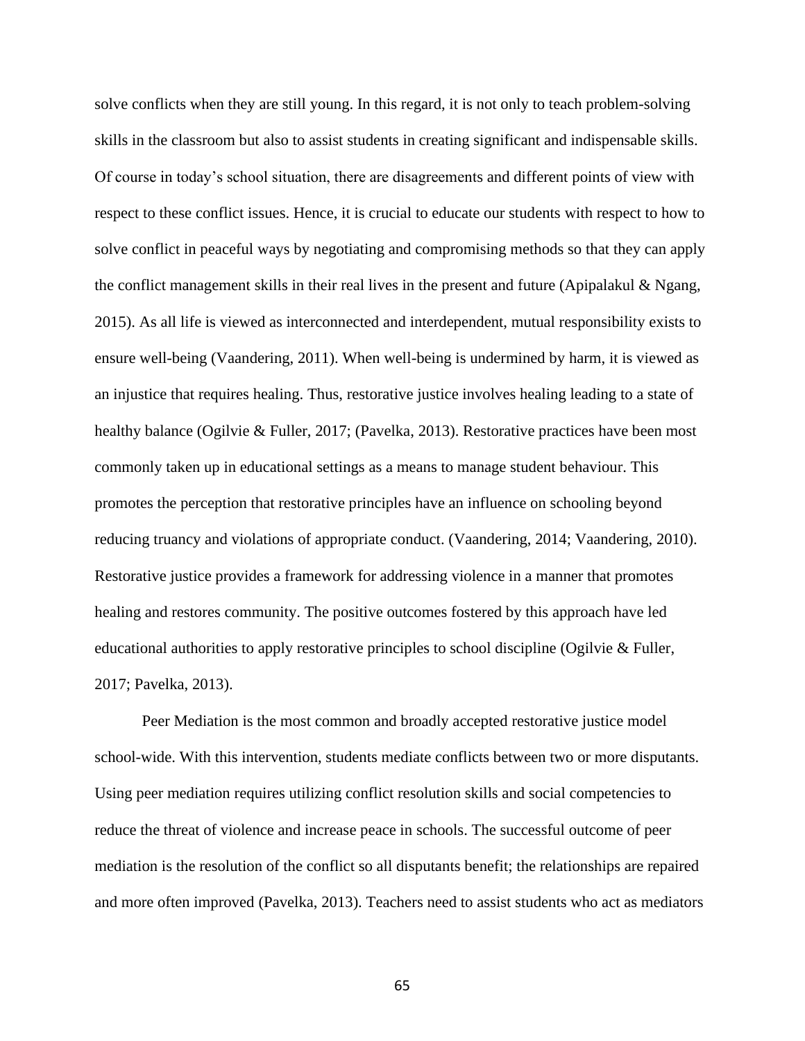solve conflicts when they are still young. In this regard, it is not only to teach problem-solving skills in the classroom but also to assist students in creating significant and indispensable skills. Of course in today's school situation, there are disagreements and different points of view with respect to these conflict issues. Hence, it is crucial to educate our students with respect to how to solve conflict in peaceful ways by negotiating and compromising methods so that they can apply the conflict management skills in their real lives in the present and future (Apipalakul & Ngang, 2015). As all life is viewed as interconnected and interdependent, mutual responsibility exists to ensure well-being (Vaandering, 2011). When well-being is undermined by harm, it is viewed as an injustice that requires healing. Thus, restorative justice involves healing leading to a state of healthy balance (Ogilvie & Fuller, 2017; (Pavelka, 2013). Restorative practices have been most commonly taken up in educational settings as a means to manage student behaviour. This promotes the perception that restorative principles have an influence on schooling beyond reducing truancy and violations of appropriate conduct. (Vaandering, 2014; Vaandering, 2010). Restorative justice provides a framework for addressing violence in a manner that promotes healing and restores community. The positive outcomes fostered by this approach have led educational authorities to apply restorative principles to school discipline (Ogilvie & Fuller, 2017; Pavelka, 2013).

Peer Mediation is the most common and broadly accepted restorative justice model school-wide. With this intervention, students mediate conflicts between two or more disputants. Using peer mediation requires utilizing conflict resolution skills and social competencies to reduce the threat of violence and increase peace in schools. The successful outcome of peer mediation is the resolution of the conflict so all disputants benefit; the relationships are repaired and more often improved (Pavelka, 2013). Teachers need to assist students who act as mediators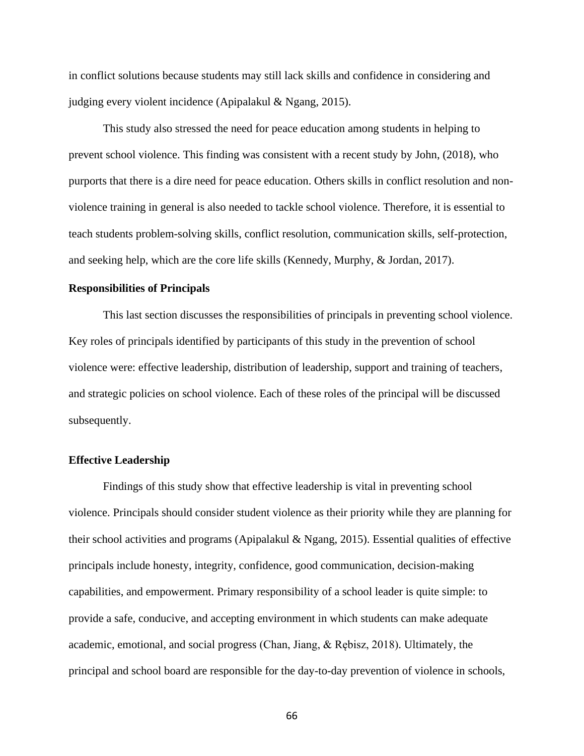in conflict solutions because students may still lack skills and confidence in considering and judging every violent incidence (Apipalakul & Ngang, 2015).

This study also stressed the need for peace education among students in helping to prevent school violence. This finding was consistent with a recent study by John, (2018), who purports that there is a dire need for peace education. Others skills in conflict resolution and non-violence training in general is also needed to tackle school violence. Therefore, it is essential to teach students problem-solving skills, conflict resolution, communication skills, self-protection, and seeking help, which are the core life skills (Kennedy, Murphy, & Jordan, 2017).

**Responsibilities of Principals**

This last section discusses the responsibilities of principals in preventing school violence. Key roles of principals identified by participants of this study in the prevention of school violence were: effective leadership, distribution of leadership, support and training of teachers, and strategic policies on school violence. Each of these roles of the principal will be discussed subsequently.

**Effective Leadership**

Findings of this study show that effective leadership is vital in preventing school violence. Principals should consider student violence as their priority while they are planning for their school activities and programs (Apipalakul & Ngang, 2015). Essential qualities of effective principals include honesty, integrity, confidence, good communication, decision-making capabilities, and empowerment. Primary responsibility of a school leader is quite simple: to provide a safe, conducive, and accepting environment in which students can make adequate academic, emotional, and social progress (Chan, Jiang, & Rębisz, 2018). Ultimately, the principal and school board are responsible for the day-to-day prevention of violence in schools,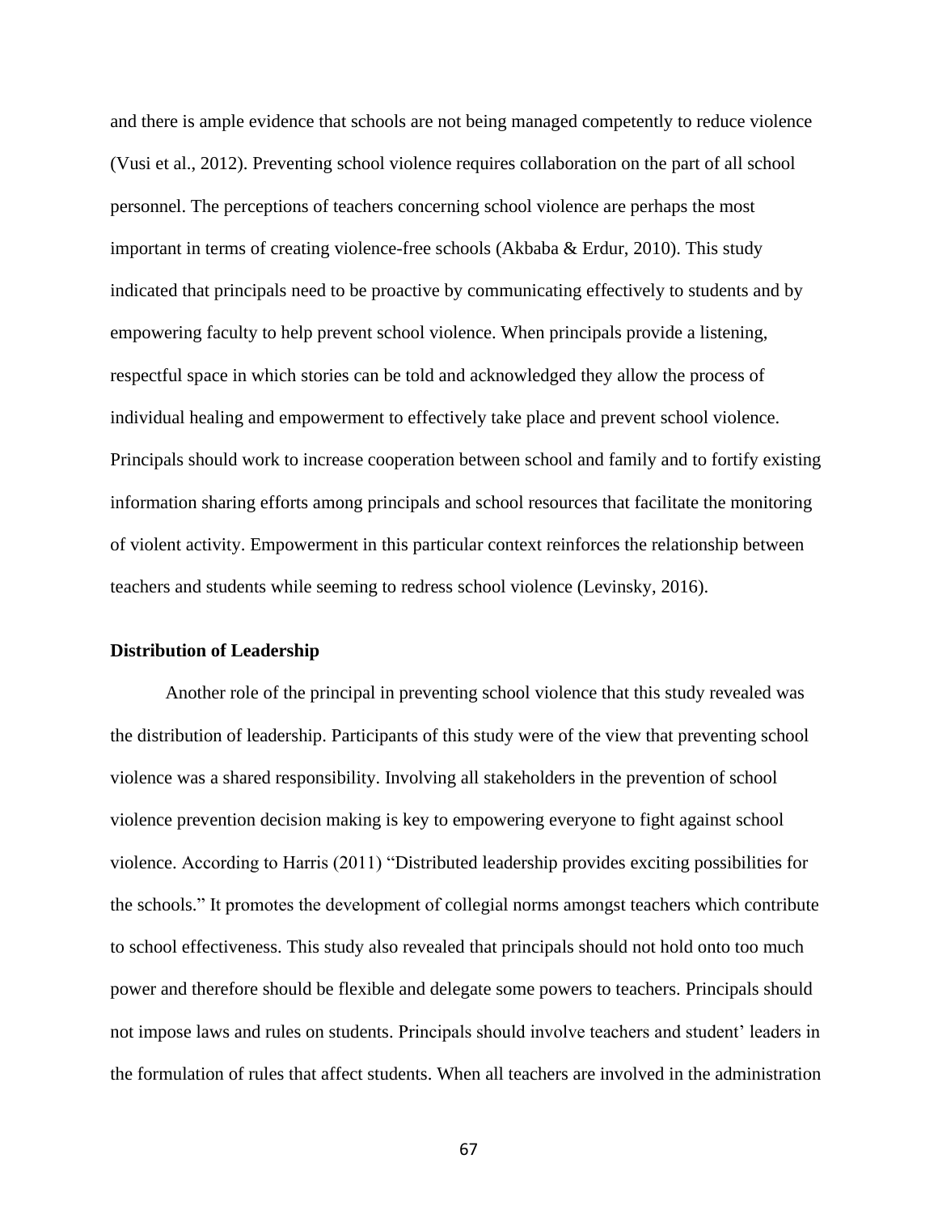and there is ample evidence that schools are not being managed competently to reduce violence (Vusi et al., 2012). Preventing school violence requires collaboration on the part of all school personnel. The perceptions of teachers concerning school violence are perhaps the most important in terms of creating violence-free schools (Akbaba & Erdur, 2010). This study indicated that principals need to be proactive by communicating effectively to students and by empowering faculty to help prevent school violence. When principals provide a listening, respectful space in which stories can be told and acknowledged they allow the process of individual healing and empowerment to effectively take place and prevent school violence. Principals should work to increase cooperation between school and family and to fortify existing information sharing efforts among principals and school resources that facilitate the monitoring of violent activity. Empowerment in this particular context reinforces the relationship between teachers and students while seeming to redress school violence (Levinsky, 2016).

**Distribution of Leadership**

Another role of the principal in preventing school violence that this study revealed was the distribution of leadership. Participants of this study were of the view that preventing school violence was a shared responsibility. Involving all stakeholders in the prevention of school violence prevention decision making is key to empowering everyone to fight against school violence. According to Harris (2011) "Distributed leadership provides exciting possibilities for the schools." It promotes the development of collegial norms amongst teachers which contribute to school effectiveness. This study also revealed that principals should not hold onto too much power and therefore should be flexible and delegate some powers to teachers. Principals should not impose laws and rules on students. Principals should involve teachers and student' leaders in the formulation of rules that affect students. When all teachers are involved in the administration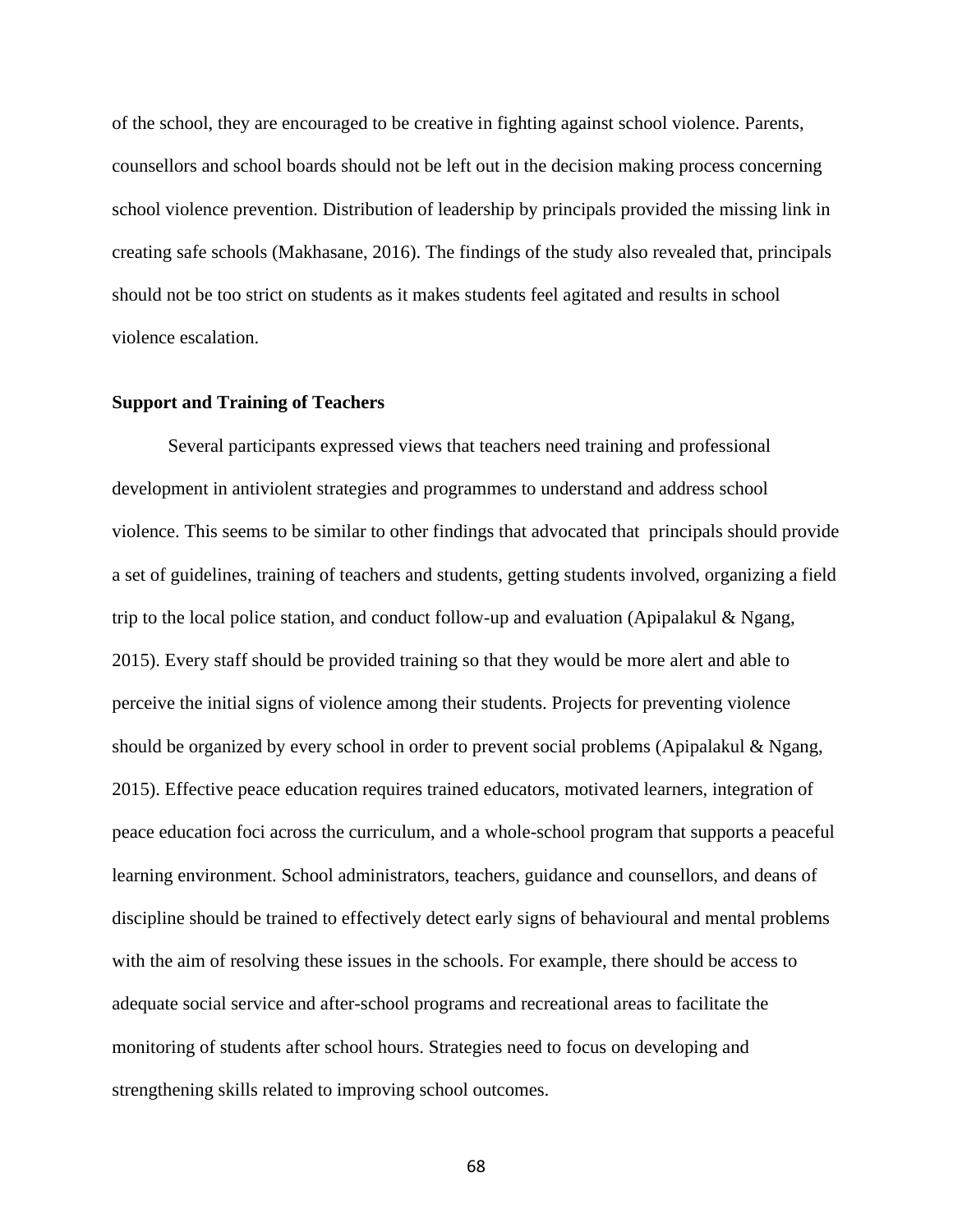of the school, they are encouraged to be creative in fighting against school violence. Parents, counsellors and school boards should not be left out in the decision making process concerning school violence prevention. Distribution of leadership by principals provided the missing link in creating safe schools (Makhasane, 2016). The findings of the study also revealed that, principals should not be too strict on students as it makes students feel agitated and results in school violence escalation.

**Support and Training of Teachers**

Several participants expressed views that teachers need training and professional development in antiviolent strategies and programmes to understand and address school violence. This seems to be similar to other findings that advocated that principals should provide a set of guidelines, training of teachers and students, getting students involved, organizing a field trip to the local police station, and conduct follow-up and evaluation (Apipalakul & Ngang, 2015). Every staff should be provided training so that they would be more alert and able to perceive the initial signs of violence among their students. Projects for preventing violence should be organized by every school in order to prevent social problems (Apipalakul & Ngang, 2015). Effective peace education requires trained educators, motivated learners, integration of peace education foci across the curriculum, and a whole-school program that supports a peaceful learning environment. School administrators, teachers, guidance and counsellors, and deans of discipline should be trained to effectively detect early signs of behavioural and mental problems with the aim of resolving these issues in the schools. For example, there should be access to adequate social service and after-school programs and recreational areas to facilitate the monitoring of students after school hours. Strategies need to focus on developing and strengthening skills related to improving school outcomes.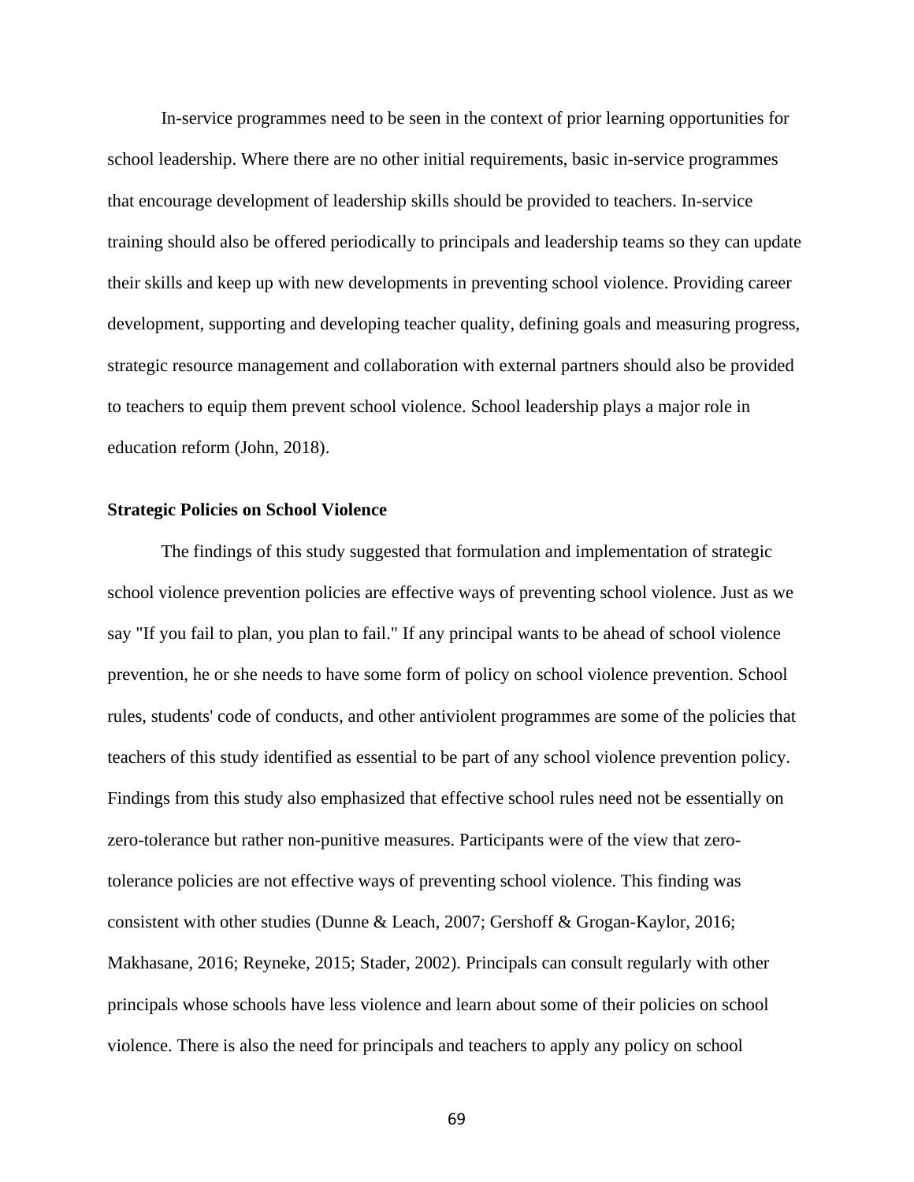In-service programmes need to be seen in the context of prior learning opportunities for school leadership. Where there are no other initial requirements, basic in-service programmes that encourage development of leadership skills should be provided to teachers. In-service training should also be offered periodically to principals and leadership teams so they can update their skills and keep up with new developments in preventing school violence. Providing career development, supporting and developing teacher quality, defining goals and measuring progress, strategic resource management and collaboration with external partners should also be provided to teachers to equip them prevent school violence. School leadership plays a major role in education reform (John, 2018).

### Strategic Policies on School Violence

The findings of this study suggested that formulation and implementation of strategic school violence prevention policies are effective ways of preventing school violence. Just as we say "If you fail to plan, you plan to fail." If any principal wants to be ahead of school violence prevention, he or she needs to have some form of policy on school violence prevention. School rules, students' code of conducts, and other antiviolent programmes are some of the policies that teachers of this study identified as essential to be part of any school violence prevention policy. Findings from this study also emphasized that effective school rules need not be essentially on zero-tolerance but rather non-punitive measures. Participants were of the view that zero-tolerance policies are not effective ways of preventing school violence. This finding was consistent with other studies (Dunne & Leach, 2007; Gershoff & Grogan-Kaylor, 2016; Makhasane, 2016; Reyneke, 2015; Stader, 2002). Principals can consult regularly with other principals whose schools have less violence and learn about some of their policies on school violence. There is also the need for principals and teachers to apply any policy on school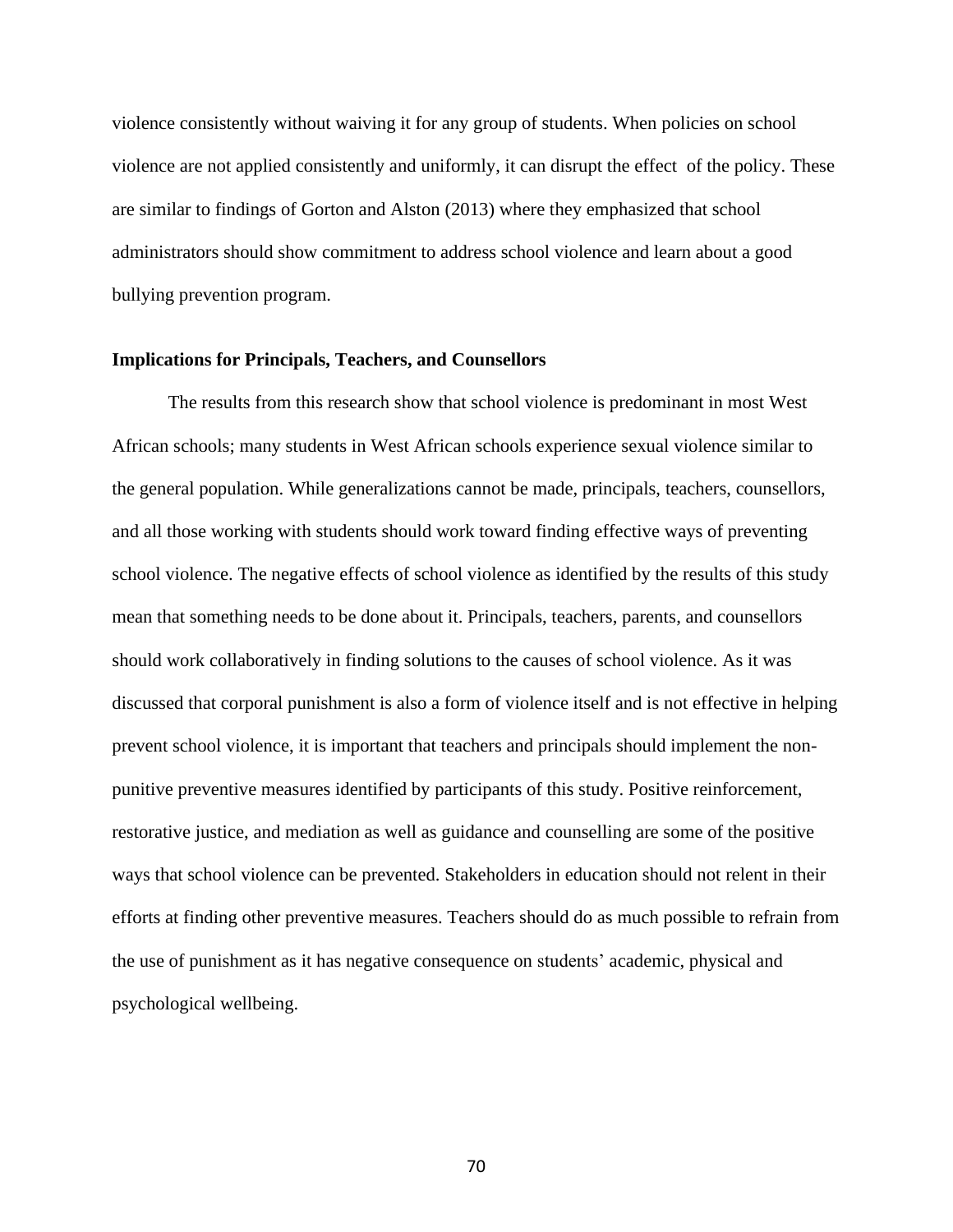violence consistently without waiving it for any group of students. When policies on school violence are not applied consistently and uniformly, it can disrupt the effect of the policy. These are similar to findings of Gorton and Alston (2013) where they emphasized that school administrators should show commitment to address school violence and learn about a good bullying prevention program.

### Implications for Principals, Teachers, and Counsellors

The results from this research show that school violence is predominant in most West African schools; many students in West African schools experience sexual violence similar to the general population. While generalizations cannot be made, principals, teachers, counsellors, and all those working with students should work toward finding effective ways of preventing school violence. The negative effects of school violence as identified by the results of this study mean that something needs to be done about it. Principals, teachers, parents, and counsellors should work collaboratively in finding solutions to the causes of school violence. As it was discussed that corporal punishment is also a form of violence itself and is not effective in helping prevent school violence, it is important that teachers and principals should implement the non-punitive preventive measures identified by participants of this study. Positive reinforcement, restorative justice, and mediation as well as guidance and counselling are some of the positive ways that school violence can be prevented. Stakeholders in education should not relent in their efforts at finding other preventive measures. Teachers should do as much possible to refrain from the use of punishment as it has negative consequence on students' academic, physical and psychological wellbeing.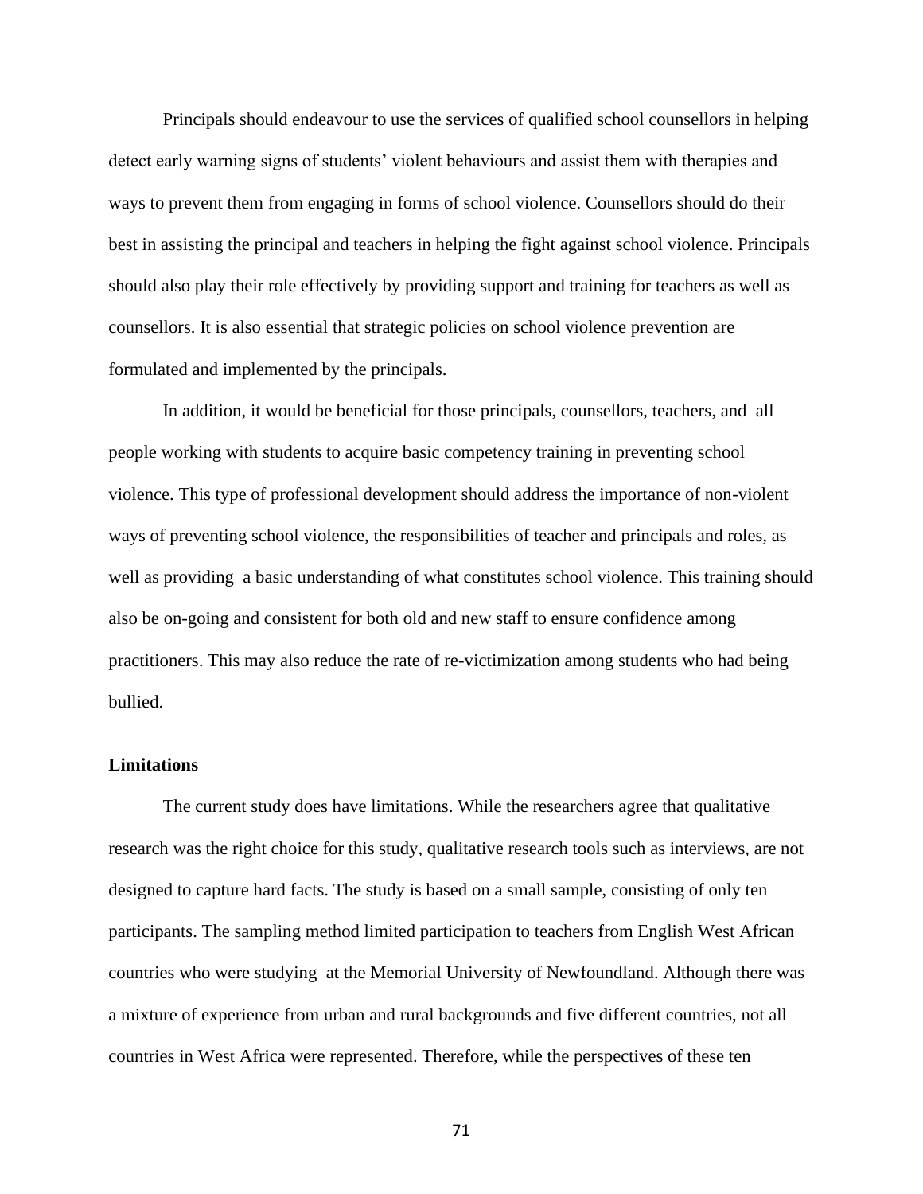Principals should endeavour to use the services of qualified school counsellors in helping detect early warning signs of students' violent behaviours and assist them with therapies and ways to prevent them from engaging in forms of school violence. Counsellors should do their best in assisting the principal and teachers in helping the fight against school violence. Principals should also play their role effectively by providing support and training for teachers as well as counsellors. It is also essential that strategic policies on school violence prevention are formulated and implemented by the principals.

In addition, it would be beneficial for those principals, counsellors, teachers, and all people working with students to acquire basic competency training in preventing school violence. This type of professional development should address the importance of non-violent ways of preventing school violence, the responsibilities of teacher and principals and roles, as well as providing a basic understanding of what constitutes school violence. This training should also be on-going and consistent for both old and new staff to ensure confidence among practitioners. This may also reduce the rate of re-victimization among students who had being bullied.

**Limitations**

The current study does have limitations. While the researchers agree that qualitative research was the right choice for this study, qualitative research tools such as interviews, are not designed to capture hard facts. The study is based on a small sample, consisting of only ten participants. The sampling method limited participation to teachers from English West African countries who were studying at the Memorial University of Newfoundland. Although there was a mixture of experience from urban and rural backgrounds and five different countries, not all countries in West Africa were represented. Therefore, while the perspectives of these ten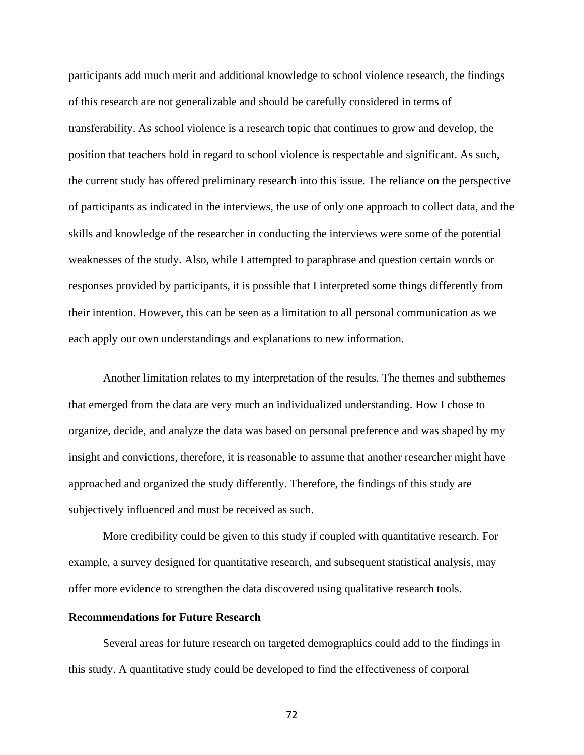participants add much merit and additional knowledge to school violence research, the findings of this research are not generalizable and should be carefully considered in terms of transferability. As school violence is a research topic that continues to grow and develop, the position that teachers hold in regard to school violence is respectable and significant. As such, the current study has offered preliminary research into this issue. The reliance on the perspective of participants as indicated in the interviews, the use of only one approach to collect data, and the skills and knowledge of the researcher in conducting the interviews were some of the potential weaknesses of the study. Also, while I attempted to paraphrase and question certain words or responses provided by participants, it is possible that I interpreted some things differently from their intention. However, this can be seen as a limitation to all personal communication as we each apply our own understandings and explanations to new information.

Another limitation relates to my interpretation of the results. The themes and subthemes that emerged from the data are very much an individualized understanding. How I chose to organize, decide, and analyze the data was based on personal preference and was shaped by my insight and convictions, therefore, it is reasonable to assume that another researcher might have approached and organized the study differently. Therefore, the findings of this study are subjectively influenced and must be received as such.

More credibility could be given to this study if coupled with quantitative research. For example, a survey designed for quantitative research, and subsequent statistical analysis, may offer more evidence to strengthen the data discovered using qualitative research tools.

**Recommendations for Future Research**

Several areas for future research on targeted demographics could add to the findings in this study. A quantitative study could be developed to find the effectiveness of corporal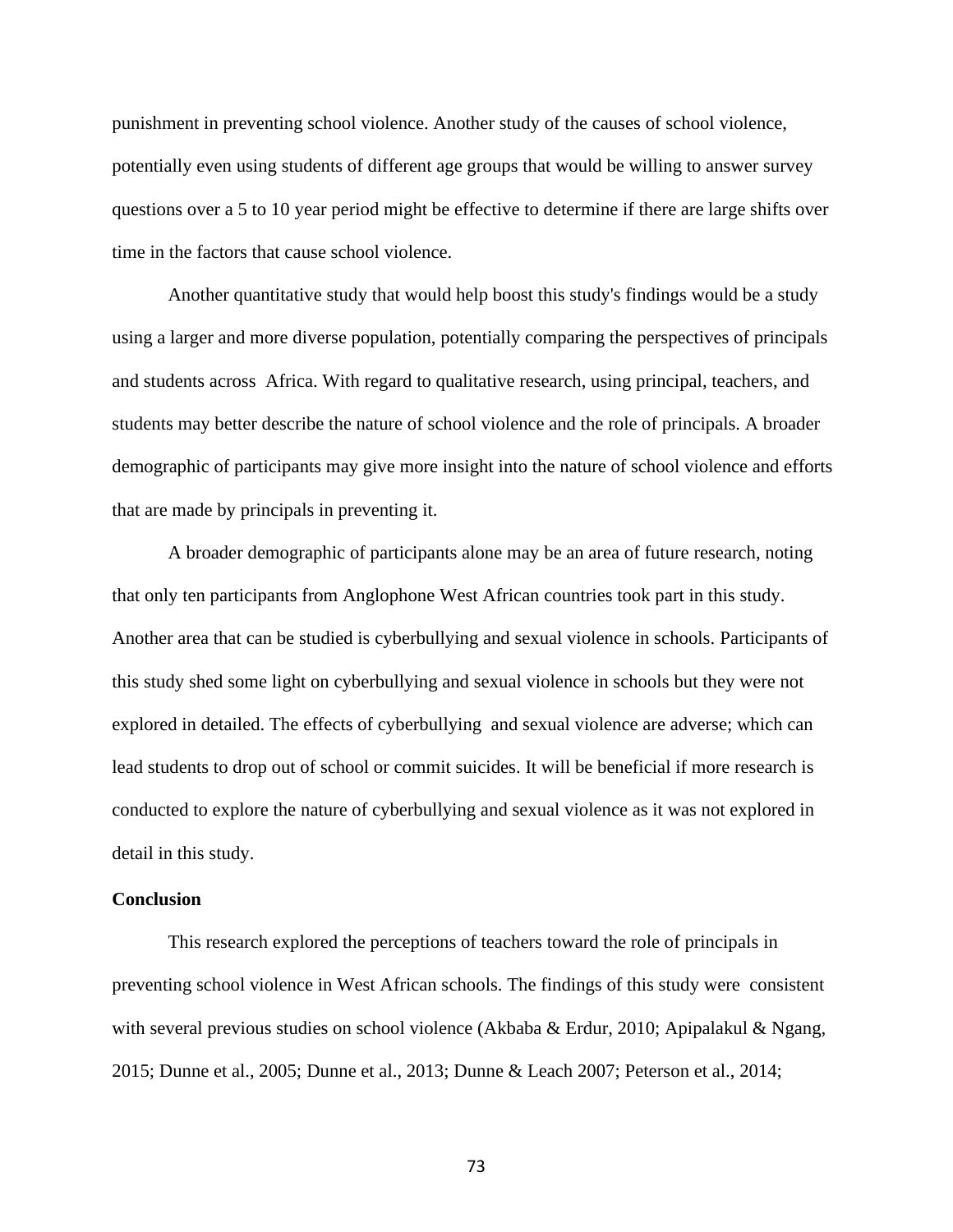punishment in preventing school violence. Another study of the causes of school violence, potentially even using students of different age groups that would be willing to answer survey questions over a 5 to 10 year period might be effective to determine if there are large shifts over time in the factors that cause school violence.

Another quantitative study that would help boost this study's findings would be a study using a larger and more diverse population, potentially comparing the perspectives of principals and students across Africa. With regard to qualitative research, using principal, teachers, and students may better describe the nature of school violence and the role of principals. A broader demographic of participants may give more insight into the nature of school violence and efforts that are made by principals in preventing it.

A broader demographic of participants alone may be an area of future research, noting that only ten participants from Anglophone West African countries took part in this study. Another area that can be studied is cyberbullying and sexual violence in schools. Participants of this study shed some light on cyberbullying and sexual violence in schools but they were not explored in detailed. The effects of cyberbullying and sexual violence are adverse; which can lead students to drop out of school or commit suicides. It will be beneficial if more research is conducted to explore the nature of cyberbullying and sexual violence as it was not explored in detail in this study.

**Conclusion**

This research explored the perceptions of teachers toward the role of principals in preventing school violence in West African schools. The findings of this study were consistent with several previous studies on school violence (Akbaba & Erdur, 2010; Apipalakul & Ngang, 2015; Dunne et al., 2005; Dunne et al., 2013; Dunne & Leach 2007; Peterson et al., 2014;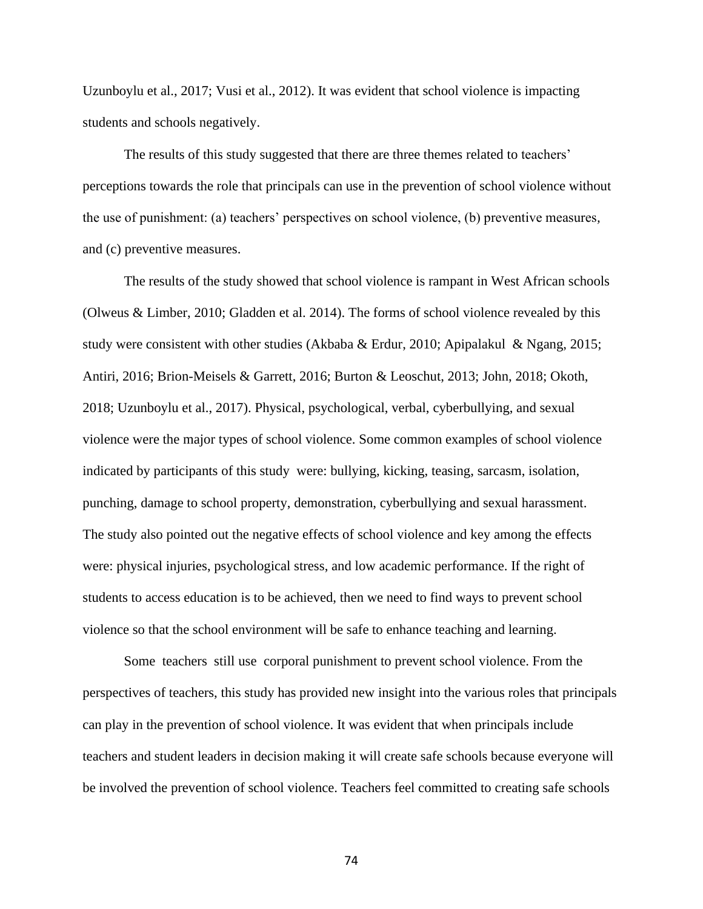Uzunboylu et al., 2017; Vusi et al., 2012). It was evident that school violence is impacting students and schools negatively.

The results of this study suggested that there are three themes related to teachers' perceptions towards the role that principals can use in the prevention of school violence without the use of punishment: (a) teachers' perspectives on school violence, (b) preventive measures, and (c) preventive measures.

The results of the study showed that school violence is rampant in West African schools (Olweus & Limber, 2010; Gladden et al. 2014). The forms of school violence revealed by this study were consistent with other studies (Akbaba & Erdur, 2010; Apipalakul & Ngang, 2015; Antiri, 2016; Brion-Meisels & Garrett, 2016; Burton & Leoschut, 2013; John, 2018; Okoth, 2018; Uzunboylu et al., 2017). Physical, psychological, verbal, cyberbullying, and sexual violence were the major types of school violence. Some common examples of school violence indicated by participants of this study were: bullying, kicking, teasing, sarcasm, isolation, punching, damage to school property, demonstration, cyberbullying and sexual harassment. The study also pointed out the negative effects of school violence and key among the effects were: physical injuries, psychological stress, and low academic performance. If the right of students to access education is to be achieved, then we need to find ways to prevent school violence so that the school environment will be safe to enhance teaching and learning.

Some teachers still use corporal punishment to prevent school violence. From the perspectives of teachers, this study has provided new insight into the various roles that principals can play in the prevention of school violence. It was evident that when principals include teachers and student leaders in decision making it will create safe schools because everyone will be involved the prevention of school violence. Teachers feel committed to creating safe schools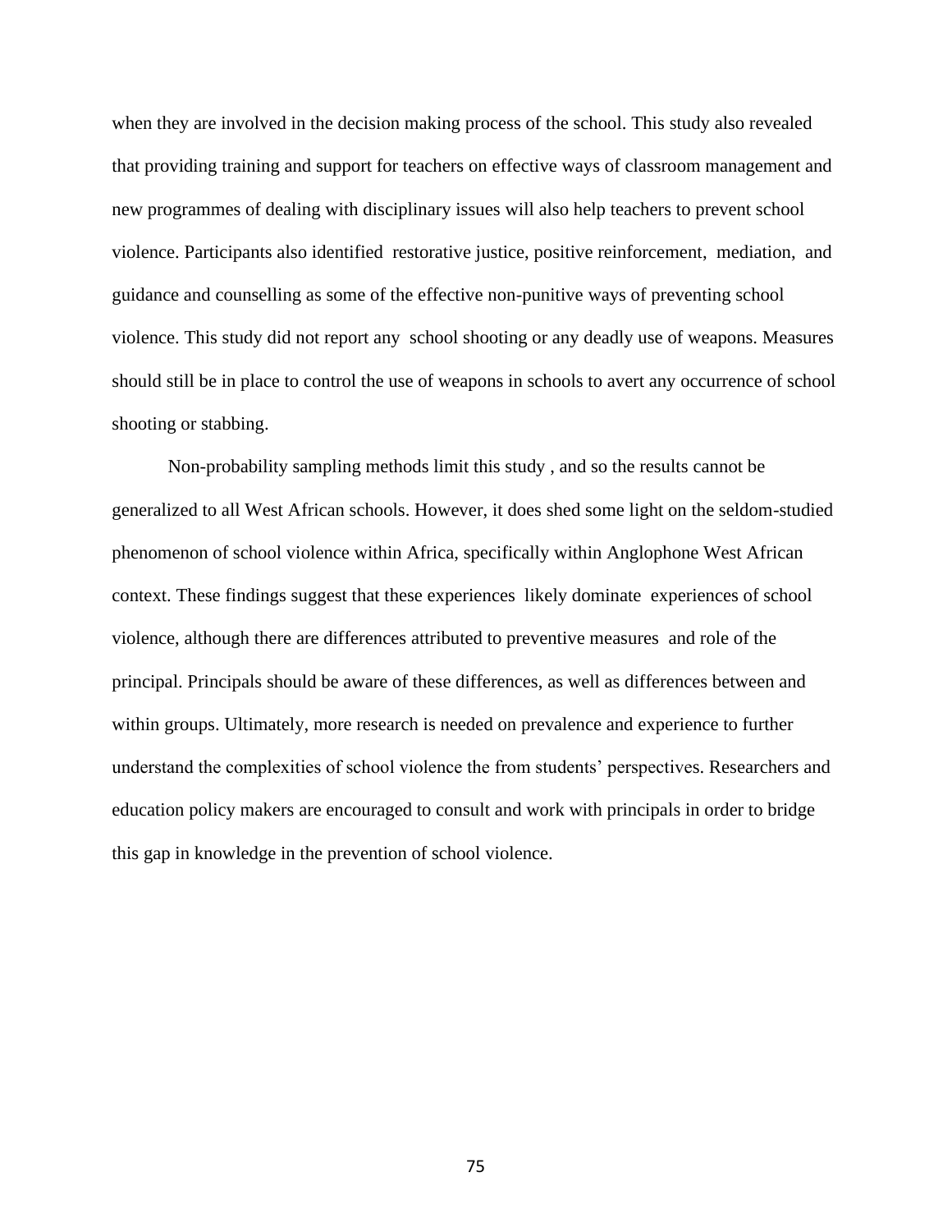when they are involved in the decision making process of the school. This study also revealed that providing training and support for teachers on effective ways of classroom management and new programmes of dealing with disciplinary issues will also help teachers to prevent school violence. Participants also identified restorative justice, positive reinforcement, mediation, and guidance and counselling as some of the effective non-punitive ways of preventing school violence. This study did not report any school shooting or any deadly use of weapons. Measures should still be in place to control the use of weapons in schools to avert any occurrence of school shooting or stabbing.

Non-probability sampling methods limit this study , and so the results cannot be generalized to all West African schools. However, it does shed some light on the seldom-studied phenomenon of school violence within Africa, specifically within Anglophone West African context. These findings suggest that these experiences likely dominate experiences of school violence, although there are differences attributed to preventive measures and role of the principal. Principals should be aware of these differences, as well as differences between and within groups. Ultimately, more research is needed on prevalence and experience to further understand the complexities of school violence the from students' perspectives. Researchers and education policy makers are encouraged to consult and work with principals in order to bridge this gap in knowledge in the prevention of school violence.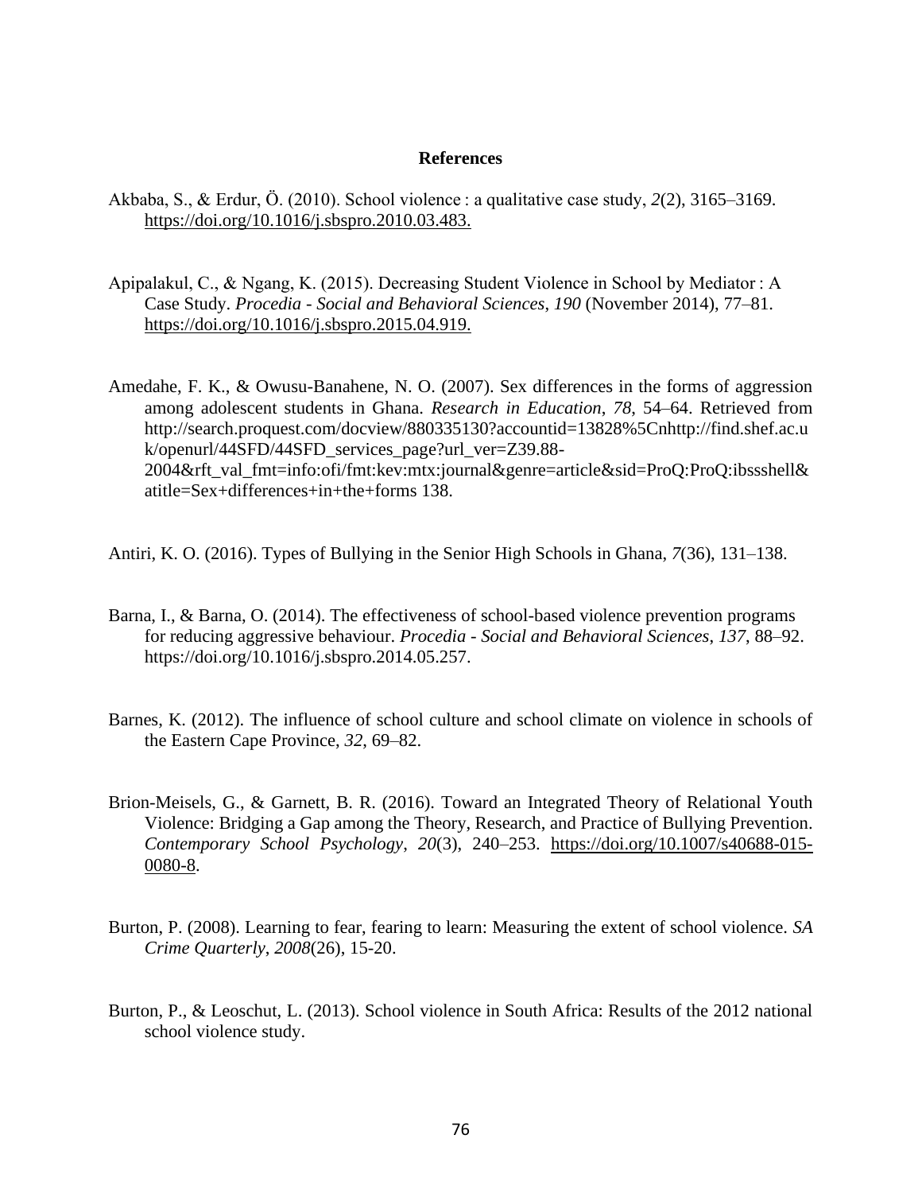# References

Akbaba, S., & Erdur, Ö. (2010). School violence : a qualitative case study, *2*(2), 3165–3169. https://doi.org/10.1016/j.sbspro.2010.03.483.

Apipalakul, C., & Ngang, K. (2015). Decreasing Student Violence in School by Mediator : A Case Study. *Procedia - Social and Behavioral Sciences*, *190* (November 2014), 77–81. https://doi.org/10.1016/j.sbspro.2015.04.919.

Amedahe, F. K., & Owusu-Banahene, N. O. (2007). Sex differences in the forms of aggression among adolescent students in Ghana. *Research in Education*, *78*, 54–64. Retrieved from http://search.proquest.com/docview/880335130?accountid=13828%5Cnhttp://find.shef.ac.uk/openurl/44SFD/44SFD_services_page?url_ver=Z39.88-2004&rft_val_fmt=info:ofi/fmt:kev:mtx:journal&genre=article&sid=ProQ:ProQ:ibssshell&atitle=Sex+differences+in+the+forms 138.

Antiri, K. O. (2016). Types of Bullying in the Senior High Schools in Ghana, *7*(36), 131–138.

Barna, I., & Barna, O. (2014). The effectiveness of school-based violence prevention programs for reducing aggressive behaviour. *Procedia - Social and Behavioral Sciences*, *137*, 88–92. https://doi.org/10.1016/j.sbspro.2014.05.257.

Barnes, K. (2012). The influence of school culture and school climate on violence in schools of the Eastern Cape Province, *32*, 69–82.

Brion-Meisels, G., & Garnett, B. R. (2016). Toward an Integrated Theory of Relational Youth Violence: Bridging a Gap among the Theory, Research, and Practice of Bullying Prevention. *Contemporary School Psychology*, *20*(3), 240–253. https://doi.org/10.1007/s40688-015-0080-8.

Burton, P. (2008). Learning to fear, fearing to learn: Measuring the extent of school violence. *SA Crime Quarterly*, *2008*(26), 15-20.

Burton, P., & Leoschut, L. (2013). School violence in South Africa: Results of the 2012 national school violence study.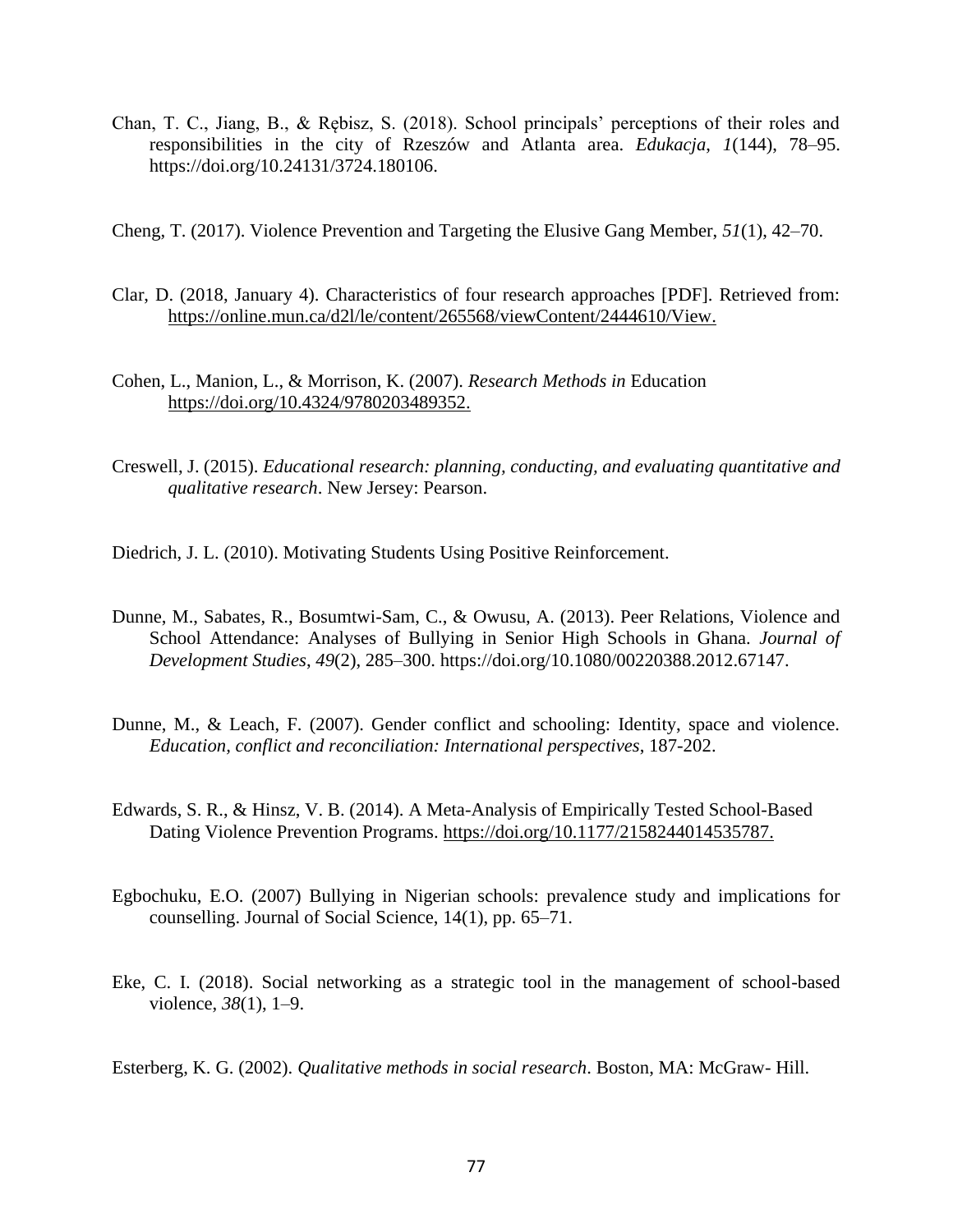Chan, T. C., Jiang, B., & Rębisz, S. (2018). School principals' perceptions of their roles and responsibilities in the city of Rzeszów and Atlanta area. *Edukacja*, *1*(144), 78–95. https://doi.org/10.24131/3724.180106.

Cheng, T. (2017). Violence Prevention and Targeting the Elusive Gang Member, *51*(1), 42–70.

Clar, D. (2018, January 4). Characteristics of four research approaches [PDF]. Retrieved from: https://online.mun.ca/d2l/le/content/265568/viewContent/2444610/View.

Cohen, L., Manion, L., & Morrison, K. (2007). *Research Methods in* Education https://doi.org/10.4324/9780203489352.

Creswell, J. (2015). *Educational research: planning, conducting, and evaluating quantitative and qualitative research*. New Jersey: Pearson.

Diedrich, J. L. (2010). Motivating Students Using Positive Reinforcement.

Dunne, M., Sabates, R., Bosumtwi-Sam, C., & Owusu, A. (2013). Peer Relations, Violence and School Attendance: Analyses of Bullying in Senior High Schools in Ghana. *Journal of Development Studies*, *49*(2), 285–300. https://doi.org/10.1080/00220388.2012.67147.

Dunne, M., & Leach, F. (2007). Gender conflict and schooling: Identity, space and violence. *Education, conflict and reconciliation: International perspectives*, 187-202.

Edwards, S. R., & Hinsz, V. B. (2014). A Meta-Analysis of Empirically Tested School-Based Dating Violence Prevention Programs. https://doi.org/10.1177/2158244014535787.

Egbochuku, E.O. (2007) Bullying in Nigerian schools: prevalence study and implications for counselling. Journal of Social Science, 14(1), pp. 65–71.

Eke, C. I. (2018). Social networking as a strategic tool in the management of school-based violence, *38*(1), 1–9.

Esterberg, K. G. (2002). *Qualitative methods in social research*. Boston, MA: McGraw- Hill.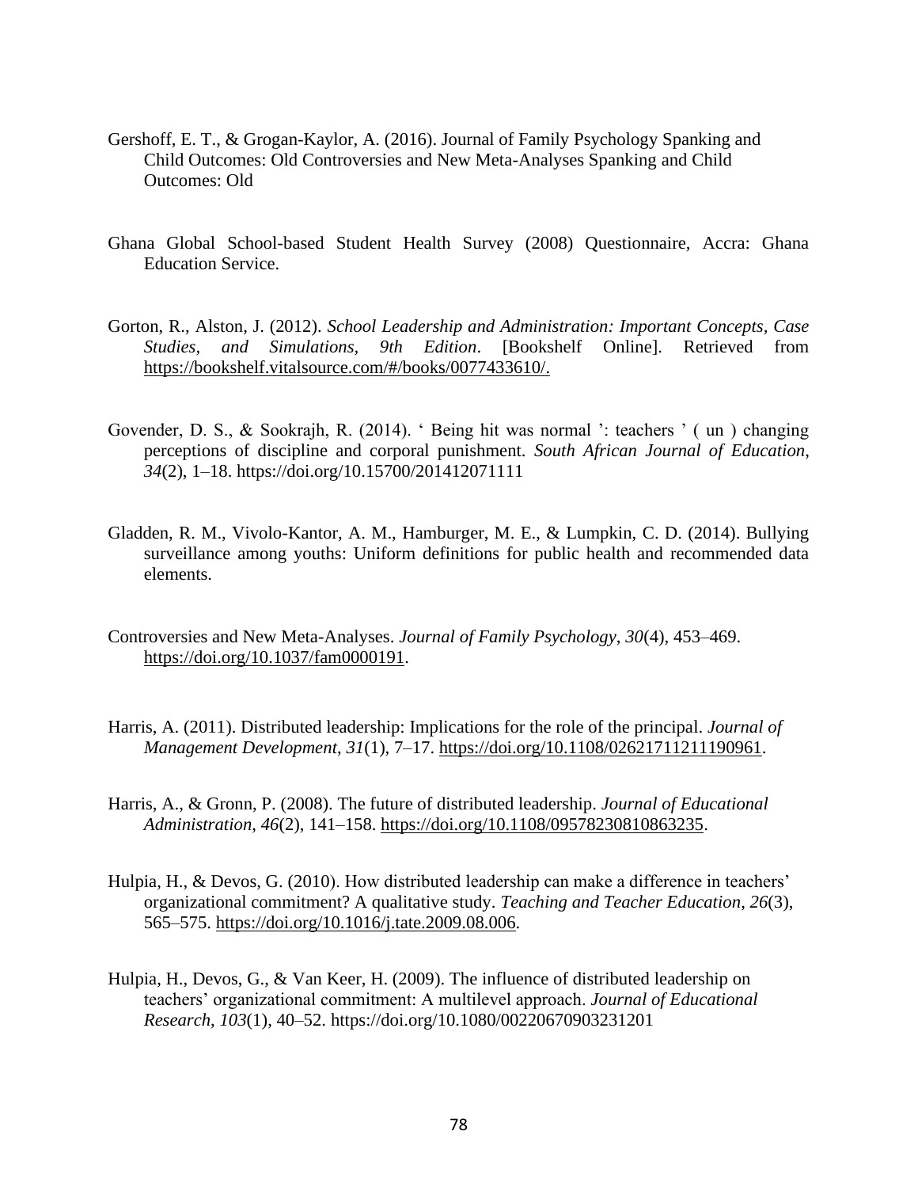Gershoff, E. T., & Grogan-Kaylor, A. (2016). Journal of Family Psychology Spanking and Child Outcomes: Old Controversies and New Meta-Analyses Spanking and Child Outcomes: Old

Ghana Global School-based Student Health Survey (2008) Questionnaire, Accra: Ghana Education Service.

Gorton, R., Alston, J. (2012). *School Leadership and Administration: Important Concepts, Case Studies, and Simulations, 9th Edition*. [Bookshelf Online]. Retrieved from https://bookshelf.vitalsource.com/#/books/0077433610/.

Govender, D. S., & Sookrajh, R. (2014). ' Being hit was normal ': teachers ' ( un ) changing perceptions of discipline and corporal punishment. *South African Journal of Education*, *34*(2), 1–18. https://doi.org/10.15700/201412071111

Gladden, R. M., Vivolo-Kantor, A. M., Hamburger, M. E., & Lumpkin, C. D. (2014). Bullying surveillance among youths: Uniform definitions for public health and recommended data elements.

Controversies and New Meta-Analyses. *Journal of Family Psychology*, *30*(4), 453–469. https://doi.org/10.1037/fam0000191.

Harris, A. (2011). Distributed leadership: Implications for the role of the principal. *Journal of Management Development*, *31*(1), 7–17. https://doi.org/10.1108/02621711211190961.

Harris, A., & Gronn, P. (2008). The future of distributed leadership. *Journal of Educational Administration*, *46*(2), 141–158. https://doi.org/10.1108/09578230810863235.

Hulpia, H., & Devos, G. (2010). How distributed leadership can make a difference in teachers' organizational commitment? A qualitative study. *Teaching and Teacher Education*, *26*(3), 565–575. https://doi.org/10.1016/j.tate.2009.08.006.

Hulpia, H., Devos, G., & Van Keer, H. (2009). The influence of distributed leadership on teachers' organizational commitment: A multilevel approach. *Journal of Educational Research*, *103*(1), 40–52. https://doi.org/10.1080/00220670903231201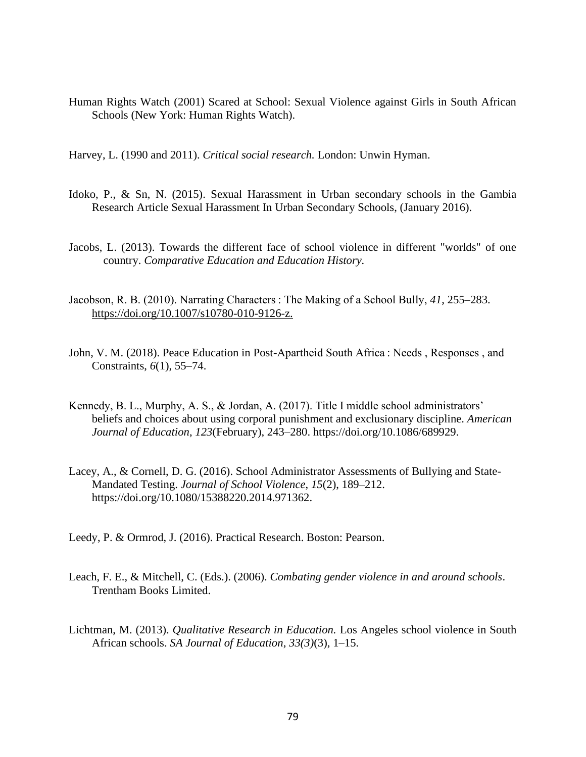Human Rights Watch (2001) Scared at School: Sexual Violence against Girls in South African Schools (New York: Human Rights Watch).

Harvey, L. (1990 and 2011). *Critical social research.* London: Unwin Hyman.

Idoko, P., & Sn, N. (2015). Sexual Harassment in Urban secondary schools in the Gambia Research Article Sexual Harassment In Urban Secondary Schools, (January 2016).

Jacobs, L. (2013). Towards the different face of school violence in different "worlds" of one country. *Comparative Education and Education History.*

Jacobson, R. B. (2010). Narrating Characters : The Making of a School Bully, *41*, 255–283. https://doi.org/10.1007/s10780-010-9126-z.

John, V. M. (2018). Peace Education in Post-Apartheid South Africa : Needs , Responses , and Constraints, *6*(1), 55–74.

Kennedy, B. L., Murphy, A. S., & Jordan, A. (2017). Title I middle school administrators' beliefs and choices about using corporal punishment and exclusionary discipline. *American Journal of Education*, *123*(February), 243–280. https://doi.org/10.1086/689929.

Lacey, A., & Cornell, D. G. (2016). School Administrator Assessments of Bullying and State-Mandated Testing. *Journal of School Violence*, *15*(2), 189–212. https://doi.org/10.1080/15388220.2014.971362.

Leedy, P. & Ormrod, J. (2016). Practical Research. Boston: Pearson.

Leach, F. E., & Mitchell, C. (Eds.). (2006). *Combating gender violence in and around schools*. Trentham Books Limited.

Lichtman, M. (2013). *Qualitative Research in Education.* Los Angeles school violence in South African schools. *SA Journal of Education*, *33(3)*(3), 1–15.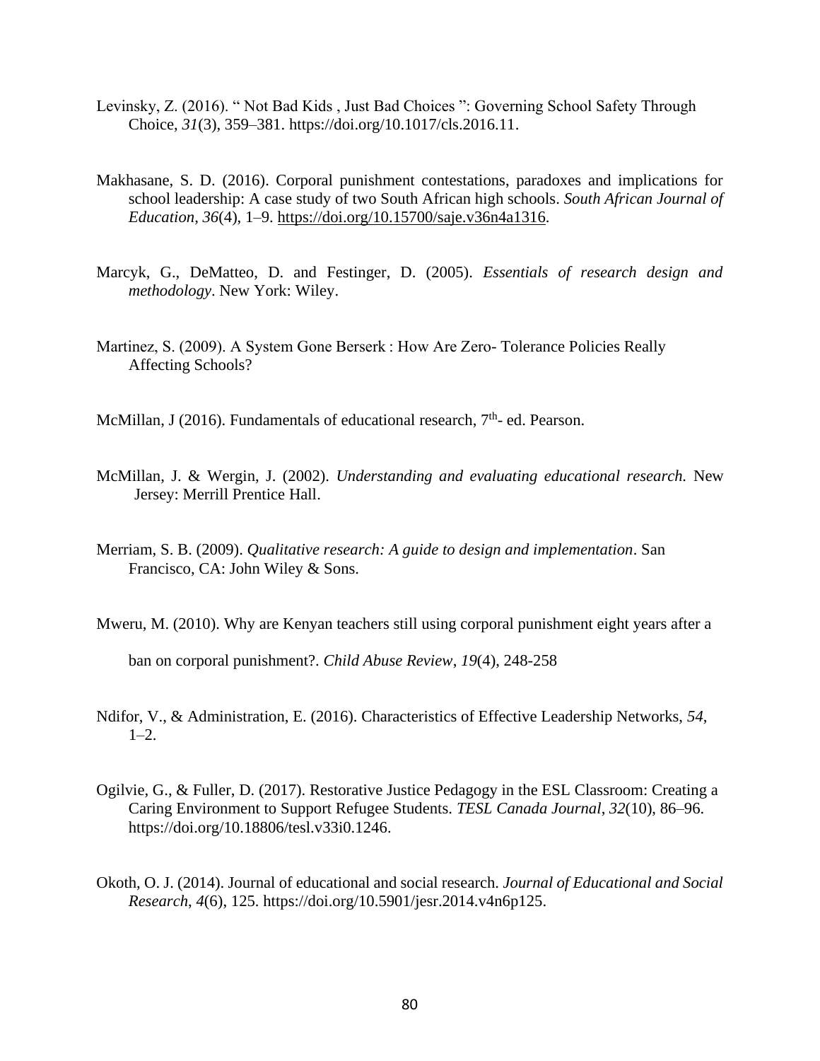Levinsky, Z. (2016). " Not Bad Kids , Just Bad Choices ": Governing School Safety Through Choice, *31*(3), 359–381. https://doi.org/10.1017/cls.2016.11.

Makhasane, S. D. (2016). Corporal punishment contestations, paradoxes and implications for school leadership: A case study of two South African high schools. *South African Journal of Education*, *36*(4), 1–9. https://doi.org/10.15700/saje.v36n4a1316.

Marcyk, G., DeMatteo, D. and Festinger, D. (2005). *Essentials of research design and methodology*. New York: Wiley.

Martinez, S. (2009). A System Gone Berserk : How Are Zero- Tolerance Policies Really Affecting Schools?

McMillan, J (2016). Fundamentals of educational research, 7th- ed. Pearson.

McMillan, J. & Wergin, J. (2002). *Understanding and evaluating educational research.* New Jersey: Merrill Prentice Hall.

Merriam, S. B. (2009). *Qualitative research: A guide to design and implementation*. San Francisco, CA: John Wiley & Sons.

Mweru, M. (2010). Why are Kenyan teachers still using corporal punishment eight years after a ban on corporal punishment?. *Child Abuse Review*, *19*(4), 248-258

Ndifor, V., & Administration, E. (2016). Characteristics of Effective Leadership Networks, *54*, 1–2.

Ogilvie, G., & Fuller, D. (2017). Restorative Justice Pedagogy in the ESL Classroom: Creating a Caring Environment to Support Refugee Students. *TESL Canada Journal*, *32*(10), 86–96. https://doi.org/10.18806/tesl.v33i0.1246.

Okoth, O. J. (2014). Journal of educational and social research. *Journal of Educational and Social Research*, *4*(6), 125. https://doi.org/10.5901/jesr.2014.v4n6p125.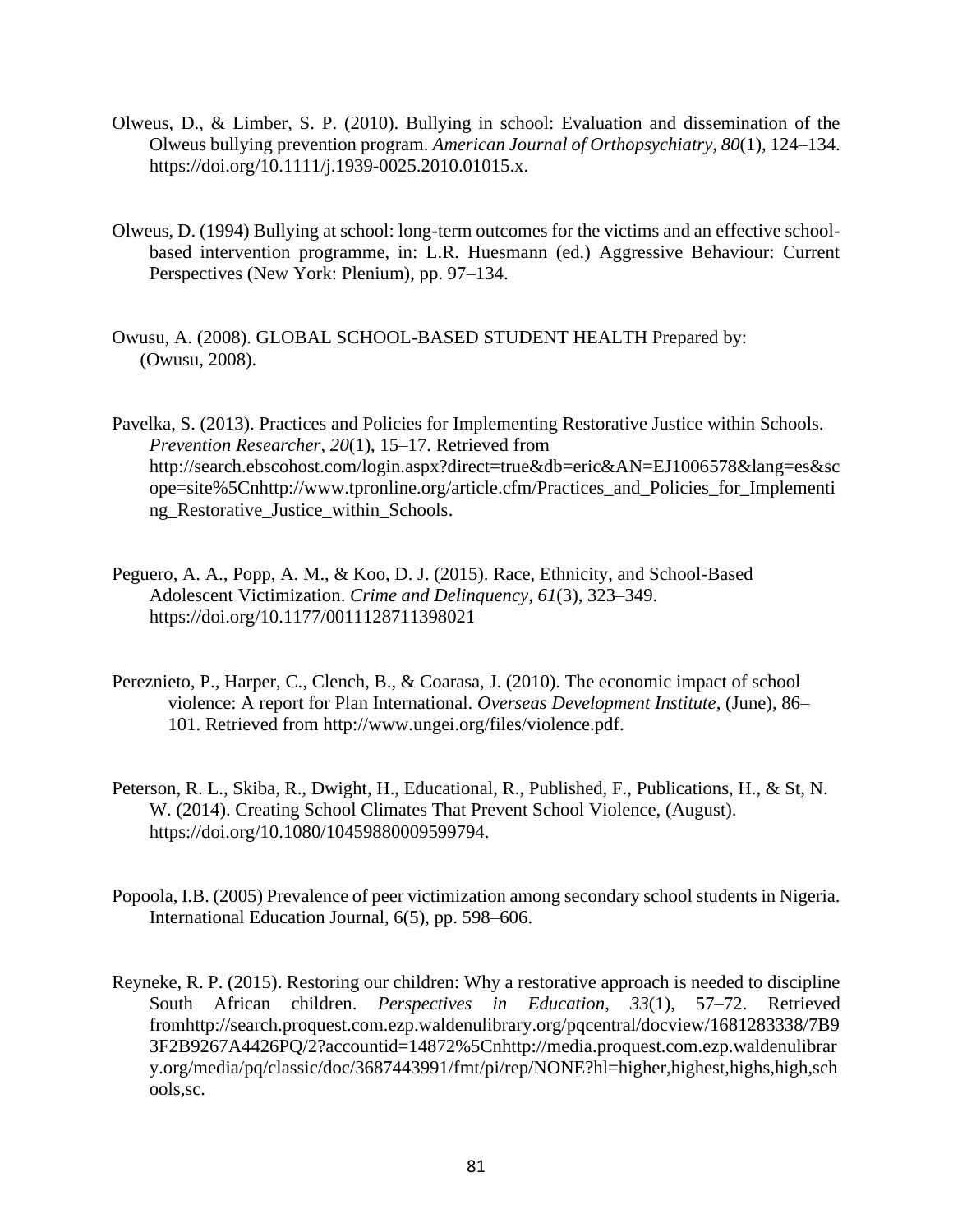Olweus, D., & Limber, S. P. (2010). Bullying in school: Evaluation and dissemination of the Olweus bullying prevention program. *American Journal of Orthopsychiatry*, *80*(1), 124–134. https://doi.org/10.1111/j.1939-0025.2010.01015.x.

Olweus, D. (1994) Bullying at school: long-term outcomes for the victims and an effective school-based intervention programme, in: L.R. Huesmann (ed.) Aggressive Behaviour: Current Perspectives (New York: Plenium), pp. 97–134.

Owusu, A. (2008). GLOBAL SCHOOL-BASED STUDENT HEALTH Prepared by: (Owusu, 2008).

Pavelka, S. (2013). Practices and Policies for Implementing Restorative Justice within Schools. *Prevention Researcher*, *20*(1), 15–17. Retrieved from http://search.ebscohost.com/login.aspx?direct=true&db=eric&AN=EJ1006578&lang=es&scope=site%5Cnhttp://www.tpronline.org/article.cfm/Practices_and_Policies_for_Implementing_Restorative_Justice_within_Schools.

Peguero, A. A., Popp, A. M., & Koo, D. J. (2015). Race, Ethnicity, and School-Based Adolescent Victimization. *Crime and Delinquency*, *61*(3), 323–349. https://doi.org/10.1177/0011128711398021

Pereznieto, P., Harper, C., Clench, B., & Coarasa, J. (2010). The economic impact of school violence: A report for Plan International. *Overseas Development Institute*, (June), 86–101. Retrieved from http://www.ungei.org/files/violence.pdf.

Peterson, R. L., Skiba, R., Dwight, H., Educational, R., Published, F., Publications, H., & St, N. W. (2014). Creating School Climates That Prevent School Violence, (August). https://doi.org/10.1080/10459880009599794.

Popoola, I.B. (2005) Prevalence of peer victimization among secondary school students in Nigeria. International Education Journal, 6(5), pp. 598–606.

Reyneke, R. P. (2015). Restoring our children: Why a restorative approach is needed to discipline South African children. *Perspectives in Education*, *33*(1), 57–72. Retrieved fromhttp://search.proquest.com.ezp.waldenulibrary.org/pqcentral/docview/1681283338/7B93F2B9267A4426PQ/2?accountid=14872%5Cnhttp://media.proquest.com.ezp.waldenulibrary.org/media/pq/classic/doc/3687443991/fmt/pi/rep/NONE?hl=higher,highest,highs,high,schools,sc.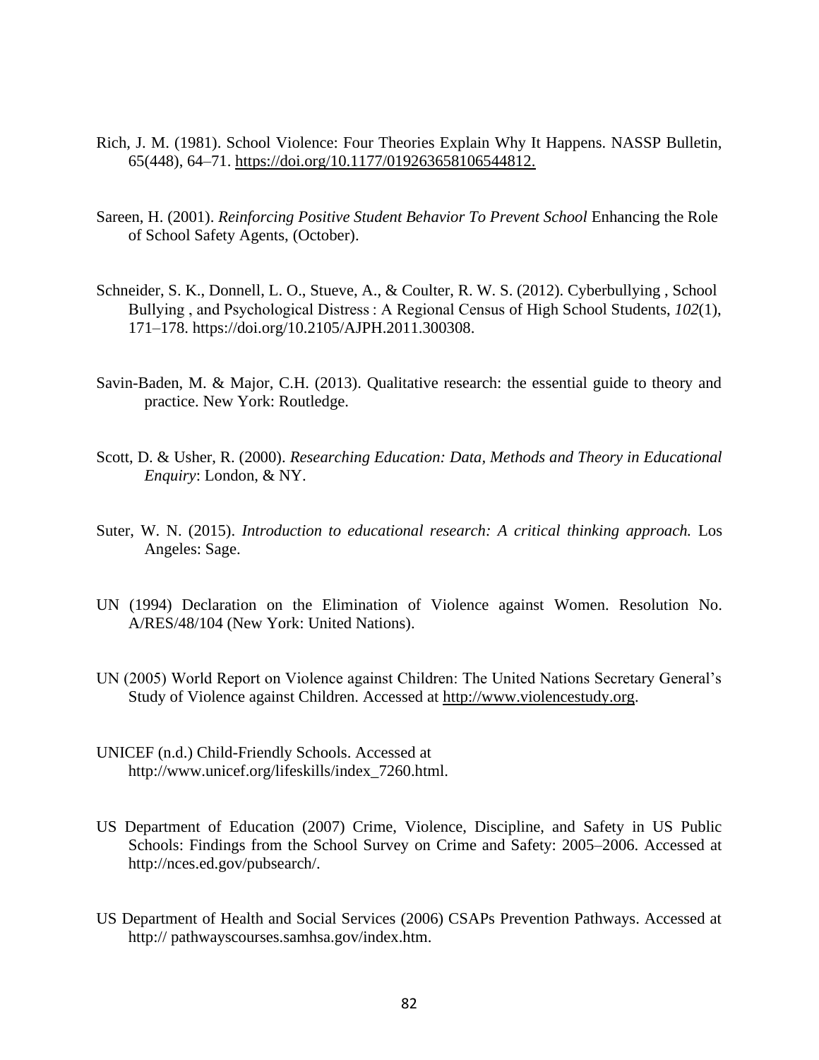Rich, J. M. (1981). School Violence: Four Theories Explain Why It Happens. NASSP Bulletin, 65(448), 64–71. https://doi.org/10.1177/019263658106544812.

Sareen, H. (2001). *Reinforcing Positive Student Behavior To Prevent School* Enhancing the Role of School Safety Agents, (October).

Schneider, S. K., Donnell, L. O., Stueve, A., & Coulter, R. W. S. (2012). Cyberbullying , School Bullying , and Psychological Distress : A Regional Census of High School Students, *102*(1), 171–178. https://doi.org/10.2105/AJPH.2011.300308.

Savin-Baden, M. & Major, C.H. (2013). Qualitative research: the essential guide to theory and practice. New York: Routledge.

Scott, D. & Usher, R. (2000). *Researching Education: Data, Methods and Theory in Educational Enquiry*: London, & NY.

Suter, W. N. (2015). *Introduction to educational research: A critical thinking approach.* Los Angeles: Sage.

UN (1994) Declaration on the Elimination of Violence against Women. Resolution No. A/RES/48/104 (New York: United Nations).

UN (2005) World Report on Violence against Children: The United Nations Secretary General's Study of Violence against Children. Accessed at http://www.violencestudy.org.

UNICEF (n.d.) Child-Friendly Schools. Accessed at http://www.unicef.org/lifeskills/index_7260.html.

US Department of Education (2007) Crime, Violence, Discipline, and Safety in US Public Schools: Findings from the School Survey on Crime and Safety: 2005–2006. Accessed at http://nces.ed.gov/pubsearch/.

US Department of Health and Social Services (2006) CSAPs Prevention Pathways. Accessed at http:// pathwayscourses.samhsa.gov/index.htm.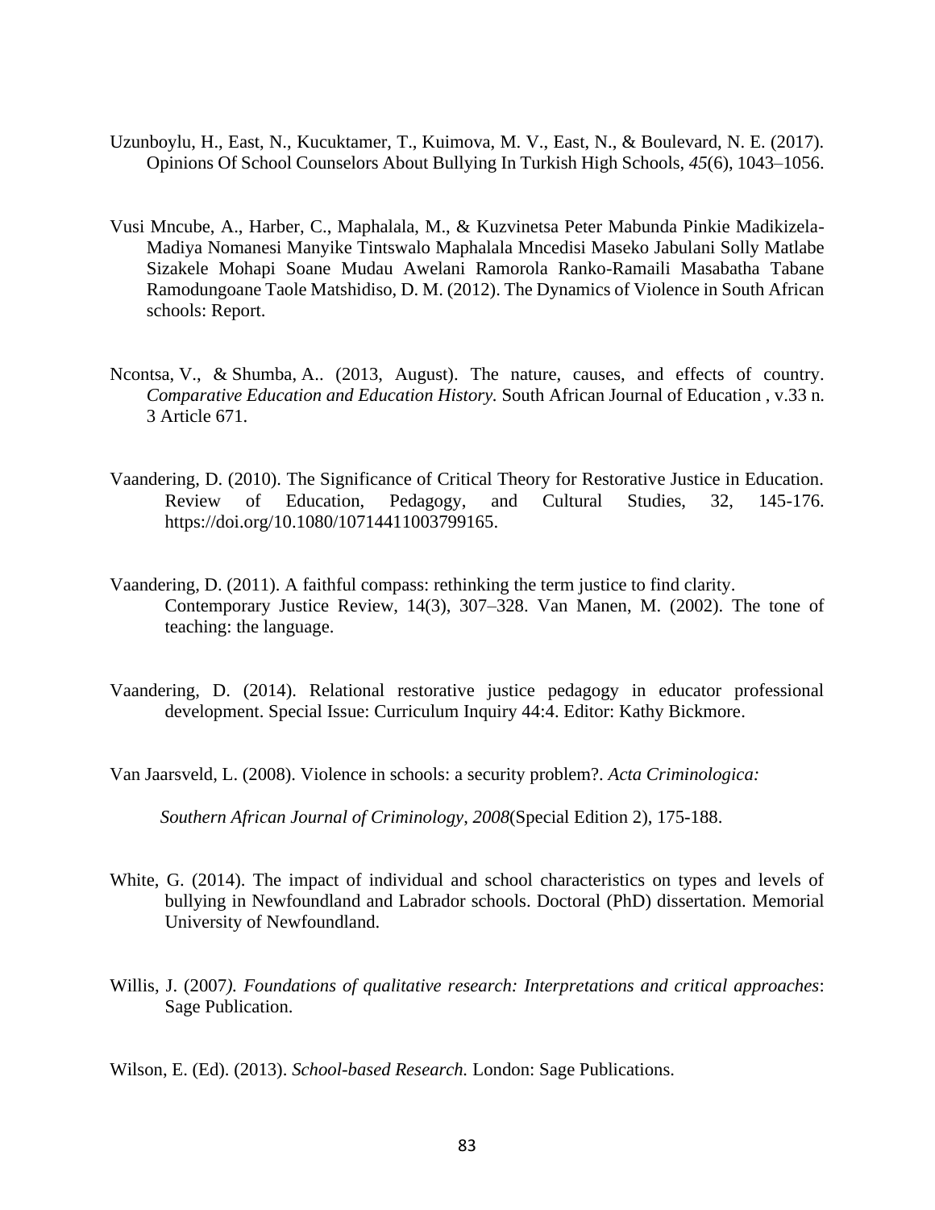Uzunboylu, H., East, N., Kucuktamer, T., Kuimova, M. V., East, N., & Boulevard, N. E. (2017). Opinions Of School Counselors About Bullying In Turkish High Schools, *45*(6), 1043–1056.

Vusi Mncube, A., Harber, C., Maphalala, M., & Kuzvinetsa Peter Mabunda Pinkie Madikizela-Madiya Nomanesi Manyike Tintswalo Maphalala Mncedisi Maseko Jabulani Solly Matlabe Sizakele Mohapi Soane Mudau Awelani Ramorola Ranko-Ramaili Masabatha Tabane Ramodungoane Taole Matshidiso, D. M. (2012). The Dynamics of Violence in South African schools: Report.

Ncontsa, V., & Shumba, A.. (2013, August). The nature, causes, and effects of country. *Comparative Education and Education History.* South African Journal of Education , v.33 n. 3 Article 671.

Vaandering, D. (2010). The Significance of Critical Theory for Restorative Justice in Education. Review of Education, Pedagogy, and Cultural Studies, 32, 145-176. https://doi.org/10.1080/10714411003799165.

Vaandering, D. (2011). A faithful compass: rethinking the term justice to find clarity. Contemporary Justice Review, 14(3), 307–328. Van Manen, M. (2002). The tone of teaching: the language.

Vaandering, D. (2014). Relational restorative justice pedagogy in educator professional development. Special Issue: Curriculum Inquiry 44:4. Editor: Kathy Bickmore.

Van Jaarsveld, L. (2008). Violence in schools: a security problem?. *Acta Criminologica: Southern African Journal of Criminology*, *2008*(Special Edition 2), 175-188.

White, G. (2014). The impact of individual and school characteristics on types and levels of bullying in Newfoundland and Labrador schools. Doctoral (PhD) dissertation. Memorial University of Newfoundland.

Willis, J. (2007*). Foundations of qualitative research: Interpretations and critical approaches*: Sage Publication.

Wilson, E. (Ed). (2013). *School-based Research.* London: Sage Publications.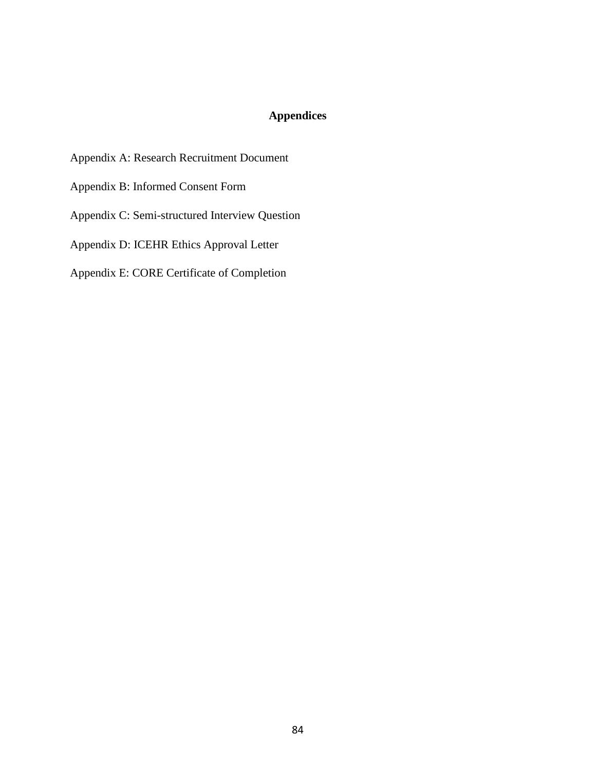# Appendices

Appendix A: Research Recruitment Document

Appendix B: Informed Consent Form

Appendix C: Semi-structured Interview Question

Appendix D: ICEHR Ethics Approval Letter

Appendix E: CORE Certificate of Completion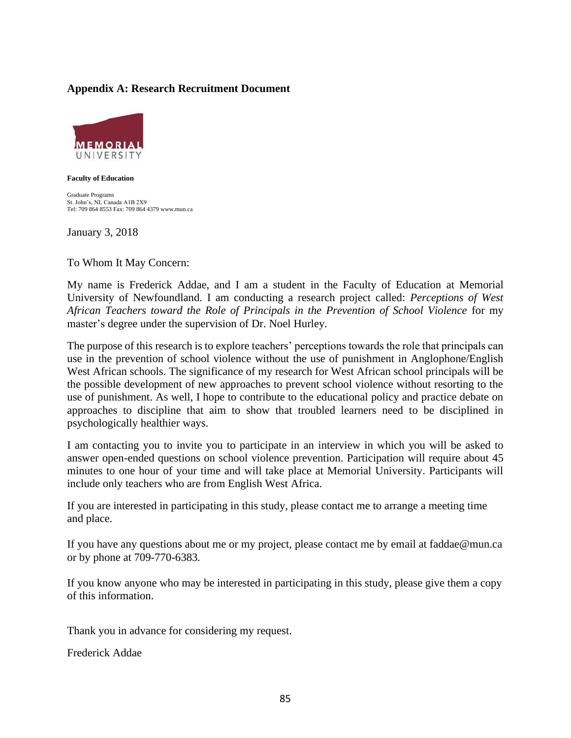**Appendix A: Research Recruitment Document**

MEMORIAL UNIVERSITY

**Faculty of Education**

Graduate Programs
St. John's, NL Canada A1B 2X9
Tel: 709 864 8553 Fax: 709 864 4379 www.mun.ca

January 3, 2018

To Whom It May Concern:

My name is Frederick Addae, and I am a student in the Faculty of Education at Memorial University of Newfoundland. I am conducting a research project called: *Perceptions of West African Teachers toward the Role of Principals in the Prevention of School Violence* for my master's degree under the supervision of Dr. Noel Hurley.

The purpose of this research is to explore teachers' perceptions towards the role that principals can use in the prevention of school violence without the use of punishment in Anglophone/English West African schools. The significance of my research for West African school principals will be the possible development of new approaches to prevent school violence without resorting to the use of punishment. As well, I hope to contribute to the educational policy and practice debate on approaches to discipline that aim to show that troubled learners need to be disciplined in psychologically healthier ways.

I am contacting you to invite you to participate in an interview in which you will be asked to answer open-ended questions on school violence prevention. Participation will require about 45 minutes to one hour of your time and will take place at Memorial University. Participants will include only teachers who are from English West Africa.

If you are interested in participating in this study, please contact me to arrange a meeting time and place.

If you have any questions about me or my project, please contact me by email at faddae@mun.ca or by phone at 709-770-6383.

If you know anyone who may be interested in participating in this study, please give them a copy of this information.

Thank you in advance for considering my request.

Frederick Addae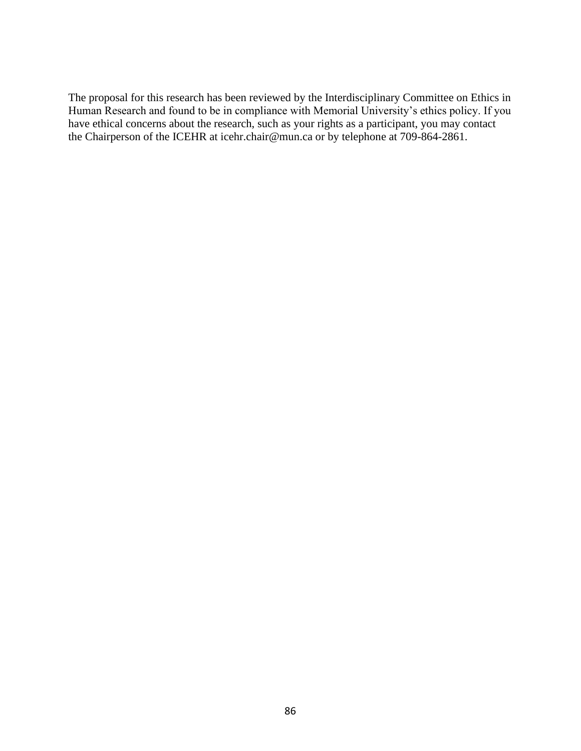The proposal for this research has been reviewed by the Interdisciplinary Committee on Ethics in Human Research and found to be in compliance with Memorial University's ethics policy. If you have ethical concerns about the research, such as your rights as a participant, you may contact the Chairperson of the ICEHR at icehr.chair@mun.ca or by telephone at 709-864-2861.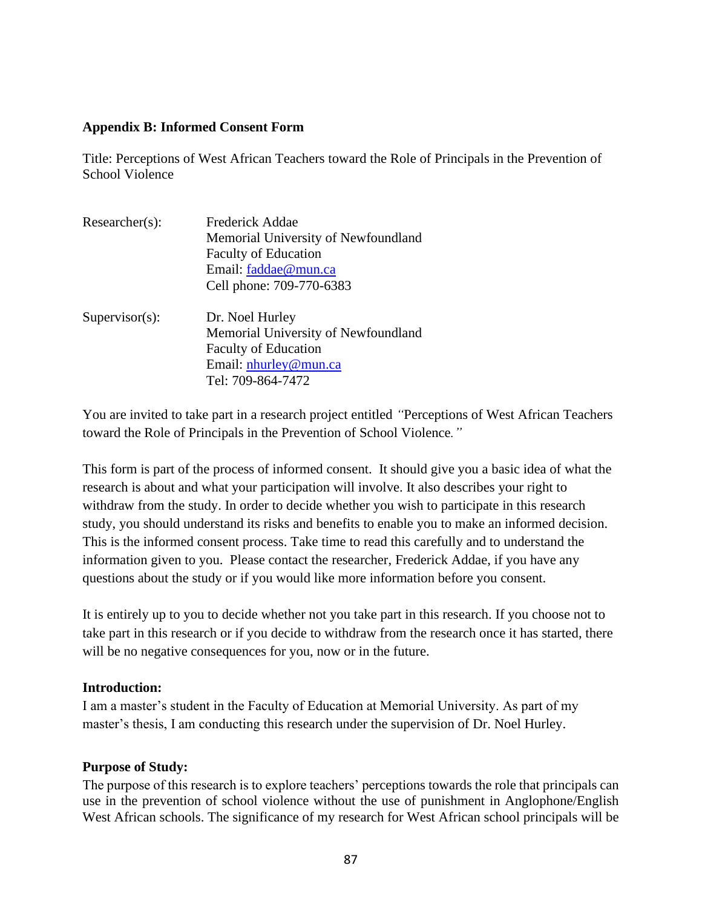**Appendix B: Informed Consent Form**

Title: Perceptions of West African Teachers toward the Role of Principals in the Prevention of School Violence

Researcher(s): Frederick Addae
Memorial University of Newfoundland
Faculty of Education
Email: faddae@mun.ca
Cell phone: 709-770-6383

Supervisor(s): Dr. Noel Hurley
Memorial University of Newfoundland
Faculty of Education
Email: nhurley@mun.ca
Tel: 709-864-7472

You are invited to take part in a research project entitled *"*Perceptions of West African Teachers toward the Role of Principals in the Prevention of School Violence*."*

This form is part of the process of informed consent. It should give you a basic idea of what the research is about and what your participation will involve. It also describes your right to withdraw from the study. In order to decide whether you wish to participate in this research study, you should understand its risks and benefits to enable you to make an informed decision. This is the informed consent process. Take time to read this carefully and to understand the information given to you. Please contact the researcher, Frederick Addae, if you have any questions about the study or if you would like more information before you consent.

It is entirely up to you to decide whether not you take part in this research. If you choose not to take part in this research or if you decide to withdraw from the research once it has started, there will be no negative consequences for you, now or in the future.

**Introduction:**
I am a master's student in the Faculty of Education at Memorial University. As part of my master's thesis, I am conducting this research under the supervision of Dr. Noel Hurley.

**Purpose of Study:**
The purpose of this research is to explore teachers' perceptions towards the role that principals can use in the prevention of school violence without the use of punishment in Anglophone/English West African schools. The significance of my research for West African school principals will be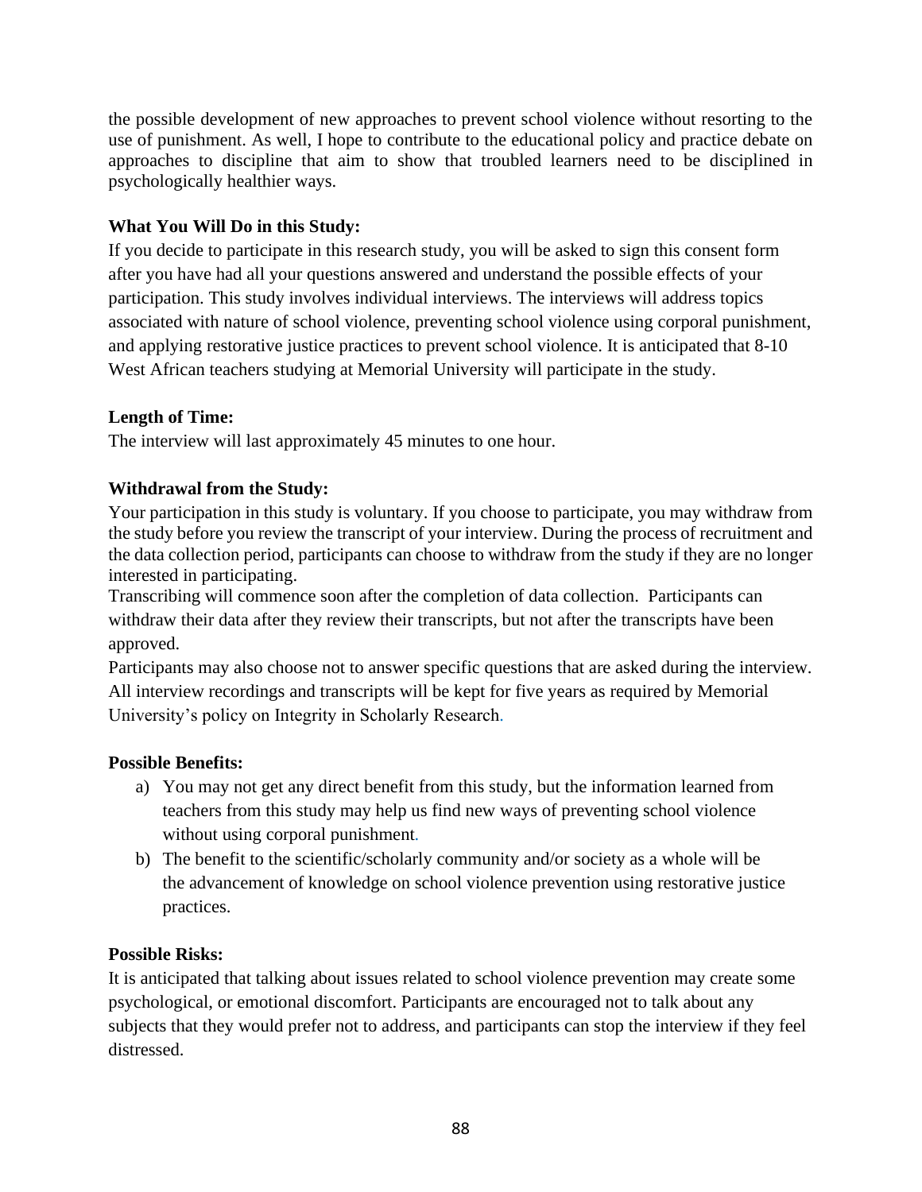the possible development of new approaches to prevent school violence without resorting to the use of punishment. As well, I hope to contribute to the educational policy and practice debate on approaches to discipline that aim to show that troubled learners need to be disciplined in psychologically healthier ways.

**What You Will Do in this Study:**

If you decide to participate in this research study, you will be asked to sign this consent form after you have had all your questions answered and understand the possible effects of your participation. This study involves individual interviews. The interviews will address topics associated with nature of school violence, preventing school violence using corporal punishment, and applying restorative justice practices to prevent school violence. It is anticipated that 8-10 West African teachers studying at Memorial University will participate in the study.

**Length of Time:**

The interview will last approximately 45 minutes to one hour.

**Withdrawal from the Study:**

Your participation in this study is voluntary. If you choose to participate, you may withdraw from the study before you review the transcript of your interview. During the process of recruitment and the data collection period, participants can choose to withdraw from the study if they are no longer interested in participating.

Transcribing will commence soon after the completion of data collection. Participants can withdraw their data after they review their transcripts, but not after the transcripts have been approved.

Participants may also choose not to answer specific questions that are asked during the interview. All interview recordings and transcripts will be kept for five years as required by Memorial University's policy on Integrity in Scholarly Research.

**Possible Benefits:**

a) You may not get any direct benefit from this study, but the information learned from teachers from this study may help us find new ways of preventing school violence without using corporal punishment.
b) The benefit to the scientific/scholarly community and/or society as a whole will be the advancement of knowledge on school violence prevention using restorative justice practices.

**Possible Risks:**

It is anticipated that talking about issues related to school violence prevention may create some psychological, or emotional discomfort. Participants are encouraged not to talk about any subjects that they would prefer not to address, and participants can stop the interview if they feel distressed.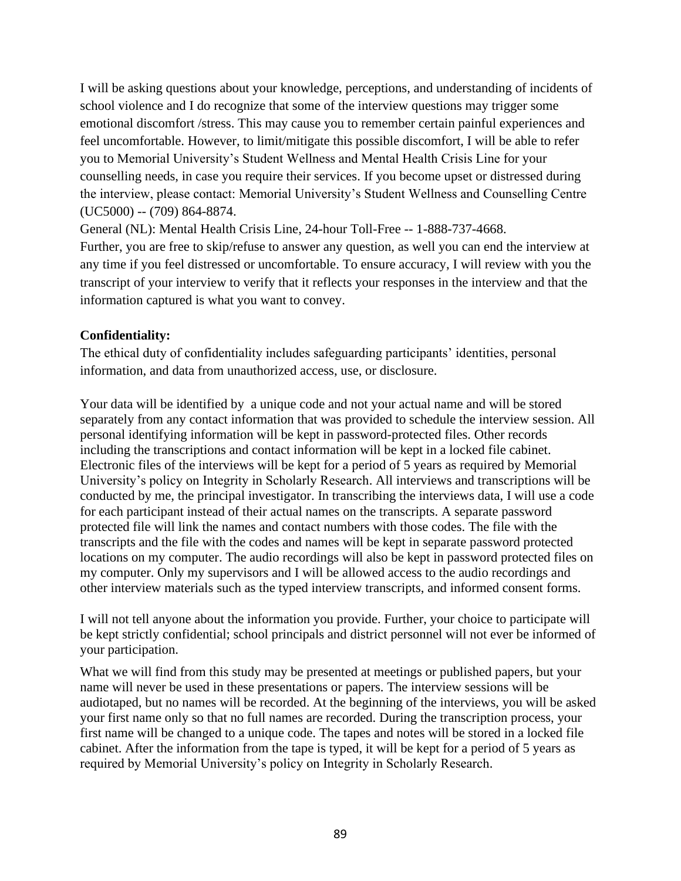I will be asking questions about your knowledge, perceptions, and understanding of incidents of school violence and I do recognize that some of the interview questions may trigger some emotional discomfort /stress. This may cause you to remember certain painful experiences and feel uncomfortable. However, to limit/mitigate this possible discomfort, I will be able to refer you to Memorial University's Student Wellness and Mental Health Crisis Line for your counselling needs, in case you require their services. If you become upset or distressed during the interview, please contact: Memorial University's Student Wellness and Counselling Centre (UC5000) -- (709) 864-8874.

General (NL): Mental Health Crisis Line, 24-hour Toll-Free -- 1-888-737-4668.

Further, you are free to skip/refuse to answer any question, as well you can end the interview at any time if you feel distressed or uncomfortable. To ensure accuracy, I will review with you the transcript of your interview to verify that it reflects your responses in the interview and that the information captured is what you want to convey.

**Confidentiality:**

The ethical duty of confidentiality includes safeguarding participants' identities, personal information, and data from unauthorized access, use, or disclosure.

Your data will be identified by a unique code and not your actual name and will be stored separately from any contact information that was provided to schedule the interview session. All personal identifying information will be kept in password-protected files. Other records including the transcriptions and contact information will be kept in a locked file cabinet. Electronic files of the interviews will be kept for a period of 5 years as required by Memorial University's policy on Integrity in Scholarly Research. All interviews and transcriptions will be conducted by me, the principal investigator. In transcribing the interviews data, I will use a code for each participant instead of their actual names on the transcripts. A separate password protected file will link the names and contact numbers with those codes. The file with the transcripts and the file with the codes and names will be kept in separate password protected locations on my computer. The audio recordings will also be kept in password protected files on my computer. Only my supervisors and I will be allowed access to the audio recordings and other interview materials such as the typed interview transcripts, and informed consent forms.

I will not tell anyone about the information you provide. Further, your choice to participate will be kept strictly confidential; school principals and district personnel will not ever be informed of your participation.

What we will find from this study may be presented at meetings or published papers, but your name will never be used in these presentations or papers. The interview sessions will be audiotaped, but no names will be recorded. At the beginning of the interviews, you will be asked your first name only so that no full names are recorded. During the transcription process, your first name will be changed to a unique code. The tapes and notes will be stored in a locked file cabinet. After the information from the tape is typed, it will be kept for a period of 5 years as required by Memorial University's policy on Integrity in Scholarly Research.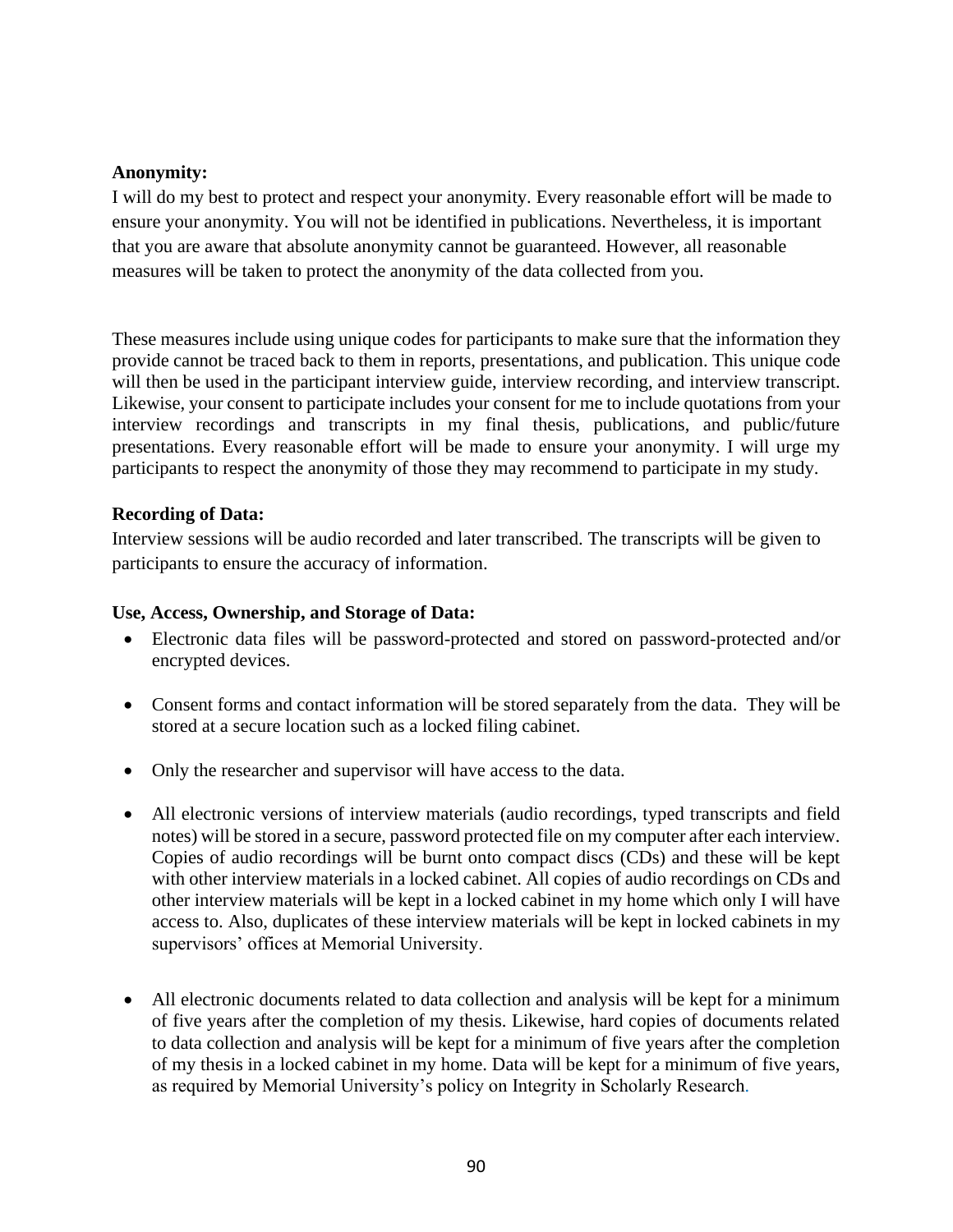**Anonymity:**

I will do my best to protect and respect your anonymity. Every reasonable effort will be made to ensure your anonymity. You will not be identified in publications. Nevertheless, it is important that you are aware that absolute anonymity cannot be guaranteed. However, all reasonable measures will be taken to protect the anonymity of the data collected from you.

These measures include using unique codes for participants to make sure that the information they provide cannot be traced back to them in reports, presentations, and publication. This unique code will then be used in the participant interview guide, interview recording, and interview transcript. Likewise, your consent to participate includes your consent for me to include quotations from your interview recordings and transcripts in my final thesis, publications, and public/future presentations. Every reasonable effort will be made to ensure your anonymity. I will urge my participants to respect the anonymity of those they may recommend to participate in my study.

**Recording of Data:**

Interview sessions will be audio recorded and later transcribed. The transcripts will be given to participants to ensure the accuracy of information.

**Use, Access, Ownership, and Storage of Data:**

- Electronic data files will be password-protected and stored on password-protected and/or encrypted devices.
- Consent forms and contact information will be stored separately from the data. They will be stored at a secure location such as a locked filing cabinet.
- Only the researcher and supervisor will have access to the data.
- All electronic versions of interview materials (audio recordings, typed transcripts and field notes) will be stored in a secure, password protected file on my computer after each interview. Copies of audio recordings will be burnt onto compact discs (CDs) and these will be kept with other interview materials in a locked cabinet. All copies of audio recordings on CDs and other interview materials will be kept in a locked cabinet in my home which only I will have access to. Also, duplicates of these interview materials will be kept in locked cabinets in my supervisors' offices at Memorial University.
- All electronic documents related to data collection and analysis will be kept for a minimum of five years after the completion of my thesis. Likewise, hard copies of documents related to data collection and analysis will be kept for a minimum of five years after the completion of my thesis in a locked cabinet in my home. Data will be kept for a minimum of five years, as required by Memorial University's policy on Integrity in Scholarly Research.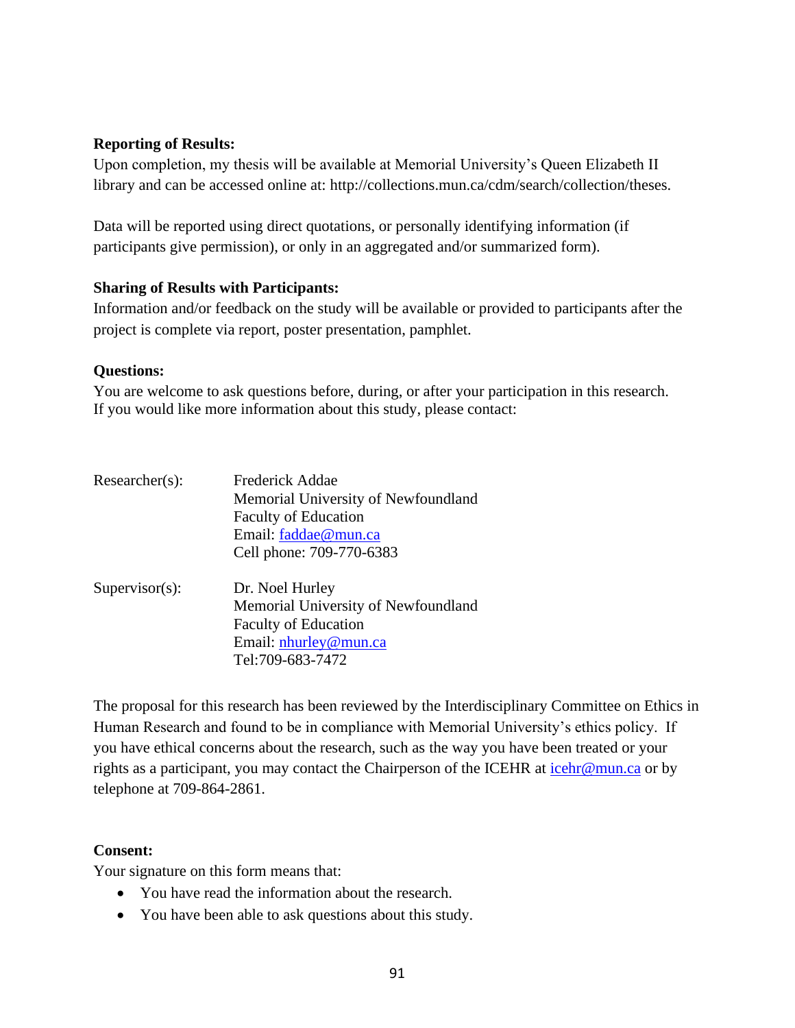**Reporting of Results:**
Upon completion, my thesis will be available at Memorial University's Queen Elizabeth II library and can be accessed online at: http://collections.mun.ca/cdm/search/collection/theses.

Data will be reported using direct quotations, or personally identifying information (if participants give permission), or only in an aggregated and/or summarized form).

**Sharing of Results with Participants:**
Information and/or feedback on the study will be available or provided to participants after the project is complete via report, poster presentation, pamphlet.

**Questions:**
You are welcome to ask questions before, during, or after your participation in this research. If you would like more information about this study, please contact:

Researcher(s):
Frederick Addae
Memorial University of Newfoundland
Faculty of Education
Email: faddae@mun.ca
Cell phone: 709-770-6383

Supervisor(s):
Dr. Noel Hurley
Memorial University of Newfoundland
Faculty of Education
Email: nhurley@mun.ca
Tel:709-683-7472

The proposal for this research has been reviewed by the Interdisciplinary Committee on Ethics in Human Research and found to be in compliance with Memorial University's ethics policy. If you have ethical concerns about the research, such as the way you have been treated or your rights as a participant, you may contact the Chairperson of the ICEHR at icehr@mun.ca or by telephone at 709-864-2861.

**Consent:**
Your signature on this form means that:

- You have read the information about the research.
- You have been able to ask questions about this study.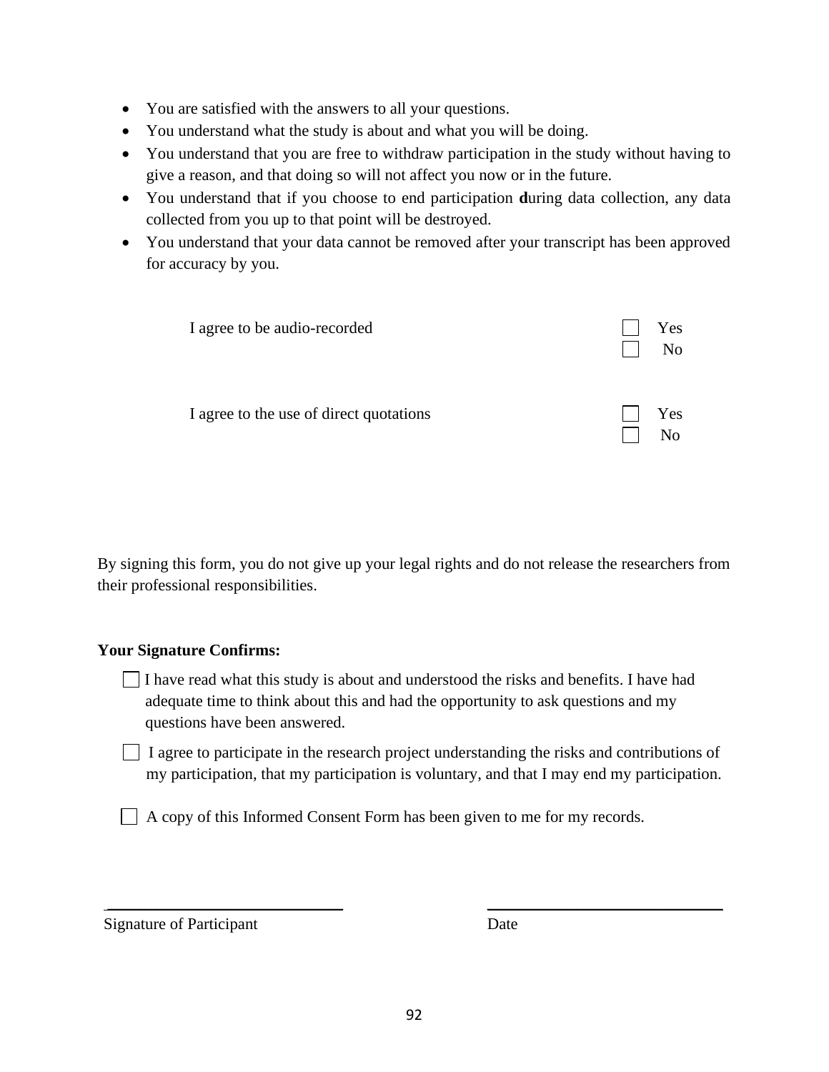- You are satisfied with the answers to all your questions.
- You understand what the study is about and what you will be doing.
- You understand that you are free to withdraw participation in the study without having to give a reason, and that doing so will not affect you now or in the future.
- You understand that if you choose to end participation **d**uring data collection, any data collected from you up to that point will be destroyed.
- You understand that your data cannot be removed after your transcript has been approved for accuracy by you.

I agree to be audio-recorded ☐ Yes ☐ No

I agree to the use of direct quotations ☐ Yes ☐ No

By signing this form, you do not give up your legal rights and do not release the researchers from their professional responsibilities.

**Your Signature Confirms:**

☐ I have read what this study is about and understood the risks and benefits. I have had adequate time to think about this and had the opportunity to ask questions and my questions have been answered.

☐ I agree to participate in the research project understanding the risks and contributions of my participation, that my participation is voluntary, and that I may end my participation.

☐ A copy of this Informed Consent Form has been given to me for my records.

______________________________ ______________________________

Signature of Participant Date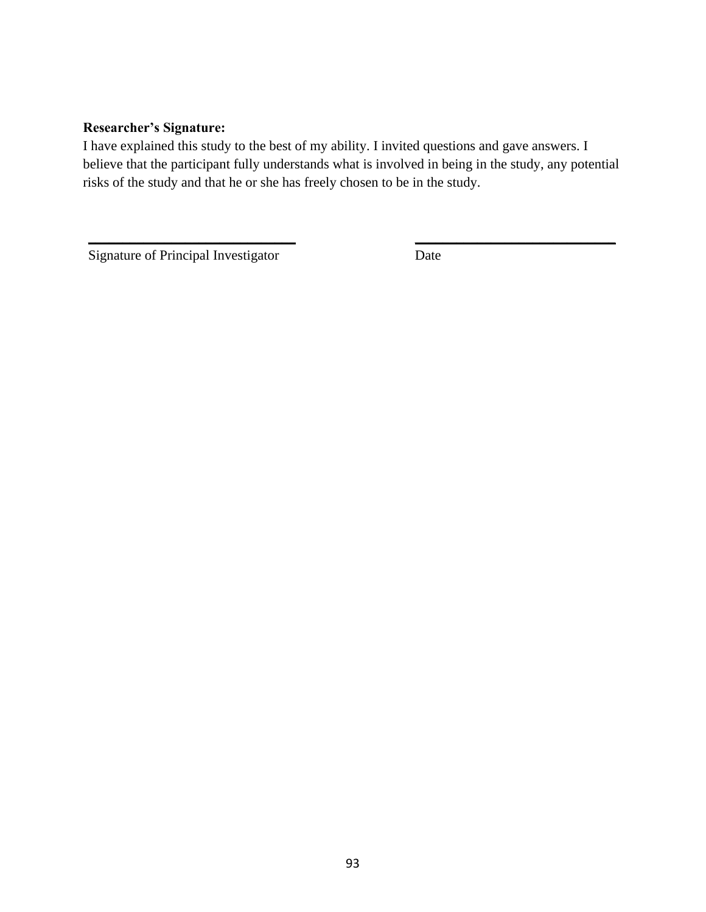**Researcher's Signature:**

I have explained this study to the best of my ability. I invited questions and gave answers. I believe that the participant fully understands what is involved in being in the study, any potential risks of the study and that he or she has freely chosen to be in the study.

\_\_\_\_\_\_\_\_\_\_\_\_\_\_\_\_\_\_\_\_\_\_\_\_\_\_\_\_ \_\_\_\_\_\_\_\_\_\_\_\_\_\_\_\_\_\_\_\_\_\_\_\_\_\_\_\_

Signature of Principal Investigator Date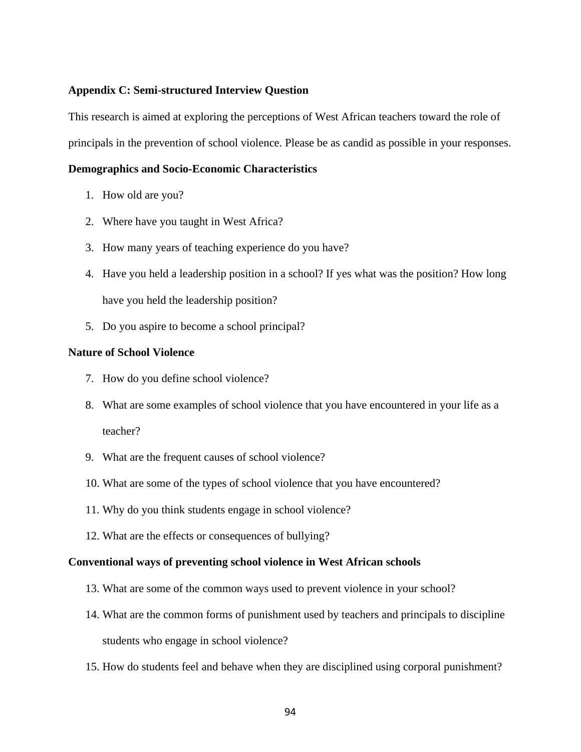## Appendix C: Semi-structured Interview Question

This research is aimed at exploring the perceptions of West African teachers toward the role of principals in the prevention of school violence. Please be as candid as possible in your responses.

### Demographics and Socio-Economic Characteristics

1. How old are you?
2. Where have you taught in West Africa?
3. How many years of teaching experience do you have?
4. Have you held a leadership position in a school? If yes what was the position? How long have you held the leadership position?
5. Do you aspire to become a school principal?

### Nature of School Violence

7. How do you define school violence?
8. What are some examples of school violence that you have encountered in your life as a teacher?
9. What are the frequent causes of school violence?
10. What are some of the types of school violence that you have encountered?
11. Why do you think students engage in school violence?
12. What are the effects or consequences of bullying?

### Conventional ways of preventing school violence in West African schools

13. What are some of the common ways used to prevent violence in your school?
14. What are the common forms of punishment used by teachers and principals to discipline students who engage in school violence?
15. How do students feel and behave when they are disciplined using corporal punishment?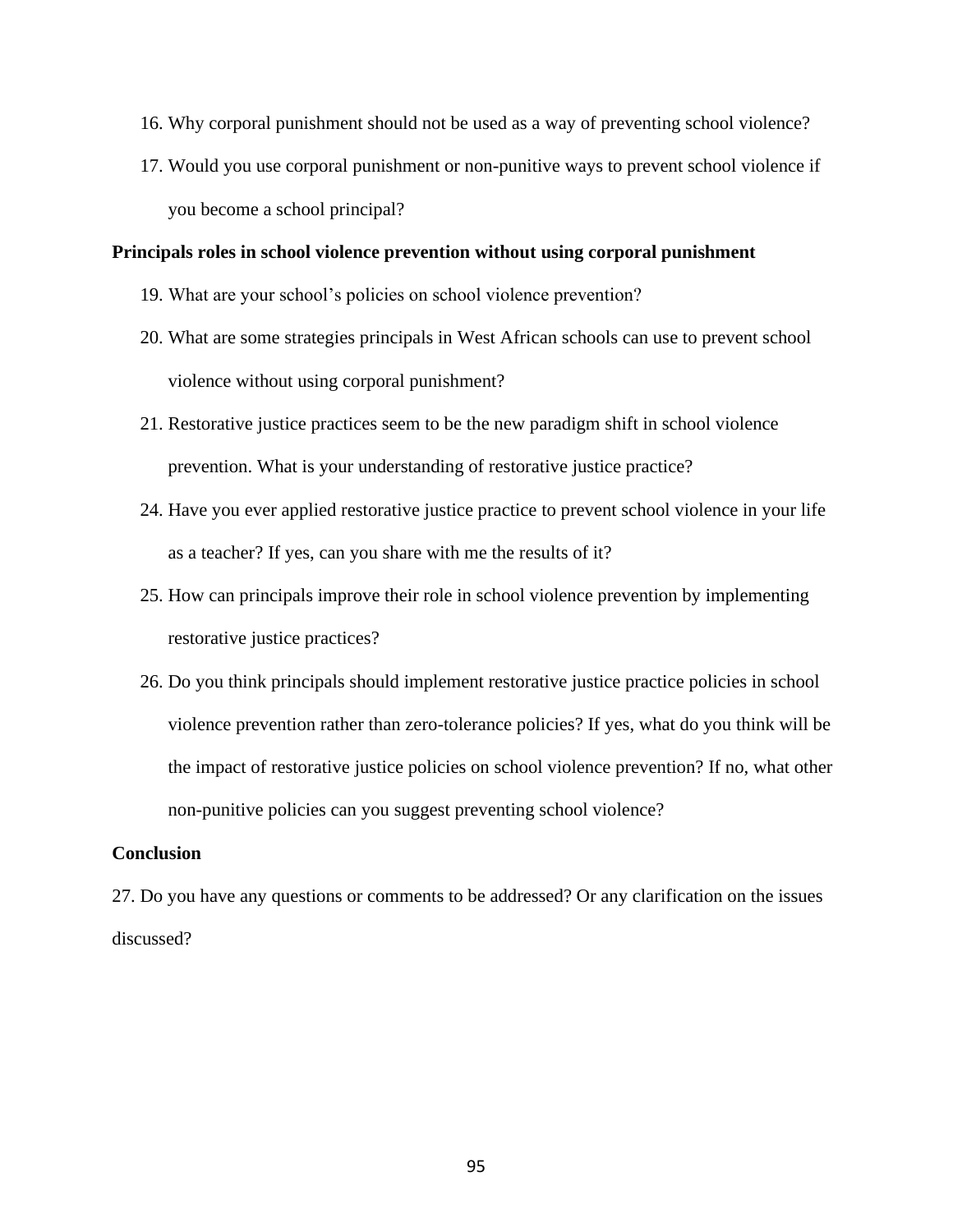16. Why corporal punishment should not be used as a way of preventing school violence?
17. Would you use corporal punishment or non-punitive ways to prevent school violence if you become a school principal?

**Principals roles in school violence prevention without using corporal punishment**

19. What are your school's policies on school violence prevention?
20. What are some strategies principals in West African schools can use to prevent school violence without using corporal punishment?
21. Restorative justice practices seem to be the new paradigm shift in school violence prevention. What is your understanding of restorative justice practice?
24. Have you ever applied restorative justice practice to prevent school violence in your life as a teacher? If yes, can you share with me the results of it?
25. How can principals improve their role in school violence prevention by implementing restorative justice practices?
26. Do you think principals should implement restorative justice practice policies in school violence prevention rather than zero-tolerance policies? If yes, what do you think will be the impact of restorative justice policies on school violence prevention? If no, what other non-punitive policies can you suggest preventing school violence?

**Conclusion**

27. Do you have any questions or comments to be addressed? Or any clarification on the issues discussed?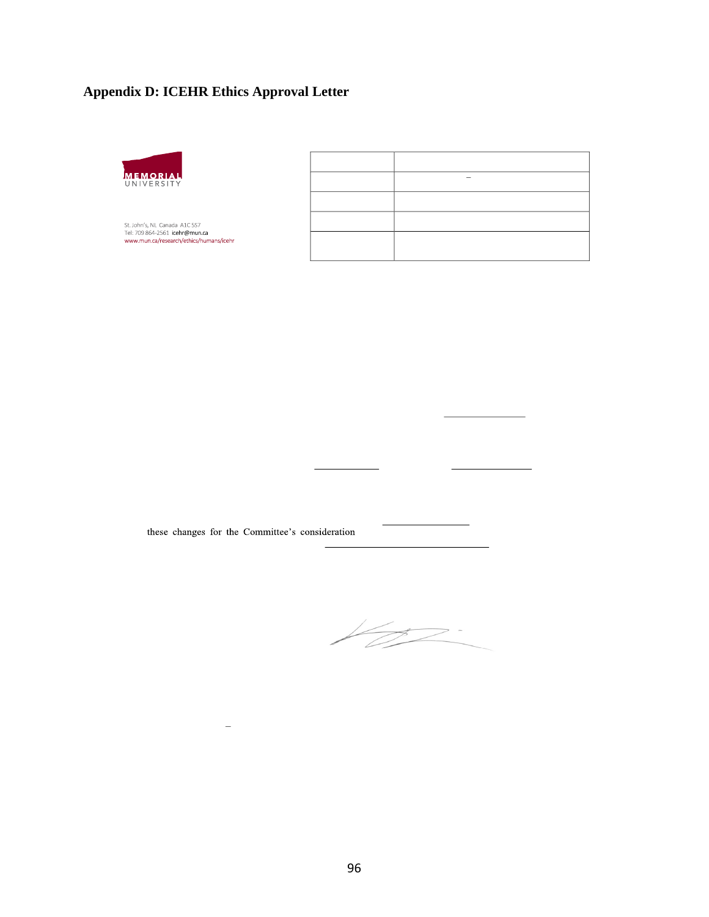# Appendix D: ICEHR Ethics Approval Letter

MEMORIAL UNIVERSITY

St. John's, NL Canada A1C 5S7
Tel: 709 864-2561 icehr@mun.ca
www.mun.ca/research/ethics/humans/icehr

| | |
|---|---|
| | – |
| | |
| | |
| | |

these changes for the Committee's consideration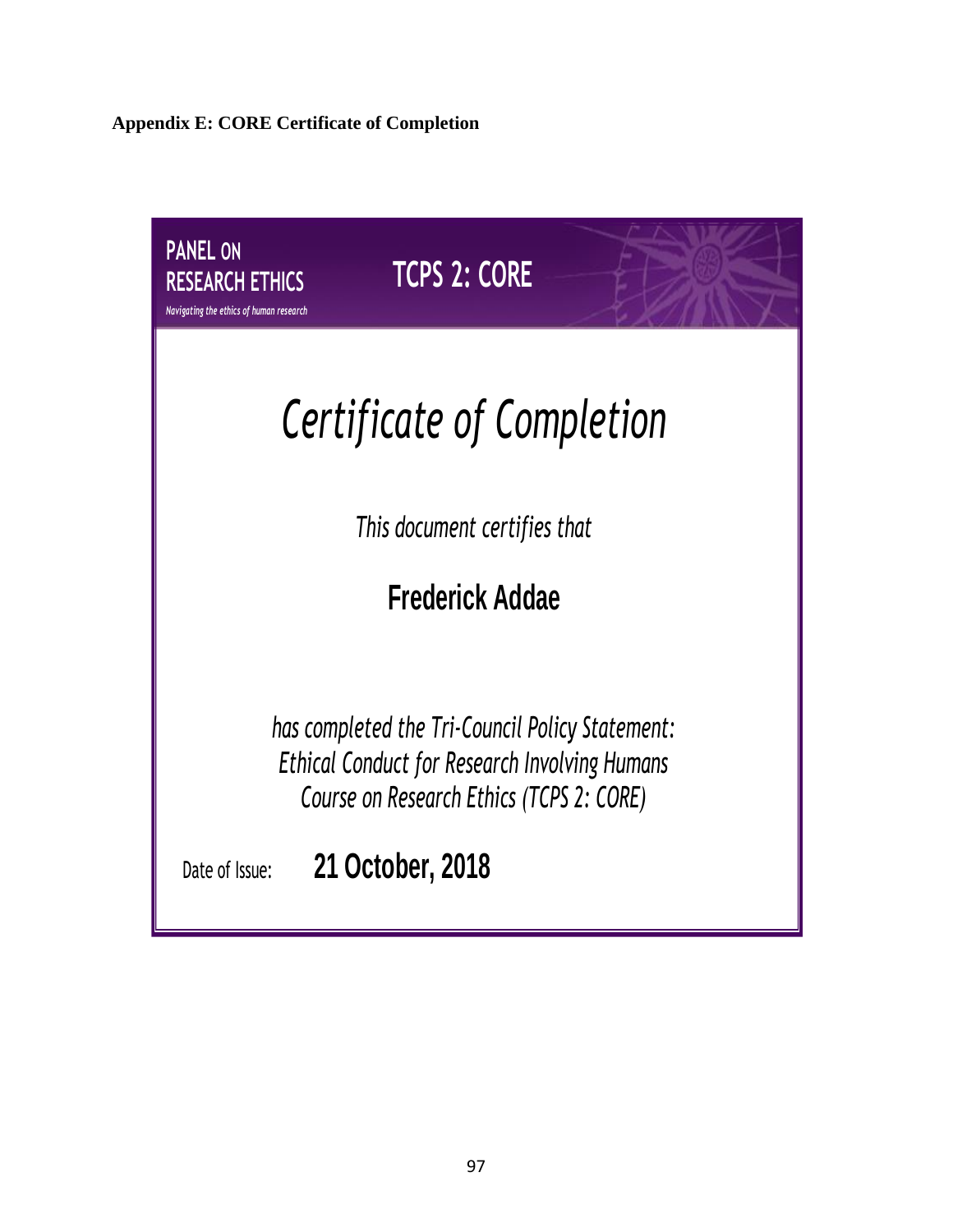**Appendix E: CORE Certificate of Completion**

PANEL ON
RESEARCH ETHICS
*Navigating the ethics of human research*

TCPS 2: CORE

# *Certificate of Completion*

*This document certifies that*

**Frederick Addae**

*has completed the Tri-Council Policy Statement:*
*Ethical Conduct for Research Involving Humans*
*Course on Research Ethics (TCPS 2: CORE)*

Date of Issue: **21 October, 2018**